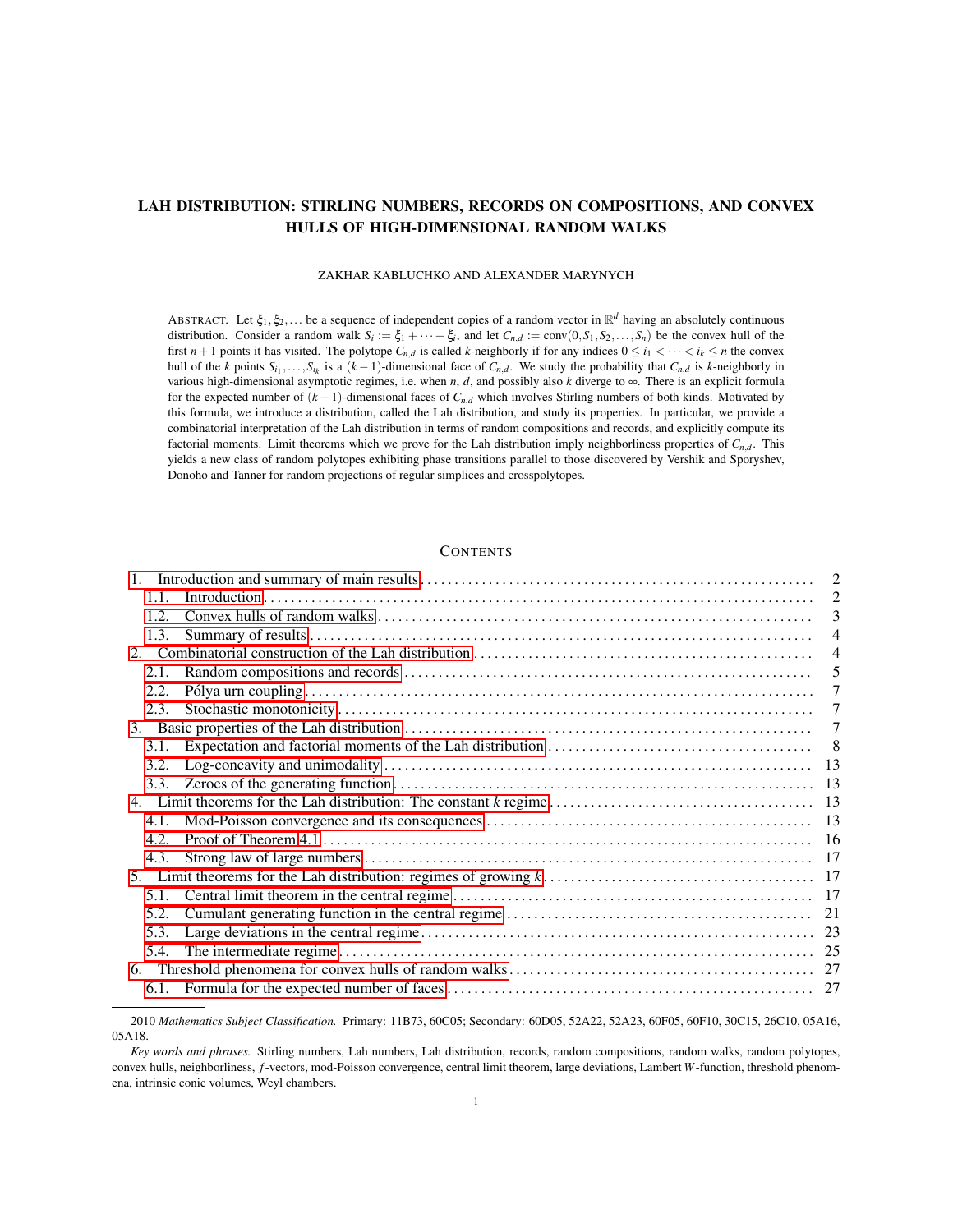# LAH DISTRIBUTION: STIRLING NUMBERS, RECORDS ON COMPOSITIONS, AND CONVEX HULLS OF HIGH-DIMENSIONAL RANDOM WALKS

ZAKHAR KABLUCHKO AND ALEXANDER MARYNYCH

ABSTRACT. Let $\xi_1, \xi_2, \dots$ be a sequence of independent copies of a random vector in $\mathbb{R}^d$ having an absolutely continuous distribution. Consider a random walk $S_i := \xi_1 + \dots + \xi_i$, and let $C_{n,d} := \text{conv}(0, S_1, S_2, \dots, S_n)$ be the convex hull of the first $n+1$ points it has visited. The polytope $C_{n,d}$ is called $k$-neighborly if for any indices $0 \le i_1 < \dots < i_k \le n$ the convex hull of the $k$ points $S_{i_1}, \dots, S_{i_k}$ is a $(k-1)$-dimensional face of $C_{n,d}$. We study the probability that $C_{n,d}$ is $k$-neighborly in various high-dimensional asymptotic regimes, i.e. when $n$, $d$, and possibly also $k$ diverge to $\infty$. There is an explicit formula for the expected number of $(k-1)$-dimensional faces of $C_{n,d}$ which involves Stirling numbers of both kinds. Motivated by this formula, we introduce a distribution, called the Lah distribution, and study its properties. In particular, we provide a combinatorial interpretation of the Lah distribution in terms of random compositions and records, and explicitly compute its factorial moments. Limit theorems which we prove for the Lah distribution imply neighborliness properties of $C_{n,d}$. This yields a new class of random polytopes exhibiting phase transitions parallel to those discovered by Vershik and Sporyshev, Donoho and Tanner for random projections of regular simplices and crosspolytopes.

## CONTENTS

1. Introduction and summary of main results ........ 2
   - 1.1. Introduction ........ 2
   - 1.2. Convex hulls of random walks ........ 3
   - 1.3. Summary of results ........ 4
2. Combinatorial construction of the Lah distribution ........ 4
   - 2.1. Random compositions and records ........ 5
   - 2.2. Pólya urn coupling ........ 7
   - 2.3. Stochastic monotonicity ........ 7
3. Basic properties of the Lah distribution ........ 7
   - 3.1. Expectation and factorial moments of the Lah distribution ........ 8
   - 3.2. Log-concavity and unimodality ........ 13
   - 3.3. Zeroes of the generating function ........ 13
4. Limit theorems for the Lah distribution: The constant $k$ regime ........ 13
   - 4.1. Mod-Poisson convergence and its consequences ........ 13
   - 4.2. Proof of Theorem 4.1 ........ 16
   - 4.3. Strong law of large numbers ........ 17
5. Limit theorems for the Lah distribution: regimes of growing $k$ ........ 17
   - 5.1. Central limit theorem in the central regime ........ 17
   - 5.2. Cumulant generating function in the central regime ........ 21
   - 5.3. Large deviations in the central regime ........ 23
   - 5.4. The intermediate regime ........ 25
6. Threshold phenomena for convex hulls of random walks ........ 27
   - 6.1. Formula for the expected number of faces ........ 27

---

2010 *Mathematics Subject Classification.* Primary: 11B73, 60C05; Secondary: 60D05, 52A22, 52A23, 60F05, 60F10, 30C15, 26C10, 05A16, 05A18.

*Key words and phrases.* Stirling numbers, Lah numbers, Lah distribution, records, random compositions, random walks, random polytopes, convex hulls, neighborliness, $f$-vectors, mod-Poisson convergence, central limit theorem, large deviations, Lambert $W$-function, threshold phenomena, intrinsic conic volumes, Weyl chambers.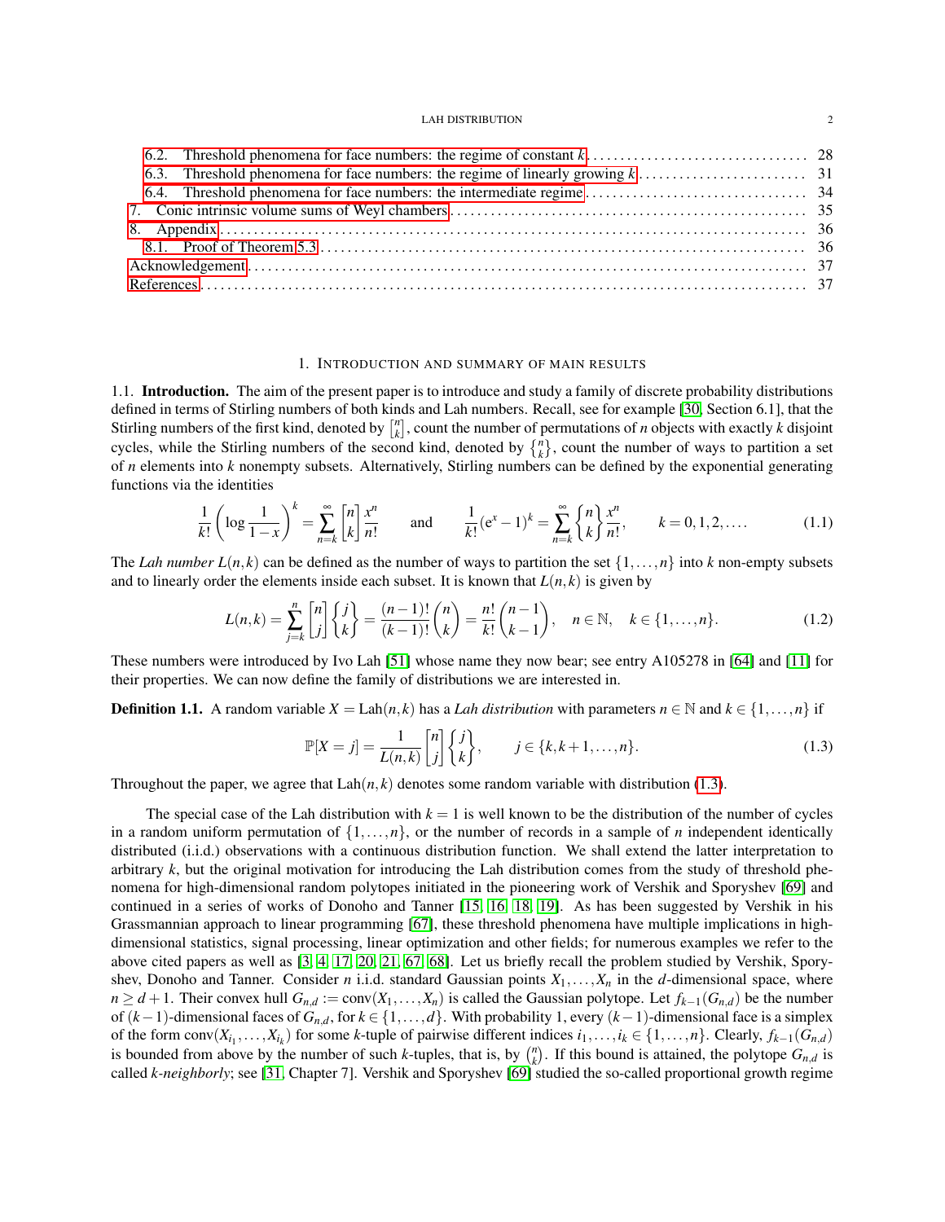6.2. Threshold phenomena for face numbers: the regime of constant $k$ ... 28
6.3. Threshold phenomena for face numbers: the regime of linearly growing $k$ ... 31
6.4. Threshold phenomena for face numbers: the intermediate regime ... 34
7. Conic intrinsic volume sums of Weyl chambers ... 35
8. Appendix ... 36
8.1. Proof of Theorem 5.3 ... 36
Acknowledgement ... 37
References ... 37

## 1. Introduction and summary of main results

### 1.1. Introduction.

The aim of the present paper is to introduce and study a family of discrete probability distributions defined in terms of Stirling numbers of both kinds and Lah numbers. Recall, see for example [30, Section 6.1], that the Stirling numbers of the first kind, denoted by $\left[{n \atop k}\right]$, count the number of permutations of $n$ objects with exactly $k$ disjoint cycles, while the Stirling numbers of the second kind, denoted by $\left\{{n \atop k}\right\}$, count the number of ways to partition a set of $n$ elements into $k$ nonempty subsets. Alternatively, Stirling numbers can be defined by the exponential generating functions via the identities

$$\frac{1}{k!}\left(\log\frac{1}{1-x}\right)^k = \sum_{n=k}^{\infty}\left[{n \atop k}\right]\frac{x^n}{n!} \qquad \text{and} \qquad \frac{1}{k!}(\mathrm{e}^x-1)^k = \sum_{n=k}^{\infty}\left\{{n \atop k}\right\}\frac{x^n}{n!}, \qquad k=0,1,2,\dots. \tag{1.1}$$

The *Lah number* $L(n,k)$ can be defined as the number of ways to partition the set $\{1,\dots,n\}$ into $k$ non-empty subsets and to linearly order the elements inside each subset. It is known that $L(n,k)$ is given by

$$L(n,k) = \sum_{j=k}^{n}\left[{n \atop j}\right]\left\{{j \atop k}\right\} = \frac{(n-1)!}{(k-1)!}\binom{n}{k} = \frac{n!}{k!}\binom{n-1}{k-1}, \quad n\in\mathbb{N}, \quad k\in\{1,\dots,n\}. \tag{1.2}$$

These numbers were introduced by Ivo Lah [51] whose name they now bear; see entry A105278 in [64] and [11] for their properties. We can now define the family of distributions we are interested in.

**Definition 1.1.** A random variable $X = \mathrm{Lah}(n,k)$ has a *Lah distribution* with parameters $n\in\mathbb{N}$ and $k\in\{1,\dots,n\}$ if

$$\mathbb{P}[X=j] = \frac{1}{L(n,k)}\left[{n \atop j}\right]\left\{{j \atop k}\right\}, \qquad j\in\{k,k+1,\dots,n\}. \tag{1.3}$$

Throughout the paper, we agree that $\mathrm{Lah}(n,k)$ denotes some random variable with distribution (1.3).

The special case of the Lah distribution with $k=1$ is well known to be the distribution of the number of cycles in a random uniform permutation of $\{1,\dots,n\}$, or the number of records in a sample of $n$ independent identically distributed (i.i.d.) observations with a continuous distribution function. We shall extend the latter interpretation to arbitrary $k$, but the original motivation for introducing the Lah distribution comes from the study of threshold phenomena for high-dimensional random polytopes initiated in the pioneering work of Vershik and Sporyshev [69] and continued in a series of works of Donoho and Tanner [15, 16, 18, 19]. As has been suggested by Vershik in his Grassmannian approach to linear programming [67], these threshold phenomena have multiple implications in high-dimensional statistics, signal processing, linear optimization and other fields; for numerous examples we refer to the above cited papers as well as [3, 4, 17, 20, 21, 67, 68]. Let us briefly recall the problem studied by Vershik, Sporyshev, Donoho and Tanner. Consider $n$ i.i.d. standard Gaussian points $X_1,\dots,X_n$ in the $d$-dimensional space, where $n\geq d+1$. Their convex hull $G_{n,d} := \mathrm{conv}(X_1,\dots,X_n)$ is called the Gaussian polytope. Let $f_{k-1}(G_{n,d})$ be the number of $(k-1)$-dimensional faces of $G_{n,d}$, for $k\in\{1,\dots,d\}$. With probability 1, every $(k-1)$-dimensional face is a simplex of the form $\mathrm{conv}(X_{i_1},\dots,X_{i_k})$ for some $k$-tuple of pairwise different indices $i_1,\dots,i_k\in\{1,\dots,n\}$. Clearly, $f_{k-1}(G_{n,d})$ is bounded from above by the number of such $k$-tuples, that is, by $\binom{n}{k}$. If this bound is attained, the polytope $G_{n,d}$ is called *$k$-neighborly*; see [31, Chapter 7]. Vershik and Sporyshev [69] studied the so-called proportional growth regime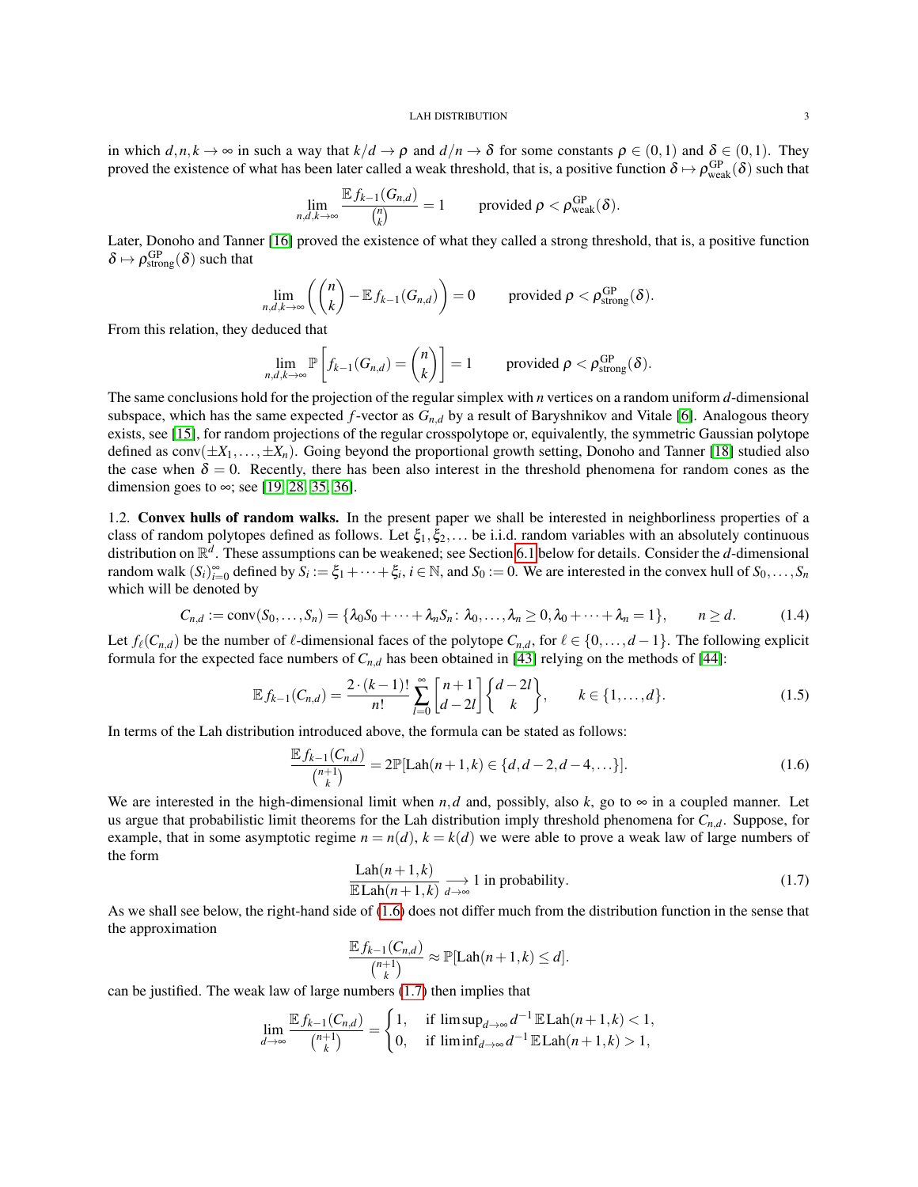in which $d,n,k \to \infty$ in such a way that $k/d \to \rho$ and $d/n \to \delta$ for some constants $\rho \in (0,1)$ and $\delta \in (0,1)$. They proved the existence of what has been later called a weak threshold, that is, a positive function $\delta \mapsto \rho^{\rm GP}_{\rm weak}(\delta)$ such that

$$\lim_{n,d,k\to\infty} \frac{\mathbb{E} f_{k-1}(G_{n,d})}{\binom{n}{k}} = 1 \qquad \text{provided } \rho < \rho^{\rm GP}_{\rm weak}(\delta).$$

Later, Donoho and Tanner [16] proved the existence of what they called a strong threshold, that is, a positive function $\delta \mapsto \rho^{\rm GP}_{\rm strong}(\delta)$ such that

$$\lim_{n,d,k\to\infty} \left( \binom{n}{k} - \mathbb{E} f_{k-1}(G_{n,d}) \right) = 0 \qquad \text{provided } \rho < \rho^{\rm GP}_{\rm strong}(\delta).$$

From this relation, they deduced that

$$\lim_{n,d,k\to\infty} \mathbb{P}\left[ f_{k-1}(G_{n,d}) = \binom{n}{k} \right] = 1 \qquad \text{provided } \rho < \rho^{\rm GP}_{\rm strong}(\delta).$$

The same conclusions hold for the projection of the regular simplex with $n$ vertices on a random uniform $d$-dimensional subspace, which has the same expected $f$-vector as $G_{n,d}$ by a result of Baryshnikov and Vitale [6]. Analogous theory exists, see [15], for random projections of the regular crosspolytope or, equivalently, the symmetric Gaussian polytope defined as $\operatorname{conv}(\pm X_1,\dots,\pm X_n)$. Going beyond the proportional growth setting, Donoho and Tanner [18] studied also the case when $\delta = 0$. Recently, there has been also interest in the threshold phenomena for random cones as the dimension goes to $\infty$; see [19, 28, 35, 36].

1.2. **Convex hulls of random walks.** In the present paper we shall be interested in neighborliness properties of a class of random polytopes defined as follows. Let $\xi_1,\xi_2,\dots$ be i.i.d. random variables with an absolutely continuous distribution on $\mathbb{R}^d$. These assumptions can be weakened; see Section 6.1 below for details. Consider the $d$-dimensional random walk $(S_i)_{i=0}^\infty$ defined by $S_i := \xi_1 + \dots + \xi_i$, $i \in \mathbb{N}$, and $S_0 := 0$. We are interested in the convex hull of $S_0,\dots,S_n$ which will be denoted by

$$C_{n,d} := \operatorname{conv}(S_0,\dots,S_n) = \{\lambda_0 S_0 + \dots + \lambda_n S_n \colon \lambda_0,\dots,\lambda_n \ge 0, \lambda_0 + \dots + \lambda_n = 1\}, \qquad n \ge d. \tag{1.4}$$

Let $f_\ell(C_{n,d})$ be the number of $\ell$-dimensional faces of the polytope $C_{n,d}$, for $\ell \in \{0,\dots,d-1\}$. The following explicit formula for the expected face numbers of $C_{n,d}$ has been obtained in [43] relying on the methods of [44]:

$$\mathbb{E} f_{k-1}(C_{n,d}) = \frac{2\cdot(k-1)!}{n!} \sum_{l=0}^{\infty} \begin{bmatrix} n+1 \\ d-2l \end{bmatrix} \begin{Bmatrix} d-2l \\ k \end{Bmatrix}, \qquad k \in \{1,\dots,d\}. \tag{1.5}$$

In terms of the Lah distribution introduced above, the formula can be stated as follows:

$$\frac{\mathbb{E} f_{k-1}(C_{n,d})}{\binom{n+1}{k}} = 2\mathbb{P}[\operatorname{Lah}(n+1,k) \in \{d, d-2, d-4, \dots\}]. \tag{1.6}$$

We are interested in the high-dimensional limit when $n,d$ and, possibly, also $k$, go to $\infty$ in a coupled manner. Let us argue that probabilistic limit theorems for the Lah distribution imply threshold phenomena for $C_{n,d}$. Suppose, for example, that in some asymptotic regime $n = n(d)$, $k = k(d)$ we were able to prove a weak law of large numbers of the form

$$\frac{\operatorname{Lah}(n+1,k)}{\mathbb{E}\operatorname{Lah}(n+1,k)} \underset{d\to\infty}{\longrightarrow} 1 \text{ in probability.} \tag{1.7}$$

As we shall see below, the right-hand side of (1.6) does not differ much from the distribution function in the sense that the approximation

$$\frac{\mathbb{E} f_{k-1}(C_{n,d})}{\binom{n+1}{k}} \approx \mathbb{P}[\operatorname{Lah}(n+1,k) \le d].$$

can be justified. The weak law of large numbers (1.7) then implies that

$$\lim_{d\to\infty} \frac{\mathbb{E} f_{k-1}(C_{n,d})}{\binom{n+1}{k}} = \begin{cases} 1, & \text{if } \limsup_{d\to\infty} d^{-1}\,\mathbb{E}\operatorname{Lah}(n+1,k) < 1, \\ 0, & \text{if } \liminf_{d\to\infty} d^{-1}\,\mathbb{E}\operatorname{Lah}(n+1,k) > 1, \end{cases}$$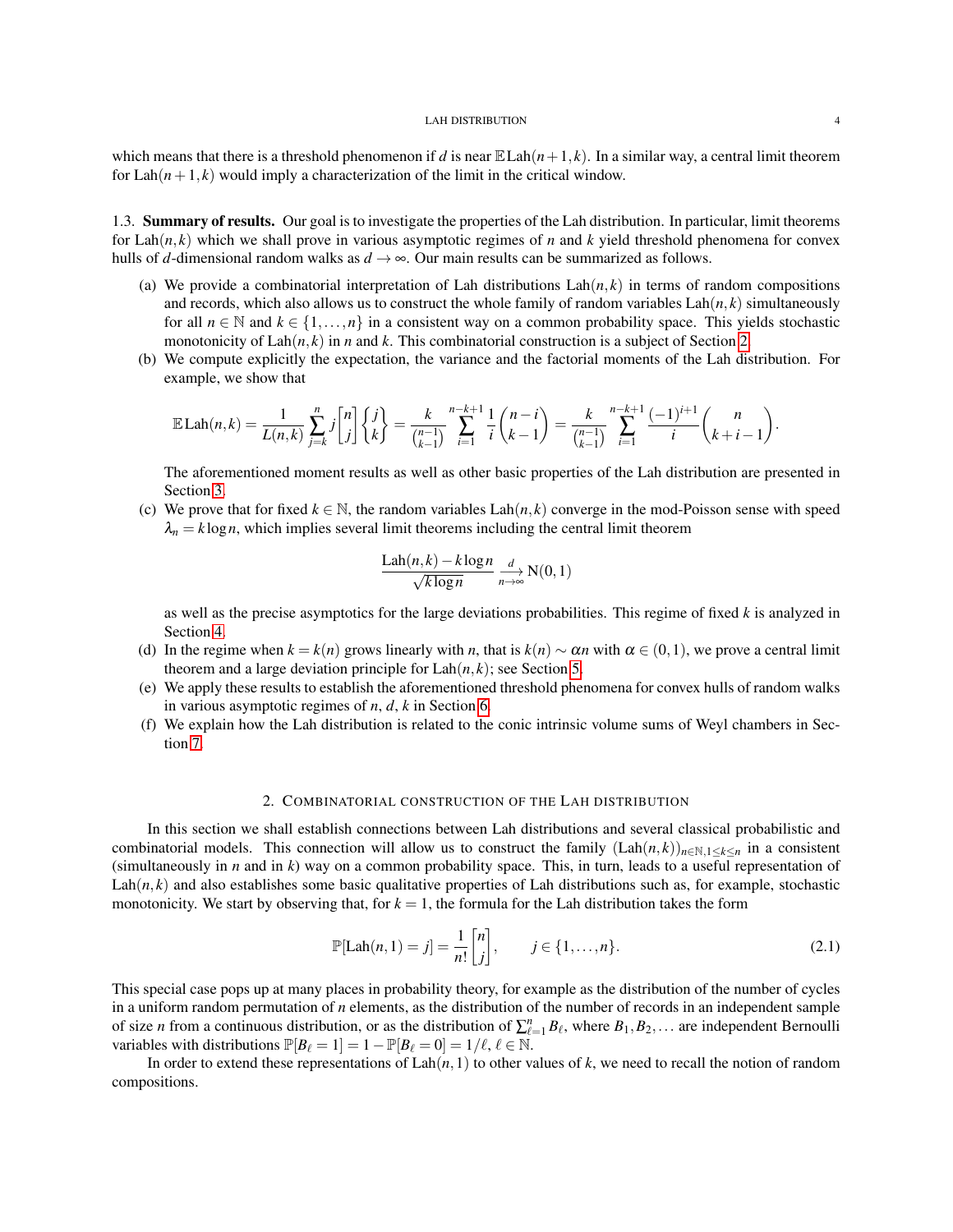which means that there is a threshold phenomenon if $d$ is near $\mathbb{E}\,\mathrm{Lah}(n+1,k)$. In a similar way, a central limit theorem for $\mathrm{Lah}(n+1,k)$ would imply a characterization of the limit in the critical window.

### 1.3. **Summary of results.**

Our goal is to investigate the properties of the Lah distribution. In particular, limit theorems for $\mathrm{Lah}(n,k)$ which we shall prove in various asymptotic regimes of $n$ and $k$ yield threshold phenomena for convex hulls of $d$-dimensional random walks as $d \to \infty$. Our main results can be summarized as follows.

(a) We provide a combinatorial interpretation of Lah distributions $\mathrm{Lah}(n,k)$ in terms of random compositions and records, which also allows us to construct the whole family of random variables $\mathrm{Lah}(n,k)$ simultaneously for all $n \in \mathbb{N}$ and $k \in \{1,\dots,n\}$ in a consistent way on a common probability space. This yields stochastic monotonicity of $\mathrm{Lah}(n,k)$ in $n$ and $k$. This combinatorial construction is a subject of Section 2.

(b) We compute explicitly the expectation, the variance and the factorial moments of the Lah distribution. For example, we show that

$$\mathbb{E}\,\mathrm{Lah}(n,k) = \frac{1}{L(n,k)} \sum_{j=k}^{n} j \begin{bmatrix} n \\ j \end{bmatrix} \begin{Bmatrix} j \\ k \end{Bmatrix} = \frac{k}{\binom{n-1}{k-1}} \sum_{i=1}^{n-k+1} \frac{1}{i} \binom{n-i}{k-1} = \frac{k}{\binom{n-1}{k-1}} \sum_{i=1}^{n-k+1} \frac{(-1)^{i+1}}{i} \binom{n}{k+i-1}.$$

The aforementioned moment results as well as other basic properties of the Lah distribution are presented in Section 3.

(c) We prove that for fixed $k \in \mathbb{N}$, the random variables $\mathrm{Lah}(n,k)$ converge in the mod-Poisson sense with speed $\lambda_n = k \log n$, which implies several limit theorems including the central limit theorem

$$\frac{\mathrm{Lah}(n,k) - k\log n}{\sqrt{k \log n}} \xrightarrow[n\to\infty]{d} \mathrm{N}(0,1)$$

as well as the precise asymptotics for the large deviations probabilities. This regime of fixed $k$ is analyzed in Section 4.

(d) In the regime when $k = k(n)$ grows linearly with $n$, that is $k(n) \sim \alpha n$ with $\alpha \in (0,1)$, we prove a central limit theorem and a large deviation principle for $\mathrm{Lah}(n,k)$; see Section 5.

(e) We apply these results to establish the aforementioned threshold phenomena for convex hulls of random walks in various asymptotic regimes of $n$, $d$, $k$ in Section 6.

(f) We explain how the Lah distribution is related to the conic intrinsic volume sums of Weyl chambers in Section 7.

## 2. Combinatorial construction of the Lah distribution

In this section we shall establish connections between Lah distributions and several classical probabilistic and combinatorial models. This connection will allow us to construct the family $(\mathrm{Lah}(n,k))_{n\in\mathbb{N},1\le k\le n}$ in a consistent (simultaneously in $n$ and in $k$) way on a common probability space. This, in turn, leads to a useful representation of $\mathrm{Lah}(n,k)$ and also establishes some basic qualitative properties of Lah distributions such as, for example, stochastic monotonicity. We start by observing that, for $k=1$, the formula for the Lah distribution takes the form

$$\mathbb{P}[\mathrm{Lah}(n,1) = j] = \frac{1}{n!} \begin{bmatrix} n \\ j \end{bmatrix}, \qquad j \in \{1,\dots,n\}. \tag{2.1}$$

This special case pops up at many places in probability theory, for example as the distribution of the number of cycles in a uniform random permutation of $n$ elements, as the distribution of the number of records in an independent sample of size $n$ from a continuous distribution, or as the distribution of $\sum_{\ell=1}^{n} B_\ell$, where $B_1, B_2, \dots$ are independent Bernoulli variables with distributions $\mathbb{P}[B_\ell = 1] = 1 - \mathbb{P}[B_\ell = 0] = 1/\ell$, $\ell \in \mathbb{N}$.

In order to extend these representations of $\mathrm{Lah}(n,1)$ to other values of $k$, we need to recall the notion of random compositions.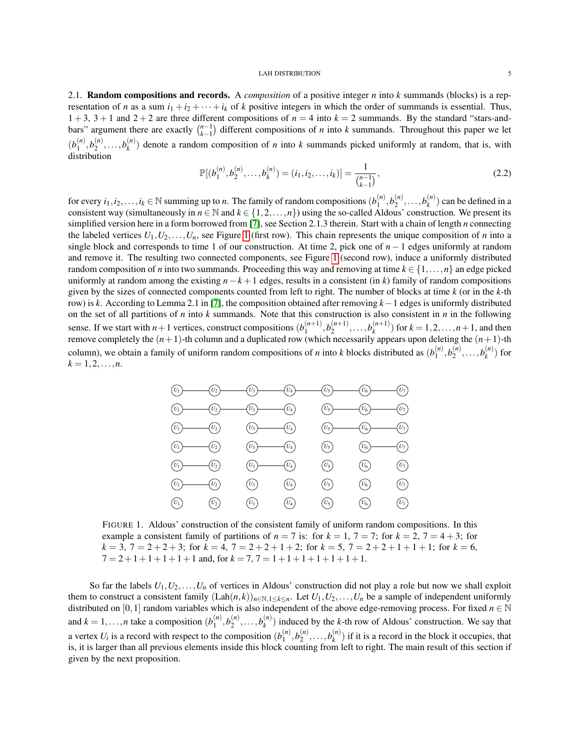**2.1. Random compositions and records.** A *composition* of a positive integer $n$ into $k$ summands (blocks) is a representation of $n$ as a sum $i_1 + i_2 + \cdots + i_k$ of $k$ positive integers in which the order of summands is essential. Thus, $1+3$, $3+1$ and $2+2$ are three different compositions of $n=4$ into $k=2$ summands. By the standard "stars-and-bars" argument there are exactly $\binom{n-1}{k-1}$ different compositions of $n$ into $k$ summands. Throughout this paper we let $(b_1^{(n)}, b_2^{(n)}, \ldots, b_k^{(n)})$ denote a random composition of $n$ into $k$ summands picked uniformly at random, that is, with distribution

$$\mathbb{P}[(b_1^{(n)}, b_2^{(n)}, \ldots, b_k^{(n)}) = (i_1, i_2, \ldots, i_k)] = \frac{1}{\binom{n-1}{k-1}}, \tag{2.2}$$

for every $i_1, i_2, \ldots, i_k \in \mathbb{N}$ summing up to $n$. The family of random compositions $(b_1^{(n)}, b_2^{(n)}, \ldots, b_k^{(n)})$ can be defined in a consistent way (simultaneously in $n \in \mathbb{N}$ and $k \in \{1, 2, \ldots, n\}$) using the so-called Aldous' construction. We present its simplified version here in a form borrowed from [7], see Section 2.1.3 therein. Start with a chain of length $n$ connecting the labeled vertices $U_1, U_2, \ldots, U_n$, see Figure 1 (first row). This chain represents the unique composition of $n$ into a single block and corresponds to time 1 of our construction. At time 2, pick one of $n-1$ edges uniformly at random and remove it. The resulting two connected components, see Figure 1 (second row), induce a uniformly distributed random composition of $n$ into two summands. Proceeding this way and removing at time $k \in \{1, \ldots, n\}$ an edge picked uniformly at random among the existing $n-k+1$ edges, results in a consistent (in $k$) family of random compositions given by the sizes of connected components counted from left to right. The number of blocks at time $k$ (or in the $k$-th row) is $k$. According to Lemma 2.1 in [7], the composition obtained after removing $k-1$ edges is uniformly distributed on the set of all partitions of $n$ into $k$ summands. Note that this construction is also consistent in $n$ in the following sense. If we start with $n+1$ vertices, construct compositions $(b_1^{(n+1)}, b_2^{(n+1)}, \ldots, b_k^{(n+1)})$ for $k = 1, 2, \ldots, n+1$, and then remove completely the $(n+1)$-th column and a duplicated row (which necessarily appears upon deleting the $(n+1)$-th column), we obtain a family of uniform random compositions of $n$ into $k$ blocks distributed as $(b_1^{(n)}, b_2^{(n)}, \ldots, b_k^{(n)})$ for $k = 1, 2, \ldots, n$.

FIGURE 1. Aldous' construction of the consistent family of uniform random compositions. In this example a consistent family of partitions of $n=7$ is: for $k=1$, $7=7$; for $k=2$, $7=4+3$; for $k=3$, $7=2+2+3$; for $k=4$, $7=2+2+1+2$; for $k=5$, $7=2+2+1+1+1$; for $k=6$, $7=2+1+1+1+1+1$ and, for $k=7$, $7=1+1+1+1+1+1+1$.

So far the labels $U_1, U_2, \ldots, U_n$ of vertices in Aldous' construction did not play a role but now we shall exploit them to construct a consistent family $(\mathrm{Lah}(n,k))_{n \in \mathbb{N}, 1 \le k \le n}$. Let $U_1, U_2, \ldots, U_n$ be a sample of independent uniformly distributed on $[0,1]$ random variables which is also independent of the above edge-removing process. For fixed $n \in \mathbb{N}$ and $k = 1, \ldots, n$ take a composition $(b_1^{(n)}, b_2^{(n)}, \ldots, b_k^{(n)})$ induced by the $k$-th row of Aldous' construction. We say that a vertex $U_i$ is a record with respect to the composition $(b_1^{(n)}, b_2^{(n)}, \ldots, b_k^{(n)})$ if it is a record in the block it occupies, that is, it is larger than all previous elements inside this block counting from left to right. The main result of this section if given by the next proposition.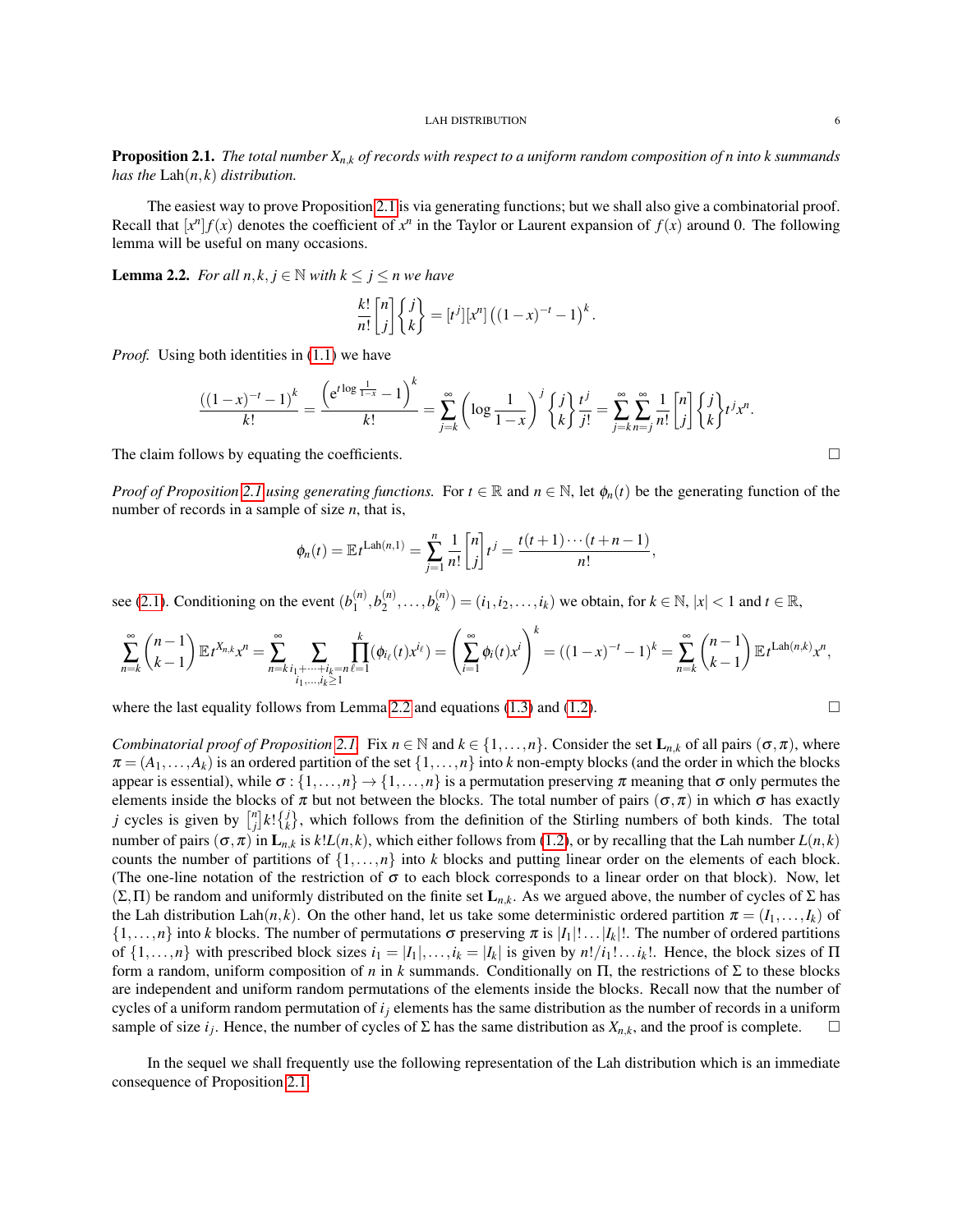**Proposition 2.1.** *The total number $X_{n,k}$ of records with respect to a uniform random composition of $n$ into $k$ summands has the* $\mathrm{Lah}(n,k)$ *distribution.*

The easiest way to prove Proposition 2.1 is via generating functions; but we shall also give a combinatorial proof. Recall that $[x^n]f(x)$ denotes the coefficient of $x^n$ in the Taylor or Laurent expansion of $f(x)$ around 0. The following lemma will be useful on many occasions.

**Lemma 2.2.** *For all $n,k,j \in \mathbb{N}$ with $k \leq j \leq n$ we have*

$$\frac{k!}{n!}\begin{bmatrix} n \\ j \end{bmatrix}\begin{Bmatrix} j \\ k \end{Bmatrix} = [t^j][x^n]\left((1-x)^{-t}-1\right)^k.$$

*Proof.* Using both identities in (1.1) we have

$$\frac{((1-x)^{-t}-1)^k}{k!} = \frac{\left(\mathrm{e}^{t\log\frac{1}{1-x}}-1\right)^k}{k!} = \sum_{j=k}^{\infty}\left(\log\frac{1}{1-x}\right)^j \begin{Bmatrix} j \\ k \end{Bmatrix}\frac{t^j}{j!} = \sum_{j=k}^{\infty}\sum_{n=j}^{\infty}\frac{1}{n!}\begin{bmatrix} n \\ j \end{bmatrix}\begin{Bmatrix} j \\ k \end{Bmatrix} t^j x^n.$$

The claim follows by equating the coefficients. $\square$

*Proof of Proposition 2.1 using generating functions.* For $t \in \mathbb{R}$ and $n \in \mathbb{N}$, let $\phi_n(t)$ be the generating function of the number of records in a sample of size $n$, that is,

$$\phi_n(t) = \mathbb{E}t^{\mathrm{Lah}(n,1)} = \sum_{j=1}^{n}\frac{1}{n!}\begin{bmatrix} n \\ j \end{bmatrix} t^j = \frac{t(t+1)\cdots(t+n-1)}{n!},$$

see (2.1). Conditioning on the event $(b_1^{(n)}, b_2^{(n)}, \dots, b_k^{(n)}) = (i_1, i_2, \dots, i_k)$ we obtain, for $k \in \mathbb{N}$, $|x|<1$ and $t \in \mathbb{R}$,

$$\sum_{n=k}^{\infty}\binom{n-1}{k-1}\mathbb{E}t^{X_{n,k}}x^n = \sum_{n=k}^{\infty}\sum_{\substack{i_1+\dots+i_k=n \\ i_1,\dots,i_k\geq 1}}\prod_{\ell=1}^{k}(\phi_{i_\ell}(t)x^{i_\ell}) = \left(\sum_{i=1}^{\infty}\phi_i(t)x^i\right)^k = ((1-x)^{-t}-1)^k = \sum_{n=k}^{\infty}\binom{n-1}{k-1}\mathbb{E}t^{\mathrm{Lah}(n,k)}x^n,$$

where the last equality follows from Lemma 2.2 and equations (1.3) and (1.2). $\square$

*Combinatorial proof of Proposition 2.1.* Fix $n \in \mathbb{N}$ and $k \in \{1,\dots,n\}$. Consider the set $\mathbf{L}_{n,k}$ of all pairs $(\sigma,\pi)$, where $\pi = (A_1,\dots,A_k)$ is an ordered partition of the set $\{1,\dots,n\}$ into $k$ non-empty blocks (and the order in which the blocks appear is essential), while $\sigma : \{1,\dots,n\} \to \{1,\dots,n\}$ is a permutation preserving $\pi$ meaning that $\sigma$ only permutes the elements inside the blocks of $\pi$ but not between the blocks. The total number of pairs $(\sigma,\pi)$ in which $\sigma$ has exactly $j$ cycles is given by $\begin{bmatrix} n \\ j \end{bmatrix}k!\begin{Bmatrix} j \\ k \end{Bmatrix}$, which follows from the definition of the Stirling numbers of both kinds. The total number of pairs $(\sigma,\pi)$ in $\mathbf{L}_{n,k}$ is $k!L(n,k)$, which either follows from (1.2), or by recalling that the Lah number $L(n,k)$ counts the number of partitions of $\{1,\dots,n\}$ into $k$ blocks and putting linear order on the elements of each block. (The one-line notation of the restriction of $\sigma$ to each block corresponds to a linear order on that block). Now, let $(\Sigma,\Pi)$ be random and uniformly distributed on the finite set $\mathbf{L}_{n,k}$. As we argued above, the number of cycles of $\Sigma$ has the Lah distribution $\mathrm{Lah}(n,k)$. On the other hand, let us take some deterministic ordered partition $\pi = (I_1,\dots,I_k)$ of $\{1,\dots,n\}$ into $k$ blocks. The number of permutations $\sigma$ preserving $\pi$ is $|I_1|!\dots|I_k|!$. The number of ordered partitions of $\{1,\dots,n\}$ with prescribed block sizes $i_1 = |I_1|,\dots,i_k = |I_k|$ is given by $n!/i_1!\dots i_k!$. Hence, the block sizes of $\Pi$ form a random, uniform composition of $n$ in $k$ summands. Conditionally on $\Pi$, the restrictions of $\Sigma$ to these blocks are independent and uniform random permutations of the elements inside the blocks. Recall now that the number of cycles of a uniform random permutation of $i_j$ elements has the same distribution as the number of records in a uniform sample of size $i_j$. Hence, the number of cycles of $\Sigma$ has the same distribution as $X_{n,k}$, and the proof is complete. $\square$

In the sequel we shall frequently use the following representation of the Lah distribution which is an immediate consequence of Proposition 2.1.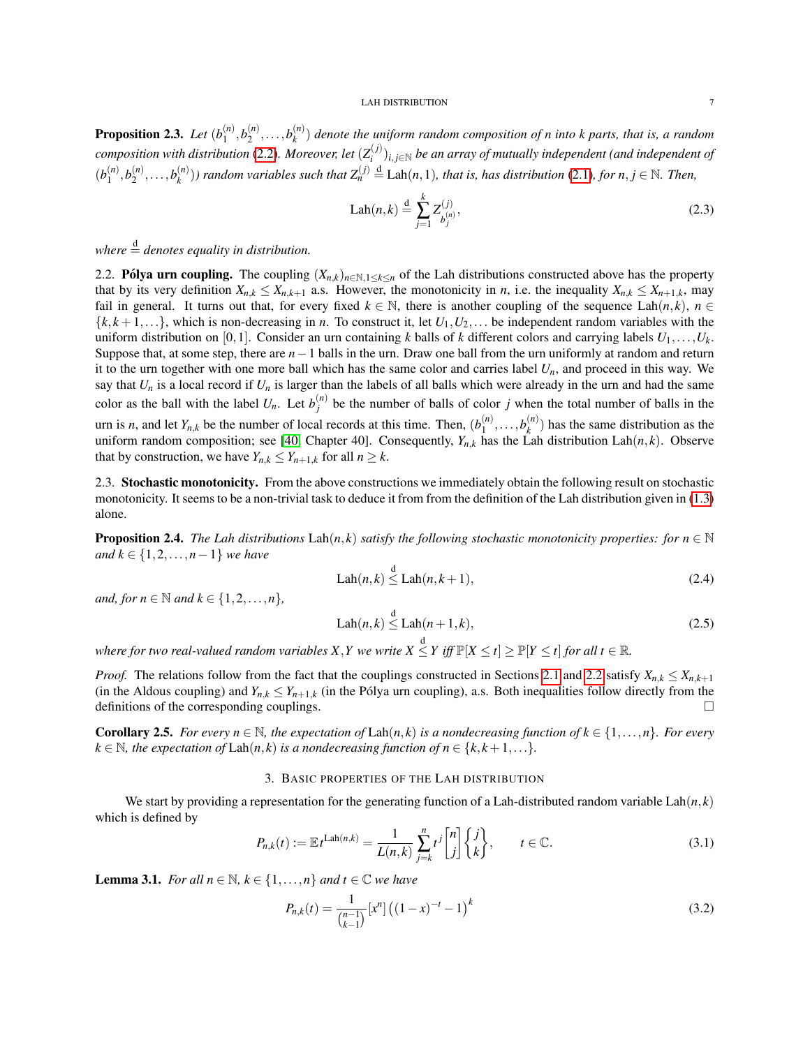**Proposition 2.3.** *Let $(b_1^{(n)}, b_2^{(n)}, \ldots, b_k^{(n)})$ denote the uniform random composition of $n$ into $k$ parts, that is, a random composition with distribution (2.2). Moreover, let $(Z_i^{(j)})_{i,j\in\mathbb{N}}$ be an array of mutually independent (and independent of $(b_1^{(n)}, b_2^{(n)}, \ldots, b_k^{(n)})$) random variables such that $Z_n^{(j)} \stackrel{\mathrm{d}}{=} \mathrm{Lah}(n,1)$, that is, has distribution (2.1), for $n, j \in \mathbb{N}$. Then,*

$$\mathrm{Lah}(n,k) \stackrel{\mathrm{d}}{=} \sum_{j=1}^{k} Z_{b_j^{(n)}}^{(j)}, \tag{2.3}$$

*where $\stackrel{\mathrm{d}}{=}$ denotes equality in distribution.*

2.2. **Pólya urn coupling.** The coupling $(X_{n,k})_{n\in\mathbb{N}, 1\le k\le n}$ of the Lah distributions constructed above has the property that by its very definition $X_{n,k} \le X_{n,k+1}$ a.s. However, the monotonicity in $n$, i.e. the inequality $X_{n,k} \le X_{n+1,k}$, may fail in general. It turns out that, for every fixed $k \in \mathbb{N}$, there is another coupling of the sequence $\mathrm{Lah}(n,k)$, $n \in \{k, k+1, \ldots\}$, which is non-decreasing in $n$. To construct it, let $U_1, U_2, \ldots$ be independent random variables with the uniform distribution on $[0,1]$. Consider an urn containing $k$ balls of $k$ different colors and carrying labels $U_1, \ldots, U_k$. Suppose that, at some step, there are $n-1$ balls in the urn. Draw one ball from the urn uniformly at random and return it to the urn together with one more ball which has the same color and carries label $U_n$, and proceed in this way. We say that $U_n$ is a local record if $U_n$ is larger than the labels of all balls which were already in the urn and had the same color as the ball with the label $U_n$. Let $b_j^{(n)}$ be the number of balls of color $j$ when the total number of balls in the urn is $n$, and let $Y_{n,k}$ be the number of local records at this time. Then, $(b_1^{(n)}, \ldots, b_k^{(n)})$ has the same distribution as the uniform random composition; see [40, Chapter 40]. Consequently, $Y_{n,k}$ has the Lah distribution $\mathrm{Lah}(n,k)$. Observe that by construction, we have $Y_{n,k} \le Y_{n+1,k}$ for all $n \ge k$.

2.3. **Stochastic monotonicity.** From the above constructions we immediately obtain the following result on stochastic monotonicity. It seems to be a non-trivial task to deduce it from from the definition of the Lah distribution given in (1.3) alone.

**Proposition 2.4.** *The Lah distributions $\mathrm{Lah}(n,k)$ satisfy the following stochastic monotonicity properties: for $n \in \mathbb{N}$ and $k \in \{1, 2, \ldots, n-1\}$ we have*

$$\mathrm{Lah}(n,k) \stackrel{\mathrm{d}}{\le} \mathrm{Lah}(n,k+1), \tag{2.4}$$

*and, for $n \in \mathbb{N}$ and $k \in \{1, 2, \ldots, n\}$,*

$$\mathrm{Lah}(n,k) \stackrel{\mathrm{d}}{\le} \mathrm{Lah}(n+1,k), \tag{2.5}$$

*where for two real-valued random variables $X, Y$ we write $X \stackrel{\mathrm{d}}{\le} Y$ iff $\mathbb{P}[X \le t] \ge \mathbb{P}[Y \le t]$ for all $t \in \mathbb{R}$.*

*Proof.* The relations follow from the fact that the couplings constructed in Sections 2.1 and 2.2 satisfy $X_{n,k} \le X_{n,k+1}$ (in the Aldous coupling) and $Y_{n,k} \le Y_{n+1,k}$ (in the Pólya urn coupling), a.s. Both inequalities follow directly from the definitions of the corresponding couplings. □

**Corollary 2.5.** *For every $n \in \mathbb{N}$, the expectation of $\mathrm{Lah}(n,k)$ is a nondecreasing function of $k \in \{1, \ldots, n\}$. For every $k \in \mathbb{N}$, the expectation of $\mathrm{Lah}(n,k)$ is a nondecreasing function of $n \in \{k, k+1, \ldots\}$.*

## 3. Basic properties of the Lah distribution

We start by providing a representation for the generating function of a Lah-distributed random variable $\mathrm{Lah}(n,k)$ which is defined by

$$P_{n,k}(t) := \mathbb{E}t^{\mathrm{Lah}(n,k)} = \frac{1}{L(n,k)} \sum_{j=k}^{n} t^j \begin{bmatrix} n \\ j \end{bmatrix} \begin{Bmatrix} j \\ k \end{Bmatrix}, \qquad t \in \mathbb{C}. \tag{3.1}$$

**Lemma 3.1.** *For all $n \in \mathbb{N}$, $k \in \{1, \ldots, n\}$ and $t \in \mathbb{C}$ we have*

$$P_{n,k}(t) = \frac{1}{\binom{n-1}{k-1}} [x^n] \left( (1-x)^{-t} - 1 \right)^k \tag{3.2}$$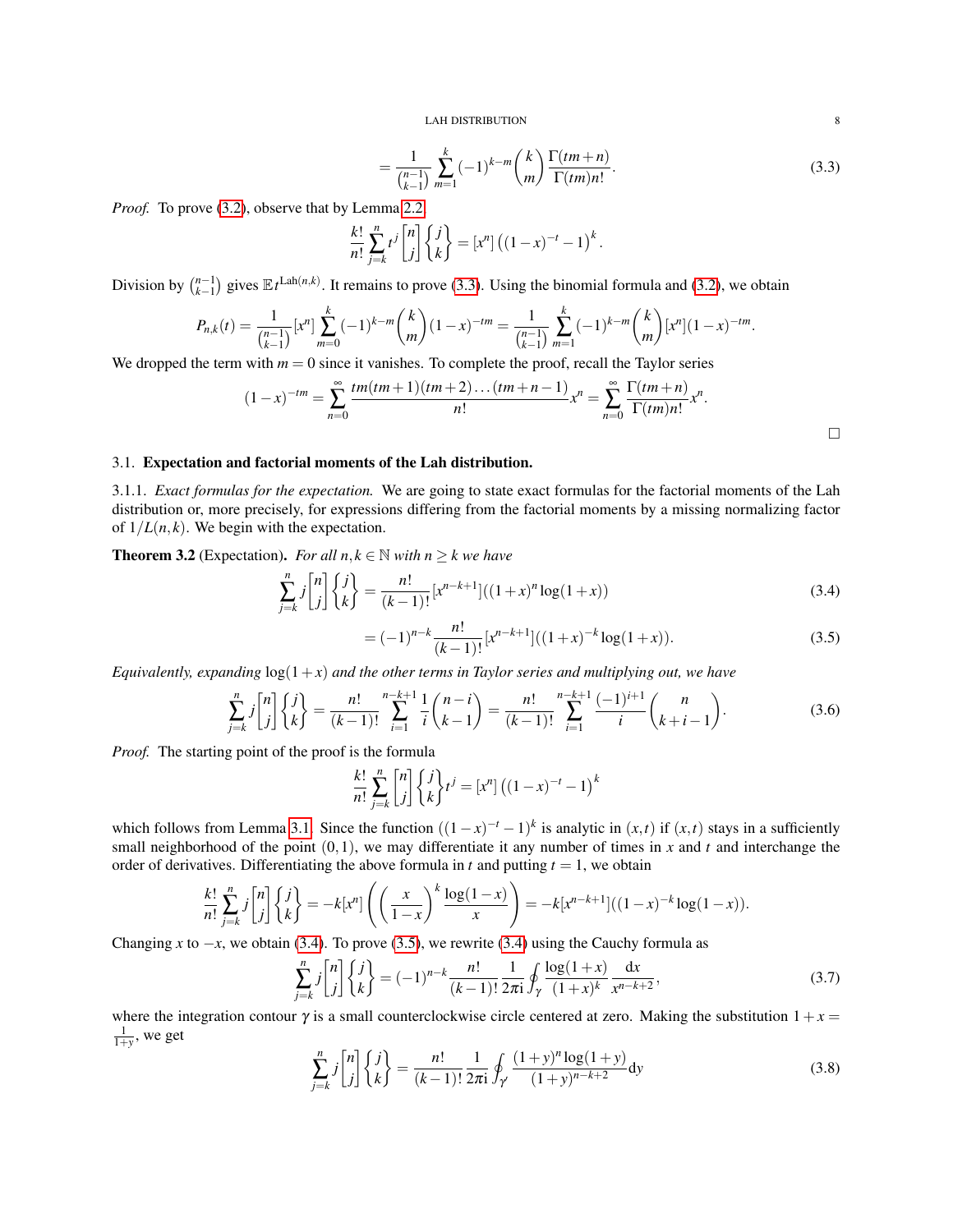$$= \frac{1}{\binom{n-1}{k-1}} \sum_{m=1}^{k} (-1)^{k-m} \binom{k}{m} \frac{\Gamma(tm+n)}{\Gamma(tm)n!}. \tag{3.3}$$

*Proof.* To prove (3.2), observe that by Lemma 2.2,

$$\frac{k!}{n!} \sum_{j=k}^{n} t^j \begin{bmatrix} n \\ j \end{bmatrix} \begin{Bmatrix} j \\ k \end{Bmatrix} = [x^n] \left( (1-x)^{-t} - 1 \right)^k.$$

Division by $\binom{n-1}{k-1}$ gives $\mathbb{E} t^{\mathrm{Lah}(n,k)}$. It remains to prove (3.3). Using the binomial formula and (3.2), we obtain

$$P_{n,k}(t) = \frac{1}{\binom{n-1}{k-1}} [x^n] \sum_{m=0}^{k} (-1)^{k-m} \binom{k}{m} (1-x)^{-tm} = \frac{1}{\binom{n-1}{k-1}} \sum_{m=1}^{k} (-1)^{k-m} \binom{k}{m} [x^n] (1-x)^{-tm}.$$

We dropped the term with $m = 0$ since it vanishes. To complete the proof, recall the Taylor series

$$(1-x)^{-tm} = \sum_{n=0}^{\infty} \frac{tm(tm+1)(tm+2)\dots(tm+n-1)}{n!} x^n = \sum_{n=0}^{\infty} \frac{\Gamma(tm+n)}{\Gamma(tm)n!} x^n.$$

□

## 3.1. **Expectation and factorial moments of the Lah distribution.**

3.1.1. *Exact formulas for the expectation.* We are going to state exact formulas for the factorial moments of the Lah distribution or, more precisely, for expressions differing from the factorial moments by a missing normalizing factor of $1/L(n,k)$. We begin with the expectation.

**Theorem 3.2** (Expectation). *For all $n, k \in \mathbb{N}$ with $n \geq k$ we have*

$$\sum_{j=k}^{n} j \begin{bmatrix} n \\ j \end{bmatrix} \begin{Bmatrix} j \\ k \end{Bmatrix} = \frac{n!}{(k-1)!} [x^{n-k+1}] ((1+x)^n \log(1+x)) \tag{3.4}$$

$$= (-1)^{n-k} \frac{n!}{(k-1)!} [x^{n-k+1}] ((1+x)^{-k} \log(1+x)). \tag{3.5}$$

*Equivalently, expanding $\log(1+x)$ and the other terms in Taylor series and multiplying out, we have*

$$\sum_{j=k}^{n} j \begin{bmatrix} n \\ j \end{bmatrix} \begin{Bmatrix} j \\ k \end{Bmatrix} = \frac{n!}{(k-1)!} \sum_{i=1}^{n-k+1} \frac{1}{i} \binom{n-i}{k-1} = \frac{n!}{(k-1)!} \sum_{i=1}^{n-k+1} \frac{(-1)^{i+1}}{i} \binom{n}{k+i-1}. \tag{3.6}$$

*Proof.* The starting point of the proof is the formula

$$\frac{k!}{n!} \sum_{j=k}^{n} \begin{bmatrix} n \\ j \end{bmatrix} \begin{Bmatrix} j \\ k \end{Bmatrix} t^j = [x^n] \left( (1-x)^{-t} - 1 \right)^k$$

which follows from Lemma 3.1. Since the function $((1-x)^{-t} - 1)^k$ is analytic in $(x,t)$ if $(x,t)$ stays in a sufficiently small neighborhood of the point $(0,1)$, we may differentiate it any number of times in $x$ and $t$ and interchange the order of derivatives. Differentiating the above formula in $t$ and putting $t = 1$, we obtain

$$\frac{k!}{n!} \sum_{j=k}^{n} j \begin{bmatrix} n \\ j \end{bmatrix} \begin{Bmatrix} j \\ k \end{Bmatrix} = -k[x^n] \left( \left( \frac{x}{1-x} \right)^k \frac{\log(1-x)}{x} \right) = -k[x^{n-k+1}]((1-x)^{-k} \log(1-x)).$$

Changing $x$ to $-x$, we obtain (3.4). To prove (3.5), we rewrite (3.4) using the Cauchy formula as

$$\sum_{j=k}^{n} j \begin{bmatrix} n \\ j \end{bmatrix} \begin{Bmatrix} j \\ k \end{Bmatrix} = (-1)^{n-k} \frac{n!}{(k-1)!} \frac{1}{2\pi \mathrm{i}} \oint_{\gamma} \frac{\log(1+x)}{(1+x)^k} \frac{\mathrm{d}x}{x^{n-k+2}}, \tag{3.7}$$

where the integration contour $\gamma$ is a small counterclockwise circle centered at zero. Making the substitution $1 + x = \frac{1}{1+y}$, we get

$$\sum_{j=k}^{n} j \begin{bmatrix} n \\ j \end{bmatrix} \begin{Bmatrix} j \\ k \end{Bmatrix} = \frac{n!}{(k-1)!} \frac{1}{2\pi \mathrm{i}} \oint_{\gamma'} \frac{(1+y)^n \log(1+y)}{(1+y)^{n-k+2}} \mathrm{d}y \tag{3.8}$$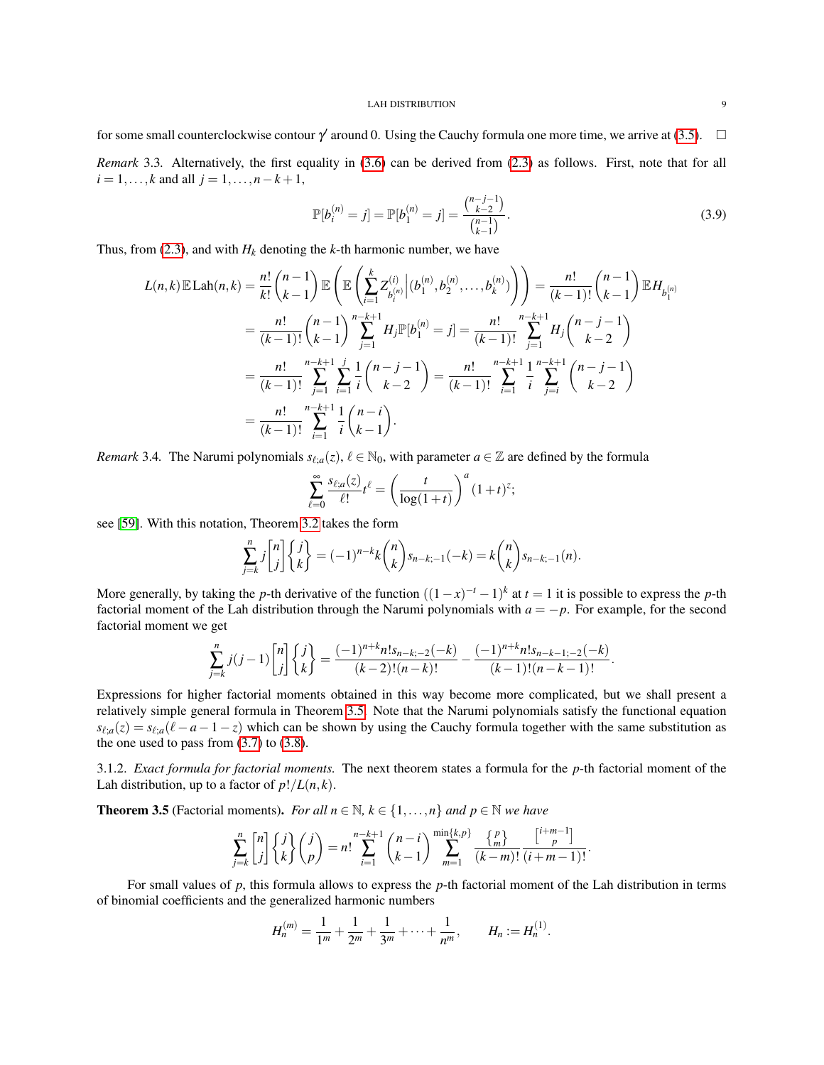for some small counterclockwise contour $\gamma'$ around 0. Using the Cauchy formula one more time, we arrive at (3.5). $\square$

*Remark* 3.3. Alternatively, the first equality in (3.6) can be derived from (2.3) as follows. First, note that for all $i = 1,\dots,k$ and all $j = 1,\dots,n-k+1$,

$$\mathbb{P}[b_i^{(n)} = j] = \mathbb{P}[b_1^{(n)} = j] = \frac{\binom{n-j-1}{k-2}}{\binom{n-1}{k-1}}. \tag{3.9}$$

Thus, from (2.3), and with $H_k$ denoting the $k$-th harmonic number, we have

$$\begin{aligned}
L(n,k)\,\mathbb{E}\,\mathrm{Lah}(n,k) &= \frac{n!}{k!}\binom{n-1}{k-1}\mathbb{E}\left(\mathbb{E}\left(\sum_{i=1}^{k} Z^{(i)}_{b_i^{(n)}}\,\Big|\,(b_1^{(n)}, b_2^{(n)},\dots,b_k^{(n)})\right)\right) = \frac{n!}{(k-1)!}\binom{n-1}{k-1}\mathbb{E}H_{b_1^{(n)}} \\
&= \frac{n!}{(k-1)!}\binom{n-1}{k-1}\sum_{j=1}^{n-k+1} H_j \mathbb{P}[b_1^{(n)} = j] = \frac{n!}{(k-1)!}\sum_{j=1}^{n-k+1} H_j\binom{n-j-1}{k-2} \\
&= \frac{n!}{(k-1)!}\sum_{j=1}^{n-k+1}\sum_{i=1}^{j}\frac{1}{i}\binom{n-j-1}{k-2} = \frac{n!}{(k-1)!}\sum_{i=1}^{n-k+1}\frac{1}{i}\sum_{j=i}^{n-k+1}\binom{n-j-1}{k-2} \\
&= \frac{n!}{(k-1)!}\sum_{i=1}^{n-k+1}\frac{1}{i}\binom{n-i}{k-1}.
\end{aligned}$$

*Remark* 3.4. The Narumi polynomials $s_{\ell;a}(z)$, $\ell \in \mathbb{N}_0$, with parameter $a \in \mathbb{Z}$ are defined by the formula

$$\sum_{\ell=0}^{\infty}\frac{s_{\ell;a}(z)}{\ell!}t^\ell = \left(\frac{t}{\log(1+t)}\right)^a (1+t)^z;$$

see [59]. With this notation, Theorem 3.2 takes the form

$$\sum_{j=k}^{n} j \begin{bmatrix} n \\ j \end{bmatrix} \begin{Bmatrix} j \\ k \end{Bmatrix} = (-1)^{n-k}k\binom{n}{k}s_{n-k;-1}(-k) = k\binom{n}{k}s_{n-k;-1}(n).$$

More generally, by taking the $p$-th derivative of the function $((1-x)^{-t}-1)^k$ at $t=1$ it is possible to express the $p$-th factorial moment of the Lah distribution through the Narumi polynomials with $a = -p$. For example, for the second factorial moment we get

$$\sum_{j=k}^{n} j(j-1)\begin{bmatrix} n \\ j \end{bmatrix} \begin{Bmatrix} j \\ k \end{Bmatrix} = \frac{(-1)^{n+k}n!\,s_{n-k;-2}(-k)}{(k-2)!(n-k)!} - \frac{(-1)^{n+k}n!\,s_{n-k-1;-2}(-k)}{(k-1)!(n-k-1)!}.$$

Expressions for higher factorial moments obtained in this way become more complicated, but we shall present a relatively simple general formula in Theorem 3.5. Note that the Narumi polynomials satisfy the functional equation $s_{\ell;a}(z) = s_{\ell;a}(\ell - a - 1 - z)$ which can be shown by using the Cauchy formula together with the same substitution as the one used to pass from (3.7) to (3.8).

3.1.2. *Exact formula for factorial moments.* The next theorem states a formula for the $p$-th factorial moment of the Lah distribution, up to a factor of $p!/L(n,k)$.

**Theorem 3.5** (Factorial moments)**.** *For all $n \in \mathbb{N}$, $k \in \{1,\dots,n\}$ and $p \in \mathbb{N}$ we have*

$$\sum_{j=k}^{n}\begin{bmatrix} n \\ j \end{bmatrix}\begin{Bmatrix} j \\ k \end{Bmatrix}\binom{j}{p} = n!\sum_{i=1}^{n-k+1}\binom{n-i}{k-1}\sum_{m=1}^{\min\{k,p\}}\frac{\left\{ {p \atop m} \right\}}{(k-m)!}\frac{\left[ {i+m-1 \atop p} \right]}{(i+m-1)!}.$$

For small values of $p$, this formula allows to express the $p$-th factorial moment of the Lah distribution in terms of binomial coefficients and the generalized harmonic numbers

$$H_n^{(m)} = \frac{1}{1^m} + \frac{1}{2^m} + \frac{1}{3^m} + \dots + \frac{1}{n^m}, \qquad H_n := H_n^{(1)}.$$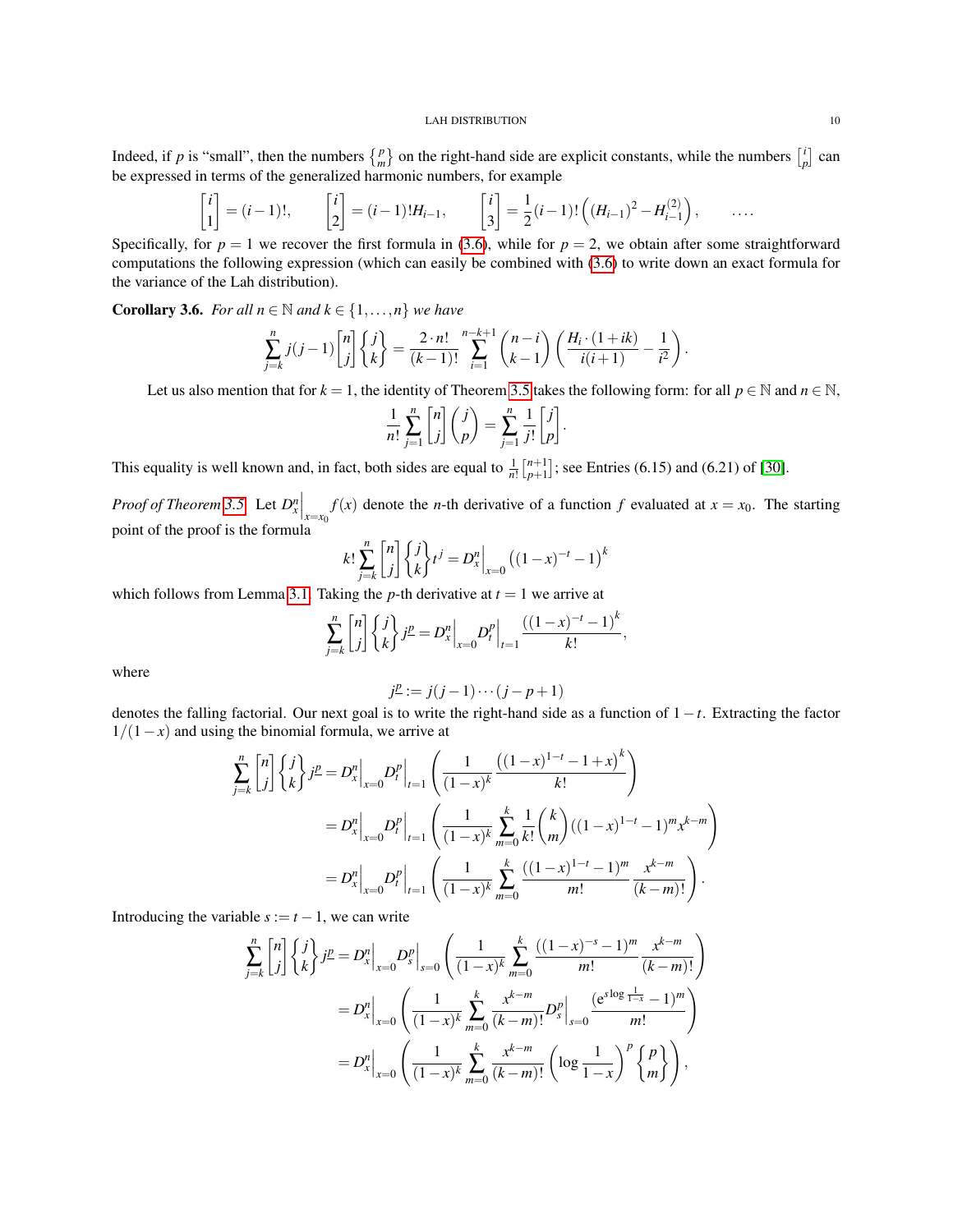Indeed, if $p$ is "small", then the numbers $\left\{ {p \atop m} \right\}$ on the right-hand side are explicit constants, while the numbers $\left[ {i \atop p} \right]$ can be expressed in terms of the generalized harmonic numbers, for example

$$\begin{bmatrix} i \\ 1 \end{bmatrix} = (i-1)!, \qquad \begin{bmatrix} i \\ 2 \end{bmatrix} = (i-1)! H_{i-1}, \qquad \begin{bmatrix} i \\ 3 \end{bmatrix} = \frac{1}{2}(i-1)! \left( (H_{i-1})^2 - H_{i-1}^{(2)} \right), \qquad \ldots.$$

Specifically, for $p = 1$ we recover the first formula in (3.6), while for $p = 2$, we obtain after some straightforward computations the following expression (which can easily be combined with (3.6) to write down an exact formula for the variance of the Lah distribution).

**Corollary 3.6.** *For all $n \in \mathbb{N}$ and $k \in \{1, \ldots, n\}$ we have*

$$\sum_{j=k}^{n} j(j-1) \begin{bmatrix} n \\ j \end{bmatrix} \begin{Bmatrix} j \\ k \end{Bmatrix} = \frac{2 \cdot n!}{(k-1)!} \sum_{i=1}^{n-k+1} \binom{n-i}{k-1} \left( \frac{H_i \cdot (1+ik)}{i(i+1)} - \frac{1}{i^2} \right).$$

Let us also mention that for $k = 1$, the identity of Theorem 3.5 takes the following form: for all $p \in \mathbb{N}$ and $n \in \mathbb{N}$,

$$\frac{1}{n!} \sum_{j=1}^{n} \begin{bmatrix} n \\ j \end{bmatrix} \binom{j}{p} = \sum_{j=1}^{n} \frac{1}{j!} \begin{bmatrix} j \\ p \end{bmatrix}.$$

This equality is well known and, in fact, both sides are equal to $\frac{1}{n!} \left[ {n+1 \atop p+1} \right]$; see Entries (6.15) and (6.21) of [30].

*Proof of Theorem 3.5.* Let $D_x^n \big|_{x=x_0} f(x)$ denote the $n$-th derivative of a function $f$ evaluated at $x = x_0$. The starting point of the proof is the formula

$$k! \sum_{j=k}^{n} \begin{bmatrix} n \\ j \end{bmatrix} \begin{Bmatrix} j \\ k \end{Bmatrix} t^j = D_x^n \Big|_{x=0} \left( (1-x)^{-t} - 1 \right)^k$$

which follows from Lemma 3.1. Taking the $p$-th derivative at $t = 1$ we arrive at

$$\sum_{j=k}^{n} \begin{bmatrix} n \\ j \end{bmatrix} \begin{Bmatrix} j \\ k \end{Bmatrix} j^{\underline{p}} = D_x^n \Big|_{x=0} D_t^p \Big|_{t=1} \frac{((1-x)^{-t} - 1)^k}{k!},$$

where

$$j^{\underline{p}} := j(j-1) \cdots (j-p+1)$$

denotes the falling factorial. Our next goal is to write the right-hand side as a function of $1-t$. Extracting the factor $1/(1-x)$ and using the binomial formula, we arrive at

$$\begin{aligned}
\sum_{j=k}^{n} \begin{bmatrix} n \\ j \end{bmatrix} \begin{Bmatrix} j \\ k \end{Bmatrix} j^{\underline{p}} &= D_x^n \Big|_{x=0} D_t^p \Big|_{t=1} \left( \frac{1}{(1-x)^k} \frac{\left( (1-x)^{1-t} - 1 + x \right)^k}{k!} \right) \\
&= D_x^n \Big|_{x=0} D_t^p \Big|_{t=1} \left( \frac{1}{(1-x)^k} \sum_{m=0}^{k} \frac{1}{k!} \binom{k}{m} ((1-x)^{1-t} - 1)^m x^{k-m} \right) \\
&= D_x^n \Big|_{x=0} D_t^p \Big|_{t=1} \left( \frac{1}{(1-x)^k} \sum_{m=0}^{k} \frac{((1-x)^{1-t} - 1)^m}{m!} \frac{x^{k-m}}{(k-m)!} \right).
\end{aligned}$$

Introducing the variable $s := t - 1$, we can write

$$\begin{aligned}
\sum_{j=k}^{n} \begin{bmatrix} n \\ j \end{bmatrix} \begin{Bmatrix} j \\ k \end{Bmatrix} j^{\underline{p}} &= D_x^n \Big|_{x=0} D_s^p \Big|_{s=0} \left( \frac{1}{(1-x)^k} \sum_{m=0}^{k} \frac{((1-x)^{-s} - 1)^m}{m!} \frac{x^{k-m}}{(k-m)!} \right) \\
&= D_x^n \Big|_{x=0} \left( \frac{1}{(1-x)^k} \sum_{m=0}^{k} \frac{x^{k-m}}{(k-m)!} D_s^p \Big|_{s=0} \frac{(\mathrm{e}^{s \log \frac{1}{1-x}} - 1)^m}{m!} \right) \\
&= D_x^n \Big|_{x=0} \left( \frac{1}{(1-x)^k} \sum_{m=0}^{k} \frac{x^{k-m}}{(k-m)!} \left( \log \frac{1}{1-x} \right)^p \begin{Bmatrix} p \\ m \end{Bmatrix} \right),
\end{aligned}$$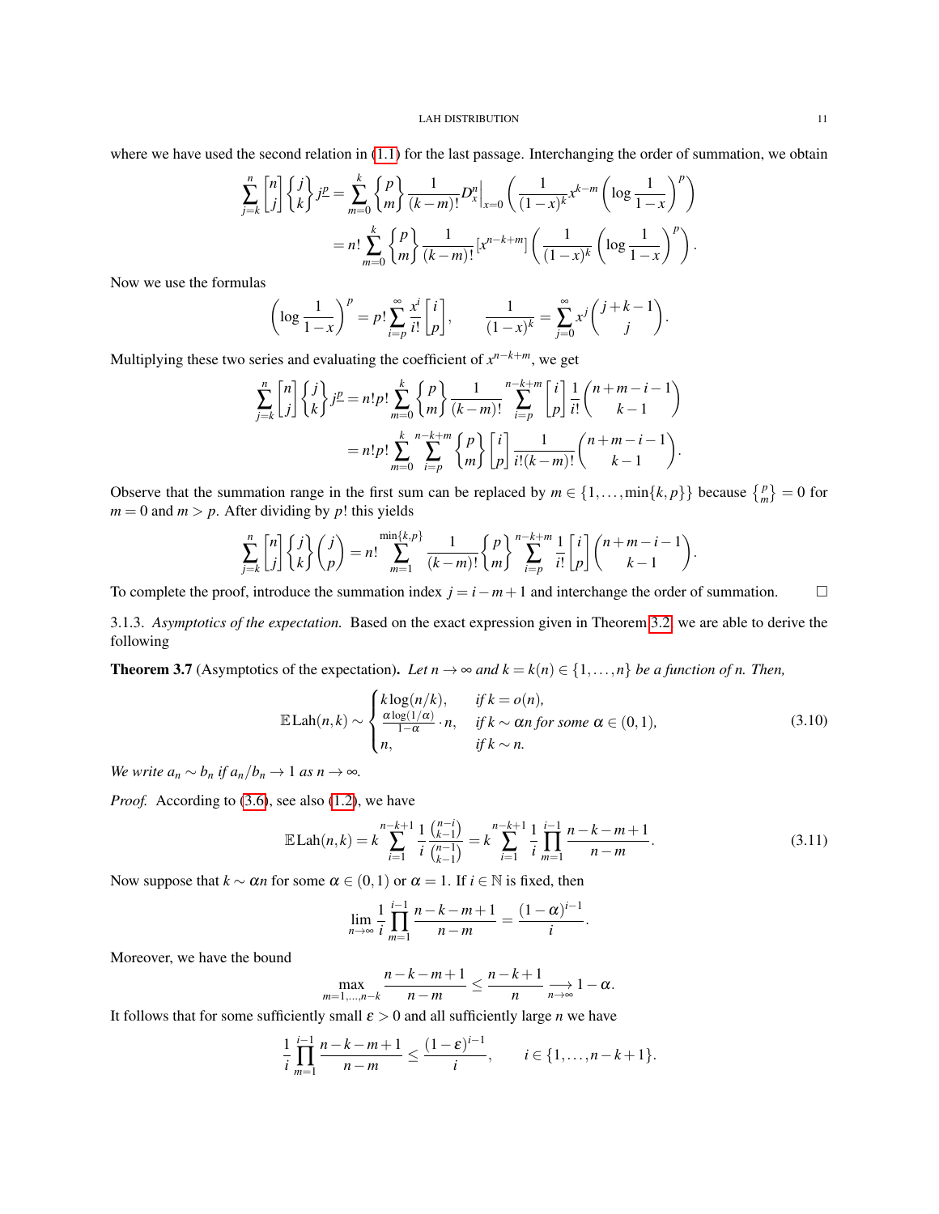where we have used the second relation in (1.1) for the last passage. Interchanging the order of summation, we obtain

$$\sum_{j=k}^{n} \left[{n \atop j}\right] \left\{{j \atop k}\right\} j^{\underline{p}} = \sum_{m=0}^{k} \left\{{p \atop m}\right\} \frac{1}{(k-m)!} D_x^n\Big|_{x=0} \left( \frac{1}{(1-x)^k} x^{k-m} \left( \log \frac{1}{1-x} \right)^p \right)$$

$$= n! \sum_{m=0}^{k} \left\{{p \atop m}\right\} \frac{1}{(k-m)!} [x^{n-k+m}] \left( \frac{1}{(1-x)^k} \left( \log \frac{1}{1-x} \right)^p \right).$$

Now we use the formulas

$$\left( \log \frac{1}{1-x} \right)^p = p! \sum_{i=p}^{\infty} \frac{x^i}{i!} \left[{i \atop p}\right], \qquad \frac{1}{(1-x)^k} = \sum_{j=0}^{\infty} x^j \binom{j+k-1}{j}.$$

Multiplying these two series and evaluating the coefficient of $x^{n-k+m}$, we get

$$\sum_{j=k}^{n} \left[{n \atop j}\right] \left\{{j \atop k}\right\} j^{\underline{p}} = n! p! \sum_{m=0}^{k} \left\{{p \atop m}\right\} \frac{1}{(k-m)!} \sum_{i=p}^{n-k+m} \left[{i \atop p}\right] \frac{1}{i!} \binom{n+m-i-1}{k-1}$$

$$= n! p! \sum_{m=0}^{k} \sum_{i=p}^{n-k+m} \left\{{p \atop m}\right\} \left[{i \atop p}\right] \frac{1}{i!(k-m)!} \binom{n+m-i-1}{k-1}.$$

Observe that the summation range in the first sum can be replaced by $m \in \{1, \dots, \min\{k,p\}\}$ because $\left\{{p \atop m}\right\} = 0$ for $m = 0$ and $m > p$. After dividing by $p!$ this yields

$$\sum_{j=k}^{n} \left[{n \atop j}\right] \left\{{j \atop k}\right\} \binom{j}{p} = n! \sum_{m=1}^{\min\{k,p\}} \frac{1}{(k-m)!} \left\{{p \atop m}\right\} \sum_{i=p}^{n-k+m} \frac{1}{i!} \left[{i \atop p}\right] \binom{n+m-i-1}{k-1}.$$

To complete the proof, introduce the summation index $j = i - m + 1$ and interchange the order of summation. $\square$

3.1.3. *Asymptotics of the expectation.* Based on the exact expression given in Theorem 3.2, we are able to derive the following

**Theorem 3.7** (Asymptotics of the expectation)**.** *Let $n \to \infty$ and $k = k(n) \in \{1, \dots, n\}$ be a function of $n$. Then,*

$$\mathbb{E}\,\mathrm{Lah}(n,k) \sim \begin{cases} k \log(n/k), & \text{if } k = o(n), \\ \frac{\alpha \log(1/\alpha)}{1-\alpha} \cdot n, & \text{if } k \sim \alpha n \text{ for some } \alpha \in (0,1), \\ n, & \text{if } k \sim n. \end{cases} \tag{3.10}$$

*We write $a_n \sim b_n$ if $a_n / b_n \to 1$ as $n \to \infty$.*

*Proof.* According to (3.6), see also (1.2), we have

$$\mathbb{E}\,\mathrm{Lah}(n,k) = k \sum_{i=1}^{n-k+1} \frac{1}{i} \frac{\binom{n-i}{k-1}}{\binom{n-1}{k-1}} = k \sum_{i=1}^{n-k+1} \frac{1}{i} \prod_{m=1}^{i-1} \frac{n-k-m+1}{n-m}. \tag{3.11}$$

Now suppose that $k \sim \alpha n$ for some $\alpha \in (0,1)$ or $\alpha = 1$. If $i \in \mathbb{N}$ is fixed, then

$$\lim_{n\to\infty} \frac{1}{i} \prod_{m=1}^{i-1} \frac{n-k-m+1}{n-m} = \frac{(1-\alpha)^{i-1}}{i}.$$

Moreover, we have the bound

$$\max_{m=1,\dots,n-k} \frac{n-k-m+1}{n-m} \le \frac{n-k+1}{n} \underset{n\to\infty}{\longrightarrow} 1 - \alpha.$$

It follows that for some sufficiently small $\varepsilon > 0$ and all sufficiently large $n$ we have

$$\frac{1}{i} \prod_{m=1}^{i-1} \frac{n-k-m+1}{n-m} \le \frac{(1-\varepsilon)^{i-1}}{i}, \qquad i \in \{1, \dots, n-k+1\}.$$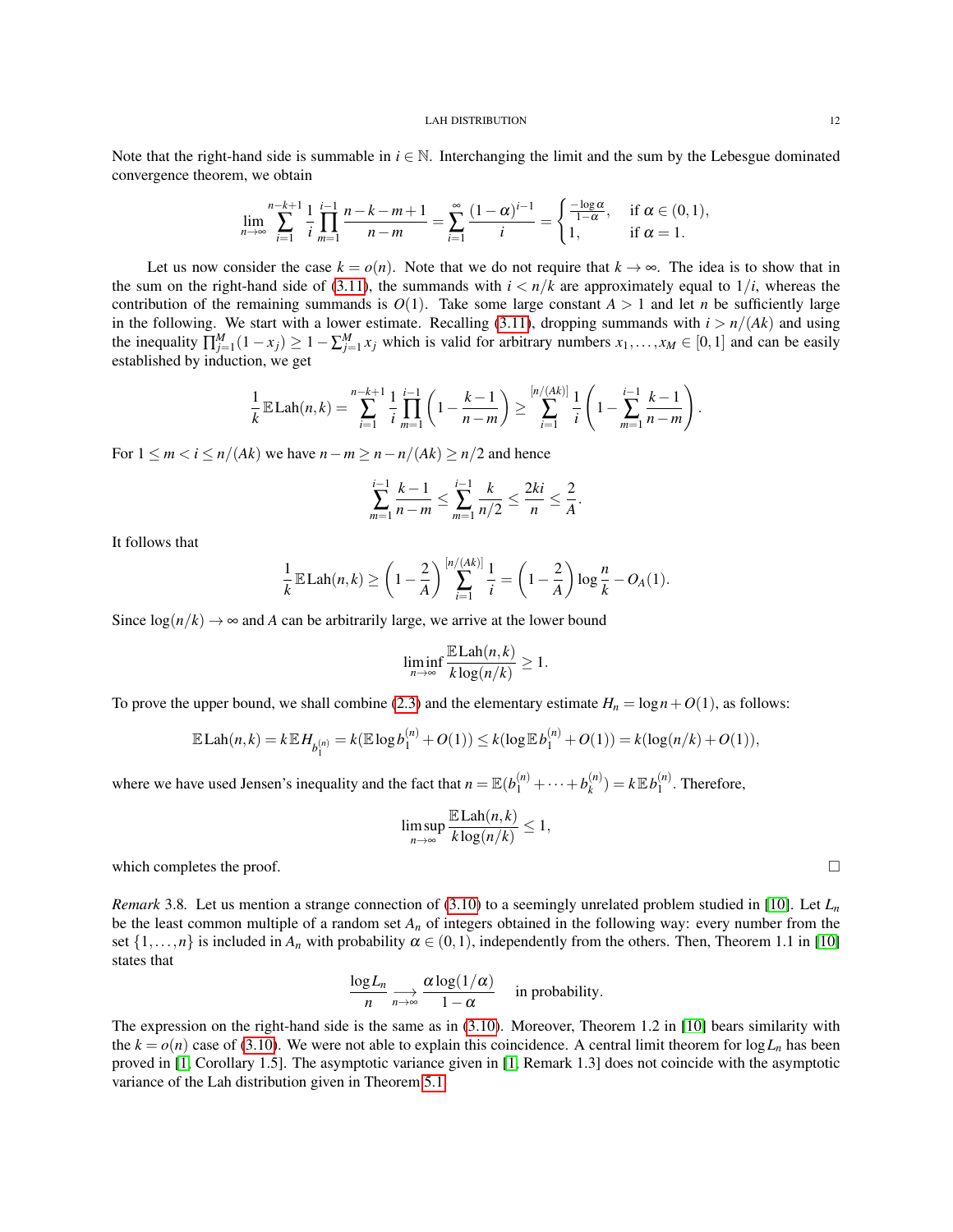Note that the right-hand side is summable in $i \in \mathbb{N}$. Interchanging the limit and the sum by the Lebesgue dominated convergence theorem, we obtain

$$\lim_{n\to\infty} \sum_{i=1}^{n-k+1} \frac{1}{i} \prod_{m=1}^{i-1} \frac{n-k-m+1}{n-m} = \sum_{i=1}^{\infty} \frac{(1-\alpha)^{i-1}}{i} = \begin{cases} \frac{-\log \alpha}{1-\alpha}, & \text{if } \alpha \in (0,1), \\ 1, & \text{if } \alpha = 1. \end{cases}$$

Let us now consider the case $k = o(n)$. Note that we do not require that $k \to \infty$. The idea is to show that in the sum on the right-hand side of (3.11), the summands with $i < n/k$ are approximately equal to $1/i$, whereas the contribution of the remaining summands is $O(1)$. Take some large constant $A > 1$ and let $n$ be sufficiently large in the following. We start with a lower estimate. Recalling (3.11), dropping summands with $i > n/(Ak)$ and using the inequality $\prod_{j=1}^{M}(1-x_j) \geq 1 - \sum_{j=1}^{M} x_j$ which is valid for arbitrary numbers $x_1, \dots, x_M \in [0,1]$ and can be easily established by induction, we get

$$\frac{1}{k} \mathbb{E} \operatorname{Lah}(n,k) = \sum_{i=1}^{n-k+1} \frac{1}{i} \prod_{m=1}^{i-1} \left(1 - \frac{k-1}{n-m}\right) \geq \sum_{i=1}^{[n/(Ak)]} \frac{1}{i} \left(1 - \sum_{m=1}^{i-1} \frac{k-1}{n-m}\right).$$

For $1 \leq m < i \leq n/(Ak)$ we have $n - m \geq n - n/(Ak) \geq n/2$ and hence

$$\sum_{m=1}^{i-1} \frac{k-1}{n-m} \leq \sum_{m=1}^{i-1} \frac{k}{n/2} \leq \frac{2ki}{n} \leq \frac{2}{A}.$$

It follows that

$$\frac{1}{k} \mathbb{E} \operatorname{Lah}(n,k) \geq \left(1 - \frac{2}{A}\right) \sum_{i=1}^{[n/(Ak)]} \frac{1}{i} = \left(1 - \frac{2}{A}\right) \log \frac{n}{k} - O_A(1).$$

Since $\log(n/k) \to \infty$ and $A$ can be arbitrarily large, we arrive at the lower bound

$$\liminf_{n\to\infty} \frac{\mathbb{E} \operatorname{Lah}(n,k)}{k \log(n/k)} \geq 1.$$

To prove the upper bound, we shall combine (2.3) and the elementary estimate $H_n = \log n + O(1)$, as follows:

$$\mathbb{E} \operatorname{Lah}(n,k) = k \mathbb{E} H_{b_1^{(n)}} = k(\mathbb{E} \log b_1^{(n)} + O(1)) \leq k(\log \mathbb{E} b_1^{(n)} + O(1)) = k(\log(n/k) + O(1)),$$

where we have used Jensen's inequality and the fact that $n = \mathbb{E}(b_1^{(n)} + \dots + b_k^{(n)}) = k \mathbb{E} b_1^{(n)}$. Therefore,

$$\limsup_{n\to\infty} \frac{\mathbb{E} \operatorname{Lah}(n,k)}{k \log(n/k)} \leq 1,$$

which completes the proof. □

*Remark* 3.8. Let us mention a strange connection of (3.10) to a seemingly unrelated problem studied in [10]. Let $L_n$ be the least common multiple of a random set $A_n$ of integers obtained in the following way: every number from the set $\{1, \dots, n\}$ is included in $A_n$ with probability $\alpha \in (0,1)$, independently from the others. Then, Theorem 1.1 in [10] states that

$$\frac{\log L_n}{n} \underset{n\to\infty}{\longrightarrow} \frac{\alpha \log(1/\alpha)}{1-\alpha} \quad \text{in probability.}$$

The expression on the right-hand side is the same as in (3.10). Moreover, Theorem 1.2 in [10] bears similarity with the $k = o(n)$ case of (3.10). We were not able to explain this coincidence. A central limit theorem for $\log L_n$ has been proved in [1, Corollary 1.5]. The asymptotic variance given in [1, Remark 1.3] does not coincide with the asymptotic variance of the Lah distribution given in Theorem 5.1.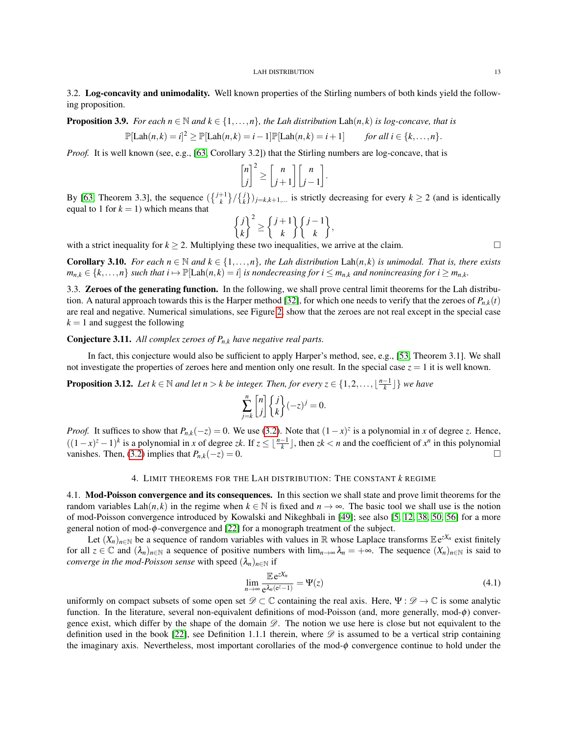3.2. **Log-concavity and unimodality.** Well known properties of the Stirling numbers of both kinds yield the following proposition.

**Proposition 3.9.** *For each $n \in \mathbb{N}$ and $k \in \{1, \dots, n\}$, the Lah distribution* $\mathrm{Lah}(n,k)$ *is log-concave, that is*

$$\mathbb{P}[\mathrm{Lah}(n,k) = i]^2 \geq \mathbb{P}[\mathrm{Lah}(n,k) = i-1]\mathbb{P}[\mathrm{Lah}(n,k) = i+1] \qquad \text{for all } i \in \{k, \dots, n\}.$$

*Proof.* It is well known (see, e.g., [63, Corollary 3.2]) that the Stirling numbers are log-concave, that is

$$\begin{bmatrix} n \\ j \end{bmatrix}^2 \geq \begin{bmatrix} n \\ j+1 \end{bmatrix} \begin{bmatrix} n \\ j-1 \end{bmatrix}.$$

By [63, Theorem 3.3], the sequence $(\left\{ {j+1 \atop k} \right\} / \left\{ {j \atop k} \right\})_{j=k,k+1,\dots}$ is strictly decreasing for every $k \geq 2$ (and is identically equal to 1 for $k = 1$) which means that

$$\begin{Bmatrix} j \\ k \end{Bmatrix}^2 \geq \begin{Bmatrix} j+1 \\ k \end{Bmatrix} \begin{Bmatrix} j-1 \\ k \end{Bmatrix},$$

with a strict inequality for $k \geq 2$. Multiplying these two inequalities, we arrive at the claim. □

**Corollary 3.10.** *For each $n \in \mathbb{N}$ and $k \in \{1, \dots, n\}$, the Lah distribution* $\mathrm{Lah}(n,k)$ *is unimodal. That is, there exists $m_{n,k} \in \{k, \dots, n\}$ such that $i \mapsto \mathbb{P}[\mathrm{Lah}(n,k) = i]$ is nondecreasing for $i \leq m_{n,k}$ and nonincreasing for $i \geq m_{n,k}$.*

3.3. **Zeroes of the generating function.** In the following, we shall prove central limit theorems for the Lah distribution. A natural approach towards this is the Harper method [32], for which one needs to verify that the zeroes of $P_{n,k}(t)$ are real and negative. Numerical simulations, see Figure 2, show that the zeroes are not real except in the special case $k = 1$ and suggest the following

**Conjecture 3.11.** *All complex zeroes of $P_{n,k}$ have negative real parts.*

In fact, this conjecture would also be sufficient to apply Harper's method, see, e.g., [53, Theorem 3.1]. We shall not investigate the properties of zeroes here and mention only one result. In the special case $z = 1$ it is well known.

**Proposition 3.12.** *Let $k \in \mathbb{N}$ and let $n > k$ be integer. Then, for every $z \in \{1, 2, \dots, \lfloor \frac{n-1}{k} \rfloor\}$ we have*

$$\sum_{j=k}^{n} \begin{bmatrix} n \\ j \end{bmatrix} \begin{Bmatrix} j \\ k \end{Bmatrix} (-z)^j = 0.$$

*Proof.* It suffices to show that $P_{n,k}(-z) = 0$. We use (3.2). Note that $(1-x)^z$ is a polynomial in $x$ of degree $z$. Hence, $((1-x)^z - 1)^k$ is a polynomial in $x$ of degree $zk$. If $z \leq \lfloor \frac{n-1}{k} \rfloor$, then $zk < n$ and the coefficient of $x^n$ in this polynomial vanishes. Then, (3.2) implies that $P_{n,k}(-z) = 0$. □

## 4. Limit theorems for the Lah distribution: The constant $k$ regime

4.1. **Mod-Poisson convergence and its consequences.** In this section we shall state and prove limit theorems for the random variables $\mathrm{Lah}(n,k)$ in the regime when $k \in \mathbb{N}$ is fixed and $n \to \infty$. The basic tool we shall use is the notion of mod-Poisson convergence introduced by Kowalski and Nikeghbali in [49]; see also [5, 12, 38, 50, 56] for a more general notion of mod-$\phi$-convergence and [22] for a monograph treatment of the subject.

Let $(X_n)_{n \in \mathbb{N}}$ be a sequence of random variables with values in $\mathbb{R}$ whose Laplace transforms $\mathbb{E}\, \mathrm{e}^{zX_n}$ exist finitely for all $z \in \mathbb{C}$ and $(\lambda_n)_{n \in \mathbb{N}}$ a sequence of positive numbers with $\lim_{n \to \infty} \lambda_n = +\infty$. The sequence $(X_n)_{n \in \mathbb{N}}$ is said to *converge in the mod-Poisson sense* with speed $(\lambda_n)_{n \in \mathbb{N}}$ if

$$\lim_{n \to \infty} \frac{\mathbb{E}\, \mathrm{e}^{zX_n}}{\mathrm{e}^{\lambda_n(\mathrm{e}^z - 1)}} = \Psi(z) \tag{4.1}$$

uniformly on compact subsets of some open set $\mathscr{D} \subset \mathbb{C}$ containing the real axis. Here, $\Psi : \mathscr{D} \to \mathbb{C}$ is some analytic function. In the literature, several non-equivalent definitions of mod-Poisson (and, more generally, mod-$\phi$) convergence exist, which differ by the shape of the domain $\mathscr{D}$. The notion we use here is close but not equivalent to the definition used in the book [22], see Definition 1.1.1 therein, where $\mathscr{D}$ is assumed to be a vertical strip containing the imaginary axis. Nevertheless, most important corollaries of the mod-$\phi$ convergence continue to hold under the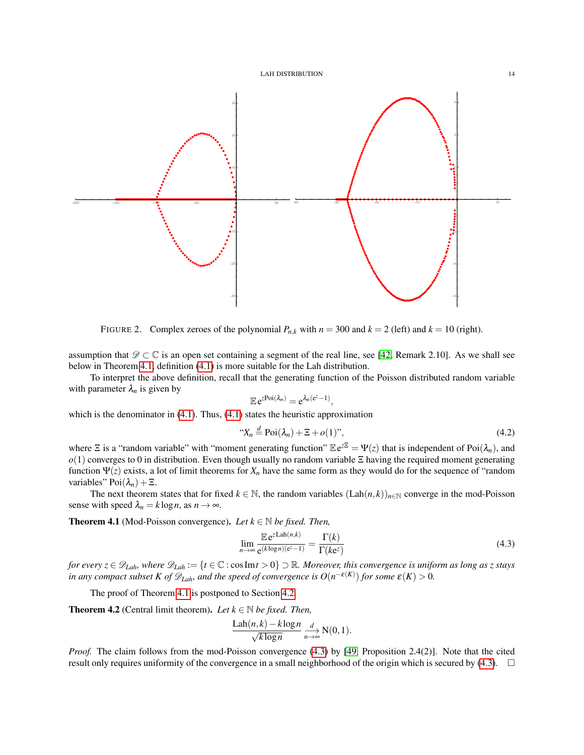FIGURE 2. Complex zeroes of the polynomial $P_{n,k}$ with $n = 300$ and $k = 2$ (left) and $k = 10$ (right).

assumption that $\mathscr{D} \subset \mathbb{C}$ is an open set containing a segment of the real line, see [42, Remark 2.10]. As we shall see below in Theorem 4.1, definition (4.1) is more suitable for the Lah distribution.

To interpret the above definition, recall that the generating function of the Poisson distributed random variable with parameter $\lambda_n$ is given by

$$\mathbb{E}\, \mathrm{e}^{z\mathrm{Poi}(\lambda_n)} = \mathrm{e}^{\lambda_n(\mathrm{e}^z - 1)},$$

which is the denominator in (4.1). Thus, (4.1) states the heuristic approximation

$$\text{“}X_n \overset{d}{=} \mathrm{Poi}(\lambda_n) + \Xi + o(1)\text{”}, \tag{4.2}$$

where $\Xi$ is a “random variable” with “moment generating function” $\mathbb{E}\, \mathrm{e}^{z\Xi} = \Psi(z)$ that is independent of $\mathrm{Poi}(\lambda_n)$, and $o(1)$ converges to 0 in distribution. Even though usually no random variable $\Xi$ having the required moment generating function $\Psi(z)$ exists, a lot of limit theorems for $X_n$ have the same form as they would do for the sequence of “random variables” $\mathrm{Poi}(\lambda_n) + \Xi$.

The next theorem states that for fixed $k \in \mathbb{N}$, the random variables $(\mathrm{Lah}(n,k))_{n\in\mathbb{N}}$ converge in the mod-Poisson sense with speed $\lambda_n = k \log n$, as $n \to \infty$.

**Theorem 4.1** (Mod-Poisson convergence). *Let $k \in \mathbb{N}$ be fixed. Then,*

$$\lim_{n\to\infty} \frac{\mathbb{E}\, \mathrm{e}^{z\mathrm{Lah}(n,k)}}{\mathrm{e}^{(k\log n)(\mathrm{e}^z - 1)}} = \frac{\Gamma(k)}{\Gamma(k\mathrm{e}^z)} \tag{4.3}$$

*for every $z \in \mathscr{D}_{Lah}$, where $\mathscr{D}_{Lah} := \{t \in \mathbb{C} : \cos \operatorname{Im} t > 0\} \supset \mathbb{R}$. Moreover, this convergence is uniform as long as $z$ stays in any compact subset $K$ of $\mathscr{D}_{Lah}$, and the speed of convergence is $O(n^{-\varepsilon(K)})$ for some $\varepsilon(K) > 0$.*

The proof of Theorem 4.1 is postponed to Section 4.2.

**Theorem 4.2** (Central limit theorem). *Let $k \in \mathbb{N}$ be fixed. Then,*

$$\frac{\mathrm{Lah}(n,k) - k\log n}{\sqrt{k \log n}} \underset{n\to\infty}{\overset{d}{\longrightarrow}} \mathrm{N}(0,1).$$

*Proof.* The claim follows from the mod-Poisson convergence (4.3) by [49, Proposition 2.4(2)]. Note that the cited result only requires uniformity of the convergence in a small neighborhood of the origin which is secured by (4.3). $\square$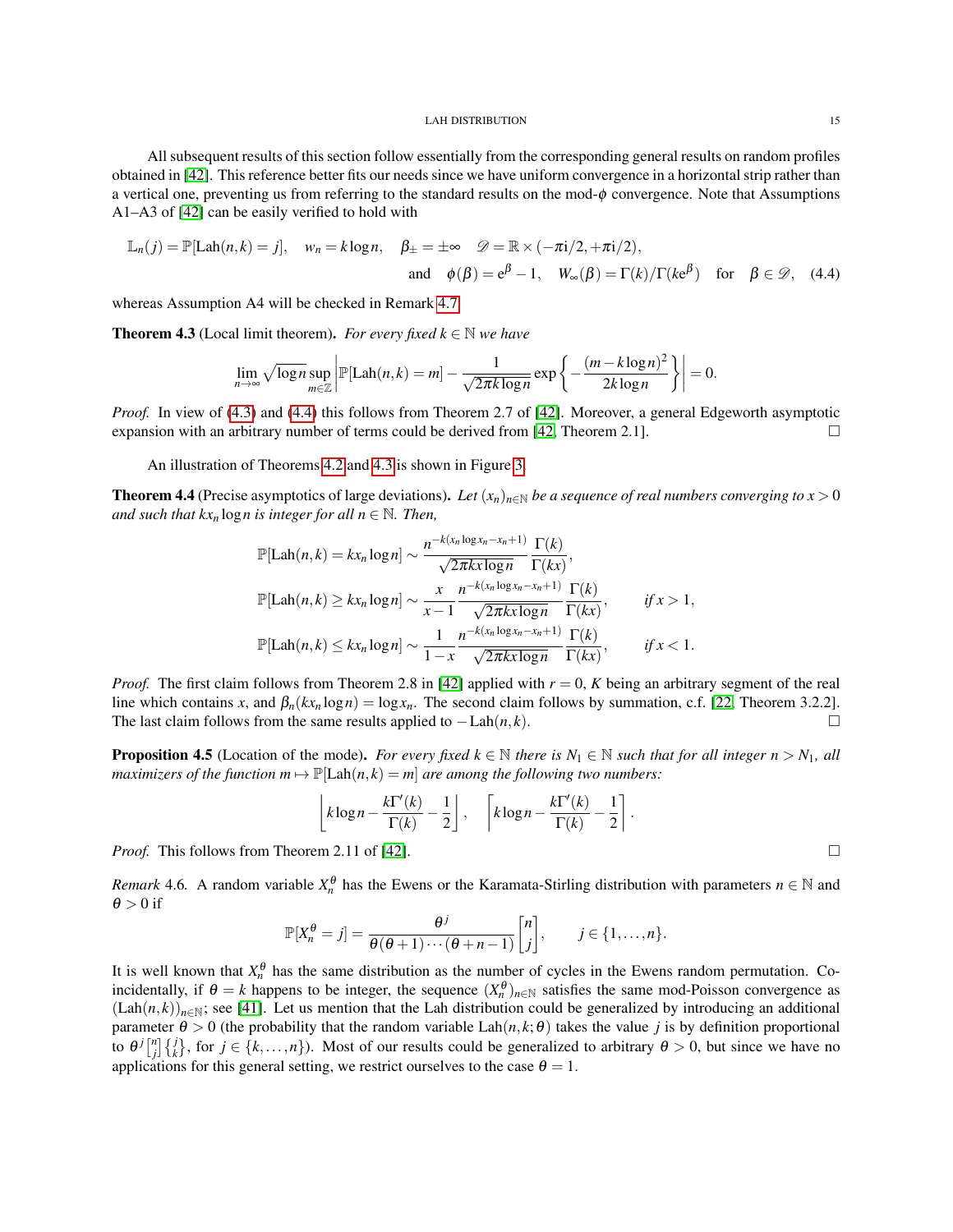All subsequent results of this section follow essentially from the corresponding general results on random profiles obtained in [42]. This reference better fits our needs since we have uniform convergence in a horizontal strip rather than a vertical one, preventing us from referring to the standard results on the mod-$\phi$ convergence. Note that Assumptions A1–A3 of [42] can be easily verified to hold with

$$\mathbb{L}_n(j) = \mathbb{P}[\mathrm{Lah}(n,k) = j], \quad w_n = k\log n, \quad \beta_\pm = \pm\infty \quad \mathscr{D} = \mathbb{R}\times(-\pi \mathrm{i}/2, +\pi \mathrm{i}/2),$$
$$\text{and} \quad \phi(\beta) = \mathrm{e}^{\beta} - 1, \quad W_\infty(\beta) = \Gamma(k)/\Gamma(k\mathrm{e}^{\beta}) \quad \text{for} \quad \beta \in \mathscr{D}, \tag{4.4}$$

whereas Assumption A4 will be checked in Remark 4.7.

**Theorem 4.3** (Local limit theorem). *For every fixed $k \in \mathbb{N}$ we have*

$$\lim_{n\to\infty} \sqrt{\log n} \sup_{m\in\mathbb{Z}} \left| \mathbb{P}[\mathrm{Lah}(n,k) = m] - \frac{1}{\sqrt{2\pi k \log n}} \exp\left\{ -\frac{(m - k\log n)^2}{2k\log n} \right\} \right| = 0.$$

*Proof.* In view of (4.3) and (4.4) this follows from Theorem 2.7 of [42]. Moreover, a general Edgeworth asymptotic expansion with an arbitrary number of terms could be derived from [42, Theorem 2.1]. □

An illustration of Theorems 4.2 and 4.3 is shown in Figure 3.

**Theorem 4.4** (Precise asymptotics of large deviations). *Let $(x_n)_{n\in\mathbb{N}}$ be a sequence of real numbers converging to $x > 0$ and such that $kx_n \log n$ is integer for all $n \in \mathbb{N}$. Then,*

$$\mathbb{P}[\mathrm{Lah}(n,k) = kx_n \log n] \sim \frac{n^{-k(x_n \log x_n - x_n + 1)}}{\sqrt{2\pi k x \log n}} \frac{\Gamma(k)}{\Gamma(kx)},$$

$$\mathbb{P}[\mathrm{Lah}(n,k) \ge kx_n \log n] \sim \frac{x}{x-1} \frac{n^{-k(x_n \log x_n - x_n + 1)}}{\sqrt{2\pi k x \log n}} \frac{\Gamma(k)}{\Gamma(kx)}, \qquad \text{if } x > 1,$$

$$\mathbb{P}[\mathrm{Lah}(n,k) \le kx_n \log n] \sim \frac{1}{1-x} \frac{n^{-k(x_n \log x_n - x_n + 1)}}{\sqrt{2\pi k x \log n}} \frac{\Gamma(k)}{\Gamma(kx)}, \qquad \text{if } x < 1.$$

*Proof.* The first claim follows from Theorem 2.8 in [42] applied with $r = 0$, $K$ being an arbitrary segment of the real line which contains $x$, and $\beta_n(kx_n \log n) = \log x_n$. The second claim follows by summation, c.f. [22, Theorem 3.2.2]. The last claim follows from the same results applied to $-\mathrm{Lah}(n,k)$. □

**Proposition 4.5** (Location of the mode). *For every fixed $k \in \mathbb{N}$ there is $N_1 \in \mathbb{N}$ such that for all integer $n > N_1$, all maximizers of the function $m \mapsto \mathbb{P}[\mathrm{Lah}(n,k) = m]$ are among the following two numbers:*

$$\left\lfloor k\log n - \frac{k\Gamma'(k)}{\Gamma(k)} - \frac{1}{2} \right\rfloor, \quad \left\lceil k\log n - \frac{k\Gamma'(k)}{\Gamma(k)} - \frac{1}{2} \right\rceil.$$

*Proof.* This follows from Theorem 2.11 of [42]. □

*Remark* 4.6. A random variable $X_n^\theta$ has the Ewens or the Karamata-Stirling distribution with parameters $n \in \mathbb{N}$ and $\theta > 0$ if

$$\mathbb{P}[X_n^\theta = j] = \frac{\theta^j}{\theta(\theta+1)\cdots(\theta+n-1)} \begin{bmatrix} n \\ j \end{bmatrix}, \qquad j \in \{1,\ldots,n\}.$$

It is well known that $X_n^\theta$ has the same distribution as the number of cycles in the Ewens random permutation. Coincidentally, if $\theta = k$ happens to be integer, the sequence $(X_n^\theta)_{n\in\mathbb{N}}$ satisfies the same mod-Poisson convergence as $(\mathrm{Lah}(n,k))_{n\in\mathbb{N}}$; see [41]. Let us mention that the Lah distribution could be generalized by introducing an additional parameter $\theta > 0$ (the probability that the random variable $\mathrm{Lah}(n,k;\theta)$ takes the value $j$ is by definition proportional to $\theta^j \begin{bmatrix} n \\ j \end{bmatrix} \left\{ \begin{matrix} j \\ k \end{matrix} \right\}$, for $j \in \{k,\ldots,n\}$). Most of our results could be generalized to arbitrary $\theta > 0$, but since we have no applications for this general setting, we restrict ourselves to the case $\theta = 1$.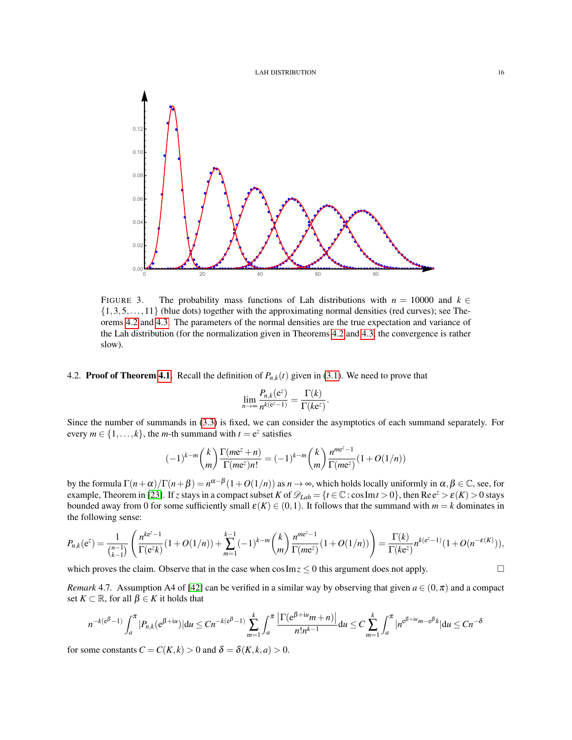FIGURE 3. The probability mass functions of Lah distributions with $n = 10000$ and $k \in \{1, 3, 5, \dots, 11\}$ (blue dots) together with the approximating normal densities (red curves); see Theorems 4.2 and 4.3. The parameters of the normal densities are the true expectation and variance of the Lah distribution (for the normalization given in Theorems 4.2 and 4.3, the convergence is rather slow).

4.2. **Proof of Theorem 4.1.** Recall the definition of $P_{n,k}(t)$ given in (3.1). We need to prove that

$$\lim_{n\to\infty} \frac{P_{n,k}(\mathrm{e}^z)}{n^{k(\mathrm{e}^z-1)}} = \frac{\Gamma(k)}{\Gamma(k\mathrm{e}^z)}.$$

Since the number of summands in (3.3) is fixed, we can consider the asymptotics of each summand separately. For every $m \in \{1, \dots, k\}$, the $m$-th summand with $t = \mathrm{e}^z$ satisfies

$$(-1)^{k-m}\binom{k}{m}\frac{\Gamma(m\mathrm{e}^z+n)}{\Gamma(m\mathrm{e}^z)n!} = (-1)^{k-m}\binom{k}{m}\frac{n^{m\mathrm{e}^z-1}}{\Gamma(m\mathrm{e}^z)}(1+O(1/n))$$

by the formula $\Gamma(n+\alpha)/\Gamma(n+\beta) = n^{\alpha-\beta}(1+O(1/n))$ as $n\to\infty$, which holds locally uniformly in $\alpha, \beta \in \mathbb{C}$, see, for example, Theorem in [23]. If $z$ stays in a compact subset $K$ of $\mathscr{D}_{Lah} = \{t \in \mathbb{C} : \cos \operatorname{Im} t > 0\}$, then $\operatorname{Re}\mathrm{e}^z > \varepsilon(K) > 0$ stays bounded away from 0 for some sufficiently small $\varepsilon(K) \in (0,1)$. It follows that the summand with $m = k$ dominates in the following sense:

$$P_{n,k}(\mathrm{e}^z) = \frac{1}{\binom{n-1}{k-1}}\left(\frac{n^{k\mathrm{e}^z-1}}{\Gamma(\mathrm{e}^z k)}(1+O(1/n)) + \sum_{m=1}^{k-1}(-1)^{k-m}\binom{k}{m}\frac{n^{m\mathrm{e}^z-1}}{\Gamma(m\mathrm{e}^z)}(1+O(1/n))\right) = \frac{\Gamma(k)}{\Gamma(k\mathrm{e}^z)}n^{k(\mathrm{e}^z-1)}(1+O(n^{-\varepsilon(K)})),$$

which proves the claim. Observe that in the case when $\cos \operatorname{Im} z \le 0$ this argument does not apply. $\square$

*Remark* 4.7. Assumption A4 of [42] can be verified in a similar way by observing that given $a \in (0,\pi)$ and a compact set $K \subset \mathbb{R}$, for all $\beta \in K$ it holds that

$$n^{-k(\mathrm{e}^\beta-1)}\int_a^\pi |P_{n,k}(\mathrm{e}^{\beta+\mathrm{i}u})|\mathrm{d}u \le Cn^{-k(\mathrm{e}^\beta-1)}\sum_{m=1}^{k}\int_a^\pi \frac{\left|\Gamma(\mathrm{e}^{\beta+\mathrm{i}u}m+n)\right|}{n!n^{k-1}}\mathrm{d}u \le C\sum_{m=1}^{k}\int_a^\pi |n^{\mathrm{e}^{\beta+\mathrm{i}u}m-\mathrm{e}^\beta k}|\mathrm{d}u \le Cn^{-\delta}$$

for some constants $C = C(K,k) > 0$ and $\delta = \delta(K,k,a) > 0$.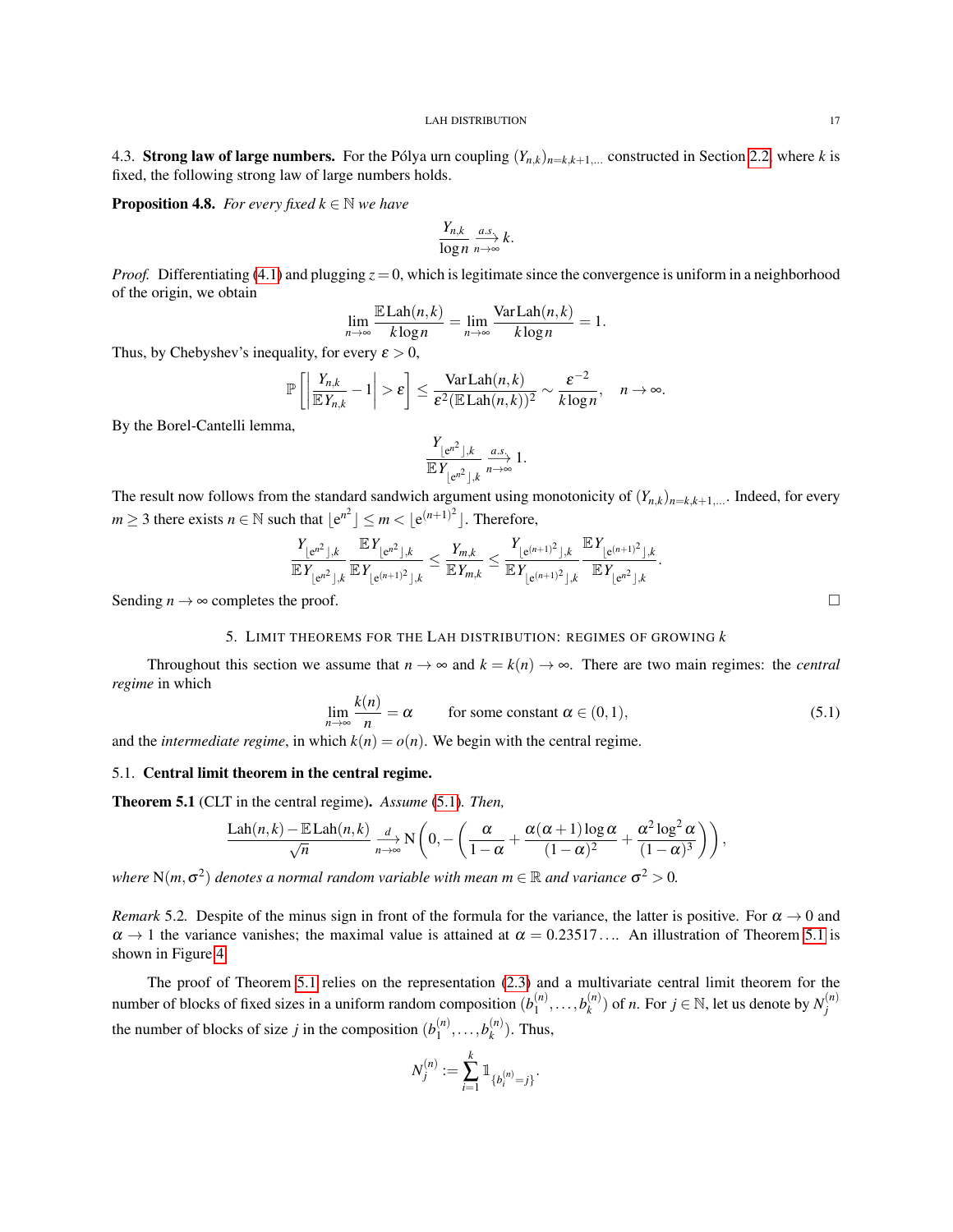4.3. **Strong law of large numbers.** For the Pólya urn coupling $(Y_{n,k})_{n=k,k+1,\dots}$ constructed in Section 2.2 where $k$ is fixed, the following strong law of large numbers holds.

**Proposition 4.8.** *For every fixed $k \in \mathbb{N}$ we have*

$$\frac{Y_{n,k}}{\log n} \overset{a.s.}{\underset{n\to\infty}{\longrightarrow}} k.$$

*Proof.* Differentiating (4.1) and plugging $z = 0$, which is legitimate since the convergence is uniform in a neighborhood of the origin, we obtain

$$\lim_{n\to\infty} \frac{\mathbb{E}\,\mathrm{Lah}(n,k)}{k \log n} = \lim_{n\to\infty} \frac{\mathrm{Var}\,\mathrm{Lah}(n,k)}{k \log n} = 1.$$

Thus, by Chebyshev's inequality, for every $\varepsilon > 0$,

$$\mathbb{P}\left[\left|\frac{Y_{n,k}}{\mathbb{E} Y_{n,k}} - 1\right| > \varepsilon\right] \le \frac{\mathrm{Var}\,\mathrm{Lah}(n,k)}{\varepsilon^2 (\mathbb{E}\,\mathrm{Lah}(n,k))^2} \sim \frac{\varepsilon^{-2}}{k \log n}, \quad n \to \infty.$$

By the Borel-Cantelli lemma,

$$\frac{Y_{\lfloor e^{n^2} \rfloor, k}}{\mathbb{E} Y_{\lfloor e^{n^2} \rfloor, k}} \overset{a.s.}{\underset{n\to\infty}{\longrightarrow}} 1.$$

The result now follows from the standard sandwich argument using monotonicity of $(Y_{n,k})_{n=k,k+1,\dots}$. Indeed, for every $m \ge 3$ there exists $n \in \mathbb{N}$ such that $\lfloor e^{n^2} \rfloor \le m < \lfloor e^{(n+1)^2} \rfloor$. Therefore,

$$\frac{Y_{\lfloor e^{n^2} \rfloor, k}}{\mathbb{E} Y_{\lfloor e^{n^2} \rfloor, k}} \frac{\mathbb{E} Y_{\lfloor e^{n^2} \rfloor, k}}{\mathbb{E} Y_{\lfloor e^{(n+1)^2} \rfloor, k}} \le \frac{Y_{m,k}}{\mathbb{E} Y_{m,k}} \le \frac{Y_{\lfloor e^{(n+1)^2} \rfloor, k}}{\mathbb{E} Y_{\lfloor e^{(n+1)^2} \rfloor, k}} \frac{\mathbb{E} Y_{\lfloor e^{(n+1)^2} \rfloor, k}}{\mathbb{E} Y_{\lfloor e^{n^2} \rfloor, k}}.$$

Sending $n \to \infty$ completes the proof. □

## 5. Limit theorems for the Lah distribution: regimes of growing $k$

Throughout this section we assume that $n \to \infty$ and $k = k(n) \to \infty$. There are two main regimes: the *central regime* in which

$$\lim_{n\to\infty} \frac{k(n)}{n} = \alpha \qquad \text{for some constant } \alpha \in (0,1), \tag{5.1}$$

and the *intermediate regime*, in which $k(n) = o(n)$. We begin with the central regime.

### 5.1. Central limit theorem in the central regime.

**Theorem 5.1** (CLT in the central regime)**.** *Assume (5.1). Then,*

$$\frac{\mathrm{Lah}(n,k) - \mathbb{E}\,\mathrm{Lah}(n,k)}{\sqrt{n}} \overset{d}{\underset{n\to\infty}{\longrightarrow}} \mathrm{N}\left(0, -\left(\frac{\alpha}{1-\alpha} + \frac{\alpha(\alpha+1)\log \alpha}{(1-\alpha)^2} + \frac{\alpha^2 \log^2 \alpha}{(1-\alpha)^3}\right)\right),$$

*where $\mathrm{N}(m, \sigma^2)$ denotes a normal random variable with mean $m \in \mathbb{R}$ and variance $\sigma^2 > 0$.*

*Remark* 5.2. Despite of the minus sign in front of the formula for the variance, the latter is positive. For $\alpha \to 0$ and $\alpha \to 1$ the variance vanishes; the maximal value is attained at $\alpha = 0.23517\dots$. An illustration of Theorem 5.1 is shown in Figure 4.

The proof of Theorem 5.1 relies on the representation (2.3) and a multivariate central limit theorem for the number of blocks of fixed sizes in a uniform random composition $(b_1^{(n)}, \dots, b_k^{(n)})$ of $n$. For $j \in \mathbb{N}$, let us denote by $N_j^{(n)}$ the number of blocks of size $j$ in the composition $(b_1^{(n)}, \dots, b_k^{(n)})$. Thus,

$$N_j^{(n)} := \sum_{i=1}^{k} \mathbb{1}_{\{b_i^{(n)} = j\}}.$$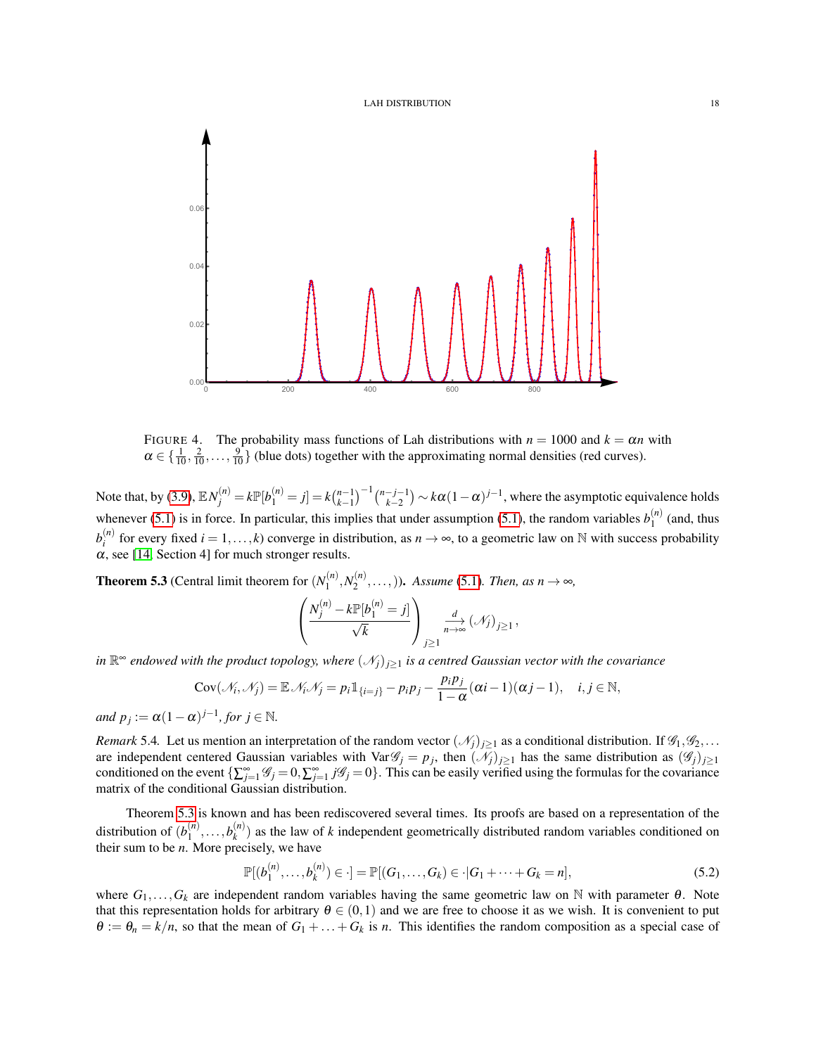FIGURE 4. The probability mass functions of Lah distributions with $n = 1000$ and $k = \alpha n$ with $\alpha \in \{\frac{1}{10}, \frac{2}{10}, \dots, \frac{9}{10}\}$ (blue dots) together with the approximating normal densities (red curves).

Note that, by (3.9), $\mathbb{E}N_j^{(n)} = k\mathbb{P}[b_1^{(n)} = j] = k\binom{n-1}{k-1}^{-1}\binom{n-j-1}{k-2} \sim k\alpha(1-\alpha)^{j-1}$, where the asymptotic equivalence holds whenever (5.1) is in force. In particular, this implies that under assumption (5.1), the random variables $b_1^{(n)}$ (and, thus $b_i^{(n)}$ for every fixed $i = 1, \dots, k$) converge in distribution, as $n \to \infty$, to a geometric law on $\mathbb{N}$ with success probability $\alpha$, see [14, Section 4] for much stronger results.

**Theorem 5.3** (Central limit theorem for $(N_1^{(n)}, N_2^{(n)}, \dots, ))$**.** *Assume (5.1). Then, as $n \to \infty$,*

$$\left(\frac{N_j^{(n)} - k\mathbb{P}[b_1^{(n)} = j]}{\sqrt{k}}\right)_{j\geq 1} \xrightarrow[n\to\infty]{d} (\mathscr{N}_j)_{j\geq 1},$$

*in $\mathbb{R}^\infty$ endowed with the product topology, where $(\mathscr{N}_j)_{j\geq 1}$ is a centred Gaussian vector with the covariance*

$$\operatorname{Cov}(\mathscr{N}_i, \mathscr{N}_j) = \mathbb{E}\mathscr{N}_i\mathscr{N}_j = p_i \mathbb{1}_{\{i=j\}} - p_i p_j - \frac{p_i p_j}{1-\alpha}(\alpha i - 1)(\alpha j - 1), \quad i, j \in \mathbb{N},$$

*and $p_j := \alpha(1-\alpha)^{j-1}$, for $j \in \mathbb{N}$.*

*Remark* 5.4. Let us mention an interpretation of the random vector $(\mathscr{N}_j)_{j\geq 1}$ as a conditional distribution. If $\mathscr{G}_1, \mathscr{G}_2, \dots$ are independent centered Gaussian variables with $\operatorname{Var}\mathscr{G}_j = p_j$, then $(\mathscr{N}_j)_{j\geq 1}$ has the same distribution as $(\mathscr{G}_j)_{j\geq 1}$ conditioned on the event $\{\sum_{j=1}^\infty \mathscr{G}_j = 0, \sum_{j=1}^\infty j\mathscr{G}_j = 0\}$. This can be easily verified using the formulas for the covariance matrix of the conditional Gaussian distribution.

Theorem 5.3 is known and has been rediscovered several times. Its proofs are based on a representation of the distribution of $(b_1^{(n)}, \dots, b_k^{(n)})$ as the law of $k$ independent geometrically distributed random variables conditioned on their sum to be $n$. More precisely, we have

$$\mathbb{P}[(b_1^{(n)}, \dots, b_k^{(n)}) \in \cdot] = \mathbb{P}[(G_1, \dots, G_k) \in \cdot | G_1 + \dots + G_k = n], \tag{5.2}$$

where $G_1, \dots, G_k$ are independent random variables having the same geometric law on $\mathbb{N}$ with parameter $\theta$. Note that this representation holds for arbitrary $\theta \in (0,1)$ and we are free to choose it as we wish. It is convenient to put $\theta := \theta_n = k/n$, so that the mean of $G_1 + \dots + G_k$ is $n$. This identifies the random composition as a special case of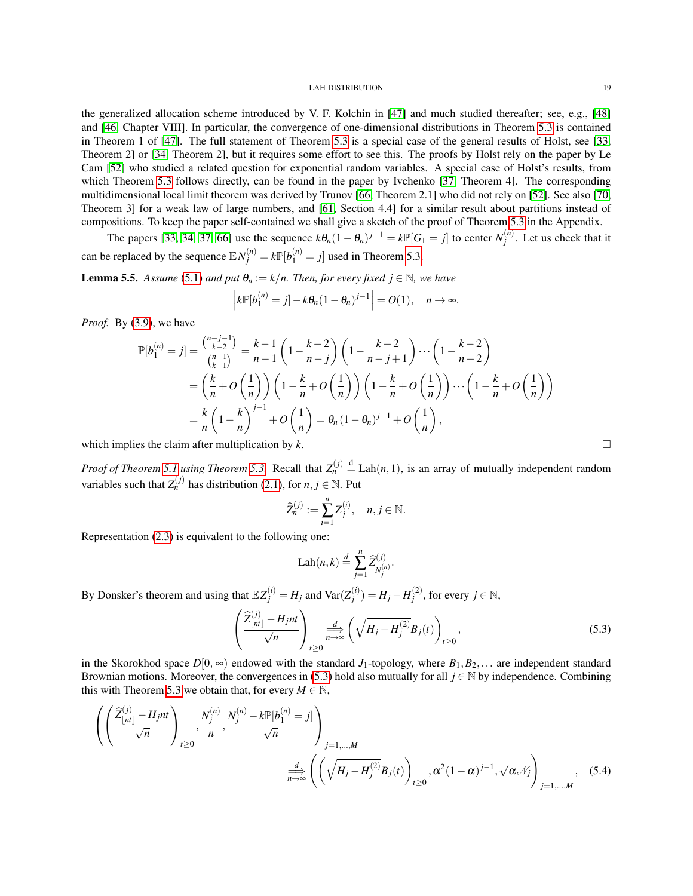the generalized allocation scheme introduced by V. F. Kolchin in [47] and much studied thereafter; see, e.g., [48] and [46, Chapter VIII]. In particular, the convergence of one-dimensional distributions in Theorem 5.3 is contained in Theorem 1 of [47]. The full statement of Theorem 5.3 is a special case of the general results of Holst, see [33, Theorem 2] or [34, Theorem 2], but it requires some effort to see this. The proofs by Holst rely on the paper by Le Cam [52] who studied a related question for exponential random variables. A special case of Holst's results, from which Theorem 5.3 follows directly, can be found in the paper by Ivchenko [37, Theorem 4]. The corresponding multidimensional local limit theorem was derived by Trunov [66, Theorem 2.1] who did not rely on [52]. See also [70, Theorem 3] for a weak law of large numbers, and [61, Section 4.4] for a similar result about partitions instead of compositions. To keep the paper self-contained we shall give a sketch of the proof of Theorem 5.3 in the Appendix.

The papers [33, 34, 37, 66] use the sequence $k\theta_n(1-\theta_n)^{j-1} = k\mathbb{P}[G_1 = j]$ to center $N_j^{(n)}$. Let us check that it can be replaced by the sequence $\mathbb{E}N_j^{(n)} = k\mathbb{P}[b_1^{(n)} = j]$ used in Theorem 5.3.

**Lemma 5.5.** *Assume (5.1) and put $\theta_n := k/n$. Then, for every fixed $j \in \mathbb{N}$, we have*

$$\left| k\mathbb{P}[b_1^{(n)} = j] - k\theta_n(1-\theta_n)^{j-1} \right| = O(1), \quad n \to \infty.$$

*Proof.* By (3.9), we have

$$\begin{aligned}
\mathbb{P}[b_1^{(n)} = j] &= \frac{\binom{n-j-1}{k-2}}{\binom{n-1}{k-1}} = \frac{k-1}{n-1}\left(1 - \frac{k-2}{n-j}\right)\left(1 - \frac{k-2}{n-j+1}\right)\cdots\left(1 - \frac{k-2}{n-2}\right) \\
&= \left(\frac{k}{n} + O\left(\frac{1}{n}\right)\right)\left(1 - \frac{k}{n} + O\left(\frac{1}{n}\right)\right)\left(1 - \frac{k}{n} + O\left(\frac{1}{n}\right)\right)\cdots\left(1 - \frac{k}{n} + O\left(\frac{1}{n}\right)\right) \\
&= \frac{k}{n}\left(1 - \frac{k}{n}\right)^{j-1} + O\left(\frac{1}{n}\right) = \theta_n(1-\theta_n)^{j-1} + O\left(\frac{1}{n}\right),
\end{aligned}$$

which implies the claim after multiplication by $k$. $\square$

*Proof of Theorem 5.1 using Theorem 5.3.* Recall that $Z_n^{(j)} \overset{\text{d}}{=} \text{Lah}(n,1)$, is an array of mutually independent random variables such that $Z_n^{(j)}$ has distribution (2.1), for $n, j \in \mathbb{N}$. Put

$$\widehat{Z}_n^{(j)} := \sum_{i=1}^{n} Z_j^{(i)}, \quad n, j \in \mathbb{N}.$$

Representation (2.3) is equivalent to the following one:

$$\text{Lah}(n,k) \overset{d}{=} \sum_{j=1}^{n} \widehat{Z}_{N_j^{(n)}}^{(j)}.$$

By Donsker's theorem and using that $\mathbb{E}Z_j^{(i)} = H_j$ and $\text{Var}(Z_j^{(i)}) = H_j - H_j^{(2)}$, for every $j \in \mathbb{N}$,

$$\left(\frac{\widehat{Z}_{\lfloor nt \rfloor}^{(j)} - H_j nt}{\sqrt{n}}\right)_{t \geq 0} \overset{d}{\underset{n\to\infty}{\Longrightarrow}} \left(\sqrt{H_j - H_j^{(2)}}B_j(t)\right)_{t \geq 0}, \tag{5.3}$$

in the Skorokhod space $D[0,\infty)$ endowed with the standard $J_1$-topology, where $B_1, B_2, \ldots$ are independent standard Brownian motions. Moreover, the convergences in (5.3) hold also mutually for all $j \in \mathbb{N}$ by independence. Combining this with Theorem 5.3 we obtain that, for every $M \in \mathbb{N}$,

$$\begin{aligned}
&\left(\left(\frac{\widehat{Z}_{\lfloor nt \rfloor}^{(j)} - H_j nt}{\sqrt{n}}\right)_{t \geq 0}, \frac{N_j^{(n)}}{n}, \frac{N_j^{(n)} - k\mathbb{P}[b_1^{(n)} = j]}{\sqrt{n}}\right)_{j=1,\ldots,M} \\
&\qquad\qquad \overset{d}{\underset{n\to\infty}{\Longrightarrow}} \left(\left(\sqrt{H_j - H_j^{(2)}}B_j(t)\right)_{t \geq 0}, \alpha^2(1-\alpha)^{j-1}, \sqrt{\alpha}\mathcal{N}_j\right)_{j=1,\ldots,M},
\end{aligned} \tag{5.4}$$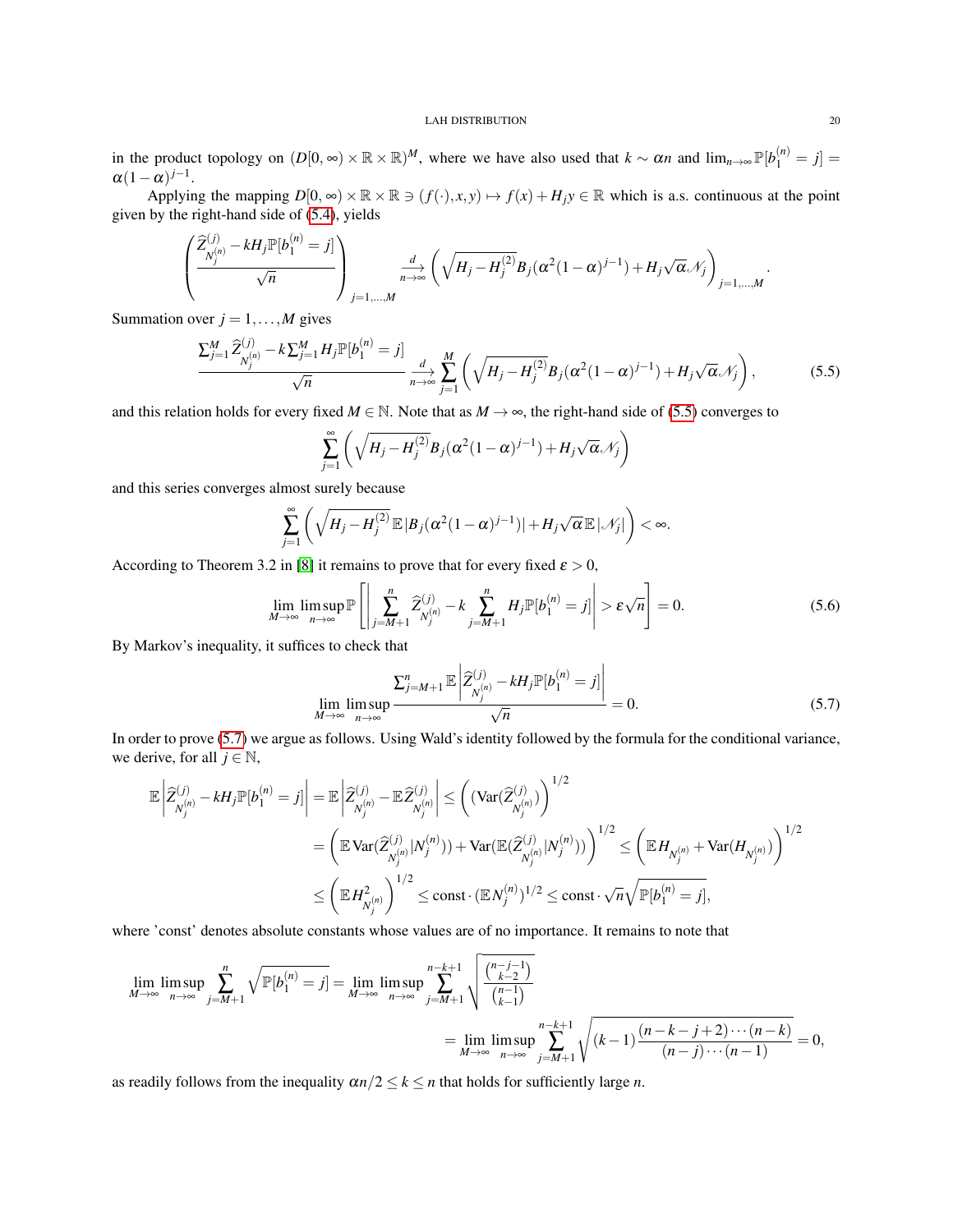in the product topology on $(D[0,\infty)\times\mathbb{R}\times\mathbb{R})^M$, where we have also used that $k\sim\alpha n$ and $\lim_{n\to\infty}\mathbb{P}[b_1^{(n)}=j]=\alpha(1-\alpha)^{j-1}$.

Applying the mapping $D[0,\infty)\times\mathbb{R}\times\mathbb{R}\ni(f(\cdot),x,y)\mapsto f(x)+H_jy\in\mathbb{R}$ which is a.s. continuous at the point given by the right-hand side of (5.4), yields

$$\left(\frac{\widehat{Z}^{(j)}_{N_j^{(n)}}-kH_j\mathbb{P}[b_1^{(n)}=j]}{\sqrt{n}}\right)_{j=1,\dots,M}\overset{d}{\underset{n\to\infty}{\longrightarrow}}\left(\sqrt{H_j-H_j^{(2)}}B_j(\alpha^2(1-\alpha)^{j-1})+H_j\sqrt{\alpha}\mathcal{N}_j\right)_{j=1,\dots,M}.$$

Summation over $j=1,\dots,M$ gives

$$\frac{\sum_{j=1}^M\widehat{Z}^{(j)}_{N_j^{(n)}}-k\sum_{j=1}^M H_j\mathbb{P}[b_1^{(n)}=j]}{\sqrt{n}}\overset{d}{\underset{n\to\infty}{\longrightarrow}}\sum_{j=1}^M\left(\sqrt{H_j-H_j^{(2)}}B_j(\alpha^2(1-\alpha)^{j-1})+H_j\sqrt{\alpha}\mathcal{N}_j\right),\tag{5.5}$$

and this relation holds for every fixed $M\in\mathbb{N}$. Note that as $M\to\infty$, the right-hand side of (5.5) converges to

$$\sum_{j=1}^\infty\left(\sqrt{H_j-H_j^{(2)}}B_j(\alpha^2(1-\alpha)^{j-1})+H_j\sqrt{\alpha}\mathcal{N}_j\right)$$

and this series converges almost surely because

$$\sum_{j=1}^\infty\left(\sqrt{H_j-H_j^{(2)}}\,\mathbb{E}|B_j(\alpha^2(1-\alpha)^{j-1})|+H_j\sqrt{\alpha}\,\mathbb{E}|\mathcal{N}_j|\right)<\infty.$$

According to Theorem 3.2 in [8] it remains to prove that for every fixed $\varepsilon>0$,

$$\lim_{M\to\infty}\limsup_{n\to\infty}\mathbb{P}\left[\left|\sum_{j=M+1}^n\widehat{Z}^{(j)}_{N_j^{(n)}}-k\sum_{j=M+1}^n H_j\mathbb{P}[b_1^{(n)}=j]\right|>\varepsilon\sqrt{n}\right]=0.\tag{5.6}$$

By Markov's inequality, it suffices to check that

$$\lim_{M\to\infty}\limsup_{n\to\infty}\frac{\sum_{j=M+1}^n\mathbb{E}\left|\widehat{Z}^{(j)}_{N_j^{(n)}}-kH_j\mathbb{P}[b_1^{(n)}=j]\right|}{\sqrt{n}}=0.\tag{5.7}$$

In order to prove (5.7) we argue as follows. Using Wald's identity followed by the formula for the conditional variance, we derive, for all $j\in\mathbb{N}$,

$$\begin{aligned}
\mathbb{E}\left|\widehat{Z}^{(j)}_{N_j^{(n)}}-kH_j\mathbb{P}[b_1^{(n)}=j]\right|&=\mathbb{E}\left|\widehat{Z}^{(j)}_{N_j^{(n)}}-\mathbb{E}\widehat{Z}^{(j)}_{N_j^{(n)}}\right|\le\left(\operatorname{Var}(\widehat{Z}^{(j)}_{N_j^{(n)}})\right)^{1/2}\\
&=\left(\mathbb{E}\operatorname{Var}(\widehat{Z}^{(j)}_{N_j^{(n)}}|N_j^{(n)})+\operatorname{Var}(\mathbb{E}(\widehat{Z}^{(j)}_{N_j^{(n)}}|N_j^{(n)}))\right)^{1/2}\le\left(\mathbb{E}H_{N_j^{(n)}}+\operatorname{Var}(H_{N_j^{(n)}})\right)^{1/2}\\
&\le\left(\mathbb{E}H^2_{N_j^{(n)}}\right)^{1/2}\le\text{const}\cdot(\mathbb{E}N_j^{(n)})^{1/2}\le\text{const}\cdot\sqrt{n}\sqrt{\mathbb{P}[b_1^{(n)}=j]},
\end{aligned}$$

where 'const' denotes absolute constants whose values are of no importance. It remains to note that

$$\begin{aligned}
\lim_{M\to\infty}\limsup_{n\to\infty}\sum_{j=M+1}^n\sqrt{\mathbb{P}[b_1^{(n)}=j]}&=\lim_{M\to\infty}\limsup_{n\to\infty}\sum_{j=M+1}^{n-k+1}\sqrt{\frac{\binom{n-j-1}{k-2}}{\binom{n-1}{k-1}}}\\
&=\lim_{M\to\infty}\limsup_{n\to\infty}\sum_{j=M+1}^{n-k+1}\sqrt{(k-1)\frac{(n-k-j+2)\cdots(n-k)}{(n-j)\cdots(n-1)}}=0,
\end{aligned}$$

as readily follows from the inequality $\alpha n/2\le k\le n$ that holds for sufficiently large $n$.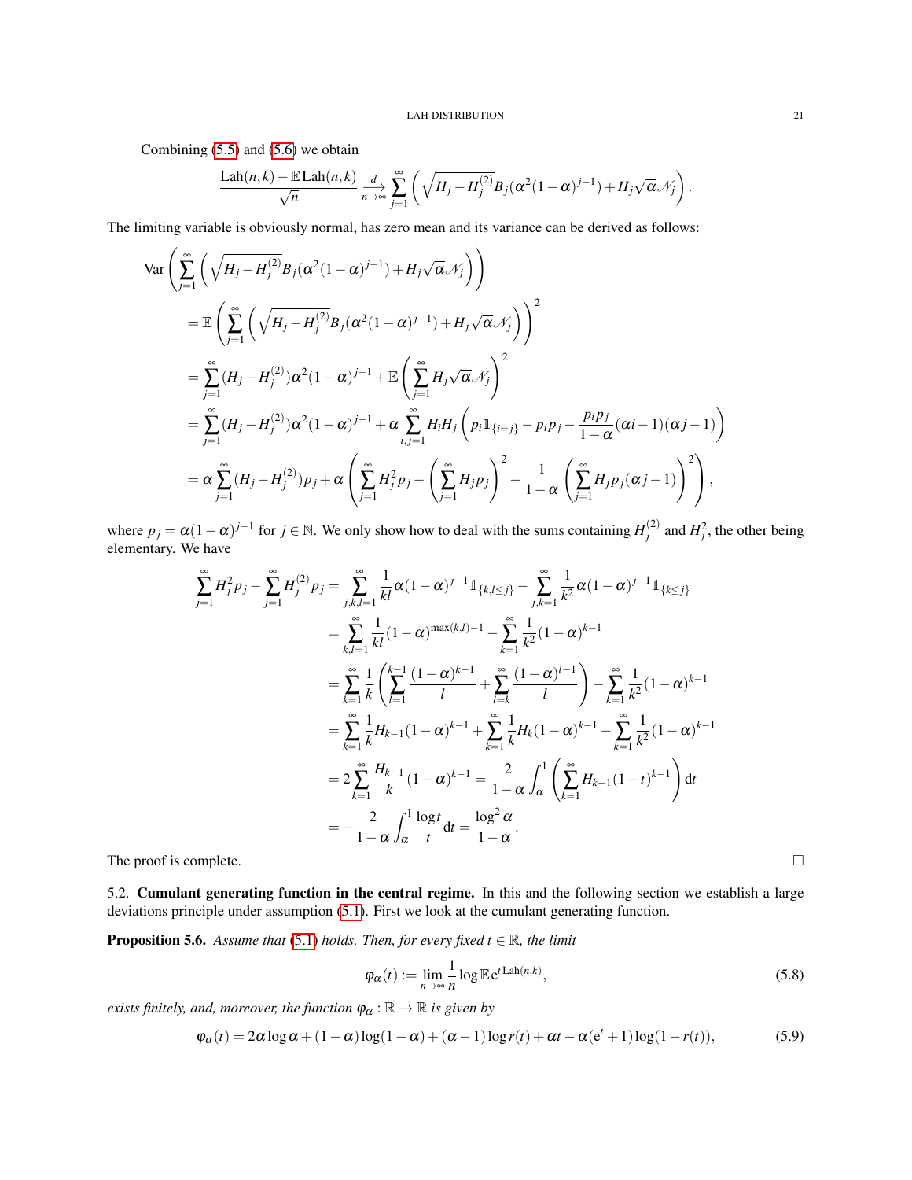Combining (5.5) and (5.6) we obtain

$$\frac{\operatorname{Lah}(n,k)-\mathbb{E}\operatorname{Lah}(n,k)}{\sqrt{n}} \overset{d}{\underset{n\to\infty}{\longrightarrow}} \sum_{j=1}^{\infty}\left(\sqrt{H_j-H_j^{(2)}}B_j(\alpha^2(1-\alpha)^{j-1})+H_j\sqrt{\alpha}\mathscr{N}_j\right).$$

The limiting variable is obviously normal, has zero mean and its variance can be derived as follows:

$$\begin{aligned}
&\operatorname{Var}\left(\sum_{j=1}^{\infty}\left(\sqrt{H_j-H_j^{(2)}}B_j(\alpha^2(1-\alpha)^{j-1})+H_j\sqrt{\alpha}\mathscr{N}_j\right)\right)\\
&=\mathbb{E}\left(\sum_{j=1}^{\infty}\left(\sqrt{H_j-H_j^{(2)}}B_j(\alpha^2(1-\alpha)^{j-1})+H_j\sqrt{\alpha}\mathscr{N}_j\right)\right)^2\\
&=\sum_{j=1}^{\infty}(H_j-H_j^{(2)})\alpha^2(1-\alpha)^{j-1}+\mathbb{E}\left(\sum_{j=1}^{\infty}H_j\sqrt{\alpha}\mathscr{N}_j\right)^2\\
&=\sum_{j=1}^{\infty}(H_j-H_j^{(2)})\alpha^2(1-\alpha)^{j-1}+\alpha\sum_{i,j=1}^{\infty}H_iH_j\left(p_i\mathbb{1}_{\{i=j\}}-p_ip_j-\frac{p_ip_j}{1-\alpha}(\alpha i-1)(\alpha j-1)\right)\\
&=\alpha\sum_{j=1}^{\infty}(H_j-H_j^{(2)})p_j+\alpha\left(\sum_{j=1}^{\infty}H_j^2p_j-\left(\sum_{j=1}^{\infty}H_jp_j\right)^2-\frac{1}{1-\alpha}\left(\sum_{j=1}^{\infty}H_jp_j(\alpha j-1)\right)^2\right),
\end{aligned}$$

where $p_j=\alpha(1-\alpha)^{j-1}$ for $j\in\mathbb{N}$. We only show how to deal with the sums containing $H_j^{(2)}$ and $H_j^2$, the other being elementary. We have

$$\begin{aligned}
\sum_{j=1}^{\infty}H_j^2p_j-\sum_{j=1}^{\infty}H_j^{(2)}p_j&=\sum_{j,k,l=1}^{\infty}\frac{1}{kl}\alpha(1-\alpha)^{j-1}\mathbb{1}_{\{k,l\le j\}}-\sum_{j,k=1}^{\infty}\frac{1}{k^2}\alpha(1-\alpha)^{j-1}\mathbb{1}_{\{k\le j\}}\\
&=\sum_{k,l=1}^{\infty}\frac{1}{kl}(1-\alpha)^{\max(k,l)-1}-\sum_{k=1}^{\infty}\frac{1}{k^2}(1-\alpha)^{k-1}\\
&=\sum_{k=1}^{\infty}\frac{1}{k}\left(\sum_{l=1}^{k-1}\frac{(1-\alpha)^{k-1}}{l}+\sum_{l=k}^{\infty}\frac{(1-\alpha)^{l-1}}{l}\right)-\sum_{k=1}^{\infty}\frac{1}{k^2}(1-\alpha)^{k-1}\\
&=\sum_{k=1}^{\infty}\frac{1}{k}H_{k-1}(1-\alpha)^{k-1}+\sum_{k=1}^{\infty}\frac{1}{k}H_k(1-\alpha)^{k-1}-\sum_{k=1}^{\infty}\frac{1}{k^2}(1-\alpha)^{k-1}\\
&=2\sum_{k=1}^{\infty}\frac{H_{k-1}}{k}(1-\alpha)^{k-1}=\frac{2}{1-\alpha}\int_{\alpha}^{1}\left(\sum_{k=1}^{\infty}H_{k-1}(1-t)^{k-1}\right)\mathrm{d}t\\
&=-\frac{2}{1-\alpha}\int_{\alpha}^{1}\frac{\log t}{t}\mathrm{d}t=\frac{\log^2\alpha}{1-\alpha}.
\end{aligned}$$

The proof is complete. □

5.2. **Cumulant generating function in the central regime.** In this and the following section we establish a large deviations principle under assumption (5.1). First we look at the cumulant generating function.

**Proposition 5.6.** *Assume that (5.1) holds. Then, for every fixed $t\in\mathbb{R}$, the limit*

$$\varphi_\alpha(t):=\lim_{n\to\infty}\frac{1}{n}\log\mathbb{E}\mathrm{e}^{t\operatorname{Lah}(n,k)},\tag{5.8}$$

*exists finitely, and, moreover, the function $\varphi_\alpha:\mathbb{R}\to\mathbb{R}$ is given by*

$$\varphi_\alpha(t)=2\alpha\log\alpha+(1-\alpha)\log(1-\alpha)+(\alpha-1)\log r(t)+\alpha t-\alpha(\mathrm{e}^t+1)\log(1-r(t)),\tag{5.9}$$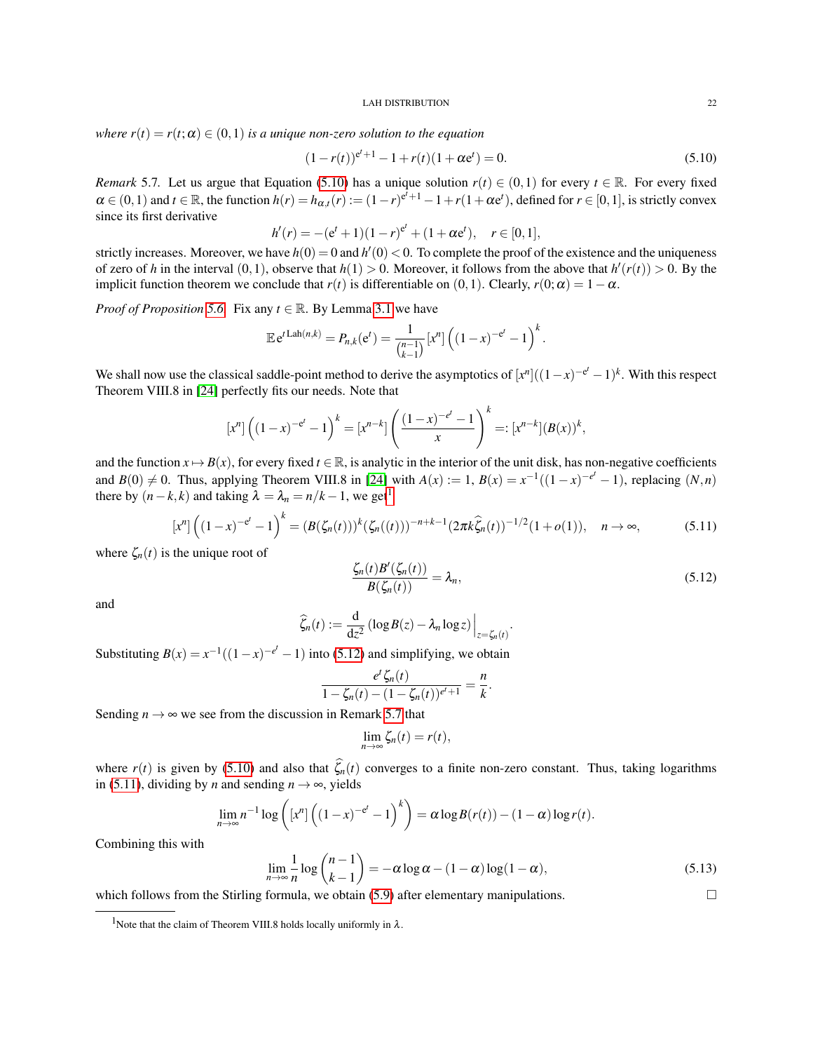*where $r(t) = r(t;\alpha) \in (0,1)$ is a unique non-zero solution to the equation*

$$(1-r(t))^{e^t+1} - 1 + r(t)(1+\alpha e^t) = 0. \tag{5.10}$$

*Remark* 5.7. Let us argue that Equation (5.10) has a unique solution $r(t) \in (0,1)$ for every $t \in \mathbb{R}$. For every fixed $\alpha \in (0,1)$ and $t \in \mathbb{R}$, the function $h(r) = h_{\alpha,t}(r) := (1-r)^{e^t+1} - 1 + r(1+\alpha e^t)$, defined for $r \in [0,1]$, is strictly convex since its first derivative

$$h'(r) = -(e^t+1)(1-r)^{e^t} + (1+\alpha e^t), \quad r \in [0,1],$$

strictly increases. Moreover, we have $h(0) = 0$ and $h'(0) < 0$. To complete the proof of the existence and the uniqueness of zero of $h$ in the interval $(0,1)$, observe that $h(1) > 0$. Moreover, it follows from the above that $h'(r(t)) > 0$. By the implicit function theorem we conclude that $r(t)$ is differentiable on $(0,1)$. Clearly, $r(0;\alpha) = 1-\alpha$.

*Proof of Proposition 5.6.* Fix any $t \in \mathbb{R}$. By Lemma 3.1 we have

$$\mathbb{E}\, e^{t\,\mathrm{Lah}(n,k)} = P_{n,k}(e^t) = \frac{1}{\binom{n-1}{k-1}}[x^n]\left((1-x)^{-e^t} - 1\right)^k.$$

We shall now use the classical saddle-point method to derive the asymptotics of $[x^n]((1-x)^{-e^t}-1)^k$. With this respect Theorem VIII.8 in [24] perfectly fits our needs. Note that

$$[x^n]\left((1-x)^{-e^t} - 1\right)^k = [x^{n-k}]\left(\frac{(1-x)^{-e^t}-1}{x}\right)^k =: [x^{n-k}](B(x))^k,$$

and the function $x \mapsto B(x)$, for every fixed $t \in \mathbb{R}$, is analytic in the interior of the unit disk, has non-negative coefficients and $B(0) \neq 0$. Thus, applying Theorem VIII.8 in [24] with $A(x) := 1$, $B(x) = x^{-1}((1-x)^{-e^t}-1)$, replacing $(N,n)$ there by $(n-k,k)$ and taking $\lambda = \lambda_n = n/k - 1$, we get[1]

$$[x^n]\left((1-x)^{-e^t} - 1\right)^k = (B(\zeta_n(t)))^k(\zeta_n((t)))^{-n+k-1}(2\pi k \widehat{\zeta}_n(t))^{-1/2}(1+o(1)), \quad n \to \infty, \tag{5.11}$$

where $\zeta_n(t)$ is the unique root of

$$\frac{\zeta_n(t)B'(\zeta_n(t))}{B(\zeta_n(t))} = \lambda_n, \tag{5.12}$$

and

$$\widehat{\zeta}_n(t) := \frac{\mathrm{d}}{\mathrm{d}z^2}\left(\log B(z) - \lambda_n \log z\right)\Big|_{z=\zeta_n(t)}.$$

Substituting $B(x) = x^{-1}((1-x)^{-e^t}-1)$ into (5.12) and simplifying, we obtain

$$\frac{e^t\zeta_n(t)}{1-\zeta_n(t)-(1-\zeta_n(t))^{e^t+1}} = \frac{n}{k}.$$

Sending $n \to \infty$ we see from the discussion in Remark 5.7 that

$$\lim_{n\to\infty}\zeta_n(t) = r(t),$$

where $r(t)$ is given by (5.10) and also that $\widehat{\zeta}_n(t)$ converges to a finite non-zero constant. Thus, taking logarithms in (5.11), dividing by $n$ and sending $n \to \infty$, yields

$$\lim_{n\to\infty} n^{-1}\log\left([x^n]\left((1-x)^{-e^t}-1\right)^k\right) = \alpha \log B(r(t)) - (1-\alpha)\log r(t).$$

Combining this with

$$\lim_{n\to\infty}\frac{1}{n}\log\binom{n-1}{k-1} = -\alpha\log\alpha - (1-\alpha)\log(1-\alpha), \tag{5.13}$$

which follows from the Stirling formula, we obtain (5.9) after elementary manipulations. $\square$

---

[1] Note that the claim of Theorem VIII.8 holds locally uniformly in $\lambda$.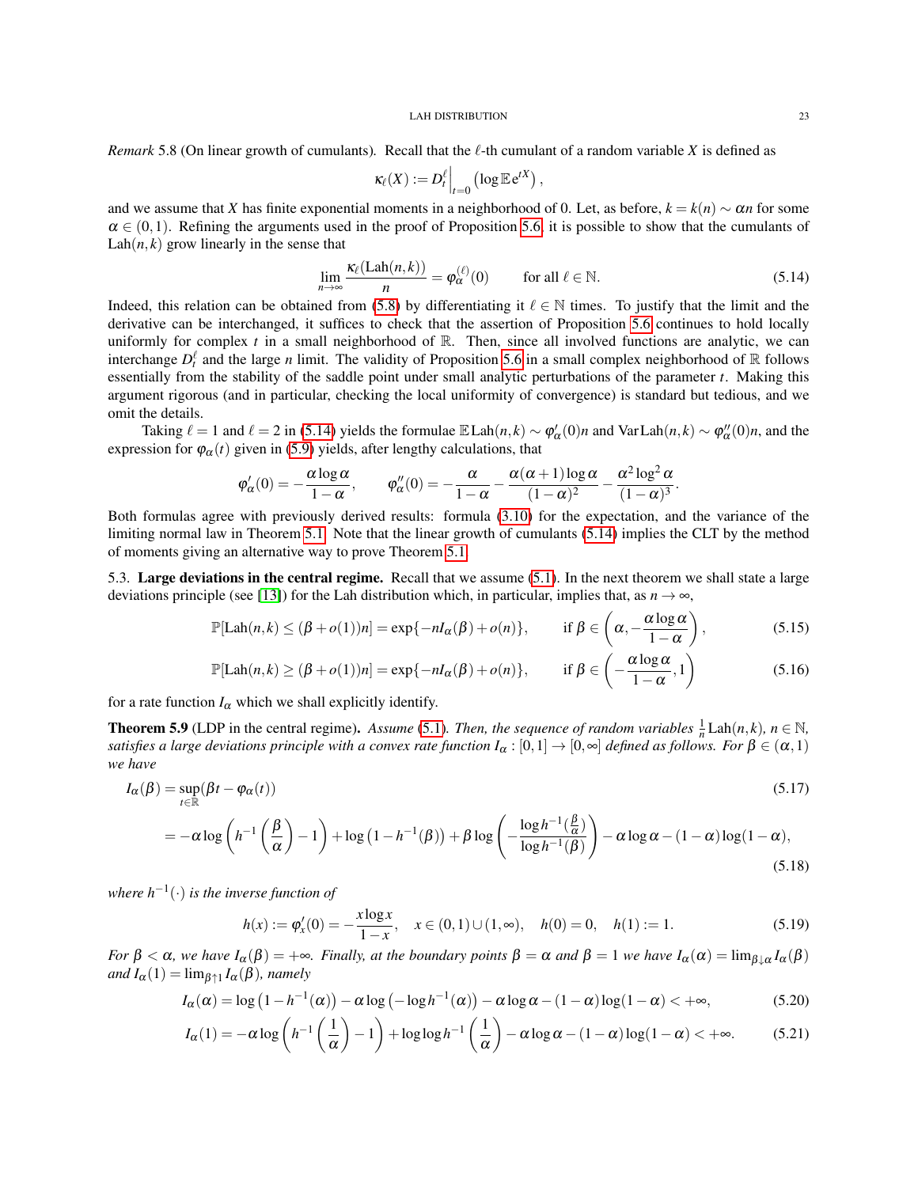*Remark* 5.8 (On linear growth of cumulants). Recall that the $\ell$-th cumulant of a random variable $X$ is defined as

$$\kappa_\ell(X) := D_t^\ell\Big|_{t=0} \left(\log \mathbb{E}\, \mathrm{e}^{tX}\right),$$

and we assume that $X$ has finite exponential moments in a neighborhood of 0. Let, as before, $k = k(n) \sim \alpha n$ for some $\alpha \in (0,1)$. Refining the arguments used in the proof of Proposition 5.6, it is possible to show that the cumulants of $\mathrm{Lah}(n,k)$ grow linearly in the sense that

$$\lim_{n\to\infty} \frac{\kappa_\ell(\mathrm{Lah}(n,k))}{n} = \varphi_\alpha^{(\ell)}(0) \qquad \text{for all } \ell \in \mathbb{N}. \tag{5.14}$$

Indeed, this relation can be obtained from (5.8) by differentiating it $\ell \in \mathbb{N}$ times. To justify that the limit and the derivative can be interchanged, it suffices to check that the assertion of Proposition 5.6 continues to hold locally uniformly for complex $t$ in a small neighborhood of $\mathbb{R}$. Then, since all involved functions are analytic, we can interchange $D_t^\ell$ and the large $n$ limit. The validity of Proposition 5.6 in a small complex neighborhood of $\mathbb{R}$ follows essentially from the stability of the saddle point under small analytic perturbations of the parameter $t$. Making this argument rigorous (and in particular, checking the local uniformity of convergence) is standard but tedious, and we omit the details.

Taking $\ell = 1$ and $\ell = 2$ in (5.14) yields the formulae $\mathbb{E}\,\mathrm{Lah}(n,k) \sim \varphi_\alpha'(0)n$ and $\mathrm{Var}\,\mathrm{Lah}(n,k) \sim \varphi_\alpha''(0)n$, and the expression for $\varphi_\alpha(t)$ given in (5.9) yields, after lengthy calculations, that

$$\varphi_\alpha'(0) = -\frac{\alpha \log \alpha}{1-\alpha}, \qquad \varphi_\alpha''(0) = -\frac{\alpha}{1-\alpha} - \frac{\alpha(\alpha+1)\log\alpha}{(1-\alpha)^2} - \frac{\alpha^2 \log^2 \alpha}{(1-\alpha)^3}.$$

Both formulas agree with previously derived results: formula (3.10) for the expectation, and the variance of the limiting normal law in Theorem 5.1. Note that the linear growth of cumulants (5.14) implies the CLT by the method of moments giving an alternative way to prove Theorem 5.1.

5.3. **Large deviations in the central regime.** Recall that we assume (5.1). In the next theorem we shall state a large deviations principle (see [13]) for the Lah distribution which, in particular, implies that, as $n \to \infty$,

$$\mathbb{P}[\mathrm{Lah}(n,k) \le (\beta + o(1))n] = \exp\{-nI_\alpha(\beta) + o(n)\}, \qquad \text{if } \beta \in \left(\alpha, -\frac{\alpha \log \alpha}{1-\alpha}\right), \tag{5.15}$$

$$\mathbb{P}[\mathrm{Lah}(n,k) \ge (\beta + o(1))n] = \exp\{-nI_\alpha(\beta) + o(n)\}, \qquad \text{if } \beta \in \left(-\frac{\alpha \log \alpha}{1-\alpha}, 1\right) \tag{5.16}$$

for a rate function $I_\alpha$ which we shall explicitly identify.

**Theorem 5.9** (LDP in the central regime)**.** *Assume* (5.1)*. Then, the sequence of random variables* $\frac{1}{n}\mathrm{Lah}(n,k)$*,* $n \in \mathbb{N}$*, satisfies a large deviations principle with a convex rate function* $I_\alpha : [0,1] \to [0,\infty]$ *defined as follows. For* $\beta \in (\alpha, 1)$ *we have*

$$I_\alpha(\beta) = \sup_{t\in\mathbb{R}} (\beta t - \varphi_\alpha(t)) \tag{5.17}$$

$$= -\alpha \log\left(h^{-1}\left(\frac{\beta}{\alpha}\right) - 1\right) + \log\left(1 - h^{-1}(\beta)\right) + \beta \log\left(-\frac{\log h^{-1}(\frac{\beta}{\alpha})}{\log h^{-1}(\beta)}\right) - \alpha\log\alpha - (1-\alpha)\log(1-\alpha), \tag{5.18}$$

*where* $h^{-1}(\cdot)$ *is the inverse function of*

$$h(x) := \varphi_x'(0) = -\frac{x\log x}{1-x}, \quad x \in (0,1)\cup(1,\infty), \quad h(0) = 0, \quad h(1) := 1. \tag{5.19}$$

*For* $\beta < \alpha$*, we have* $I_\alpha(\beta) = +\infty$*. Finally, at the boundary points* $\beta = \alpha$ *and* $\beta = 1$ *we have* $I_\alpha(\alpha) = \lim_{\beta\downarrow\alpha} I_\alpha(\beta)$ *and* $I_\alpha(1) = \lim_{\beta\uparrow 1} I_\alpha(\beta)$*, namely*

$$I_\alpha(\alpha) = \log\left(1 - h^{-1}(\alpha)\right) - \alpha\log\left(-\log h^{-1}(\alpha)\right) - \alpha\log\alpha - (1-\alpha)\log(1-\alpha) < +\infty, \tag{5.20}$$

$$I_\alpha(1) = -\alpha\log\left(h^{-1}\left(\frac{1}{\alpha}\right) - 1\right) + \log\log h^{-1}\left(\frac{1}{\alpha}\right) - \alpha\log\alpha - (1-\alpha)\log(1-\alpha) < +\infty. \tag{5.21}$$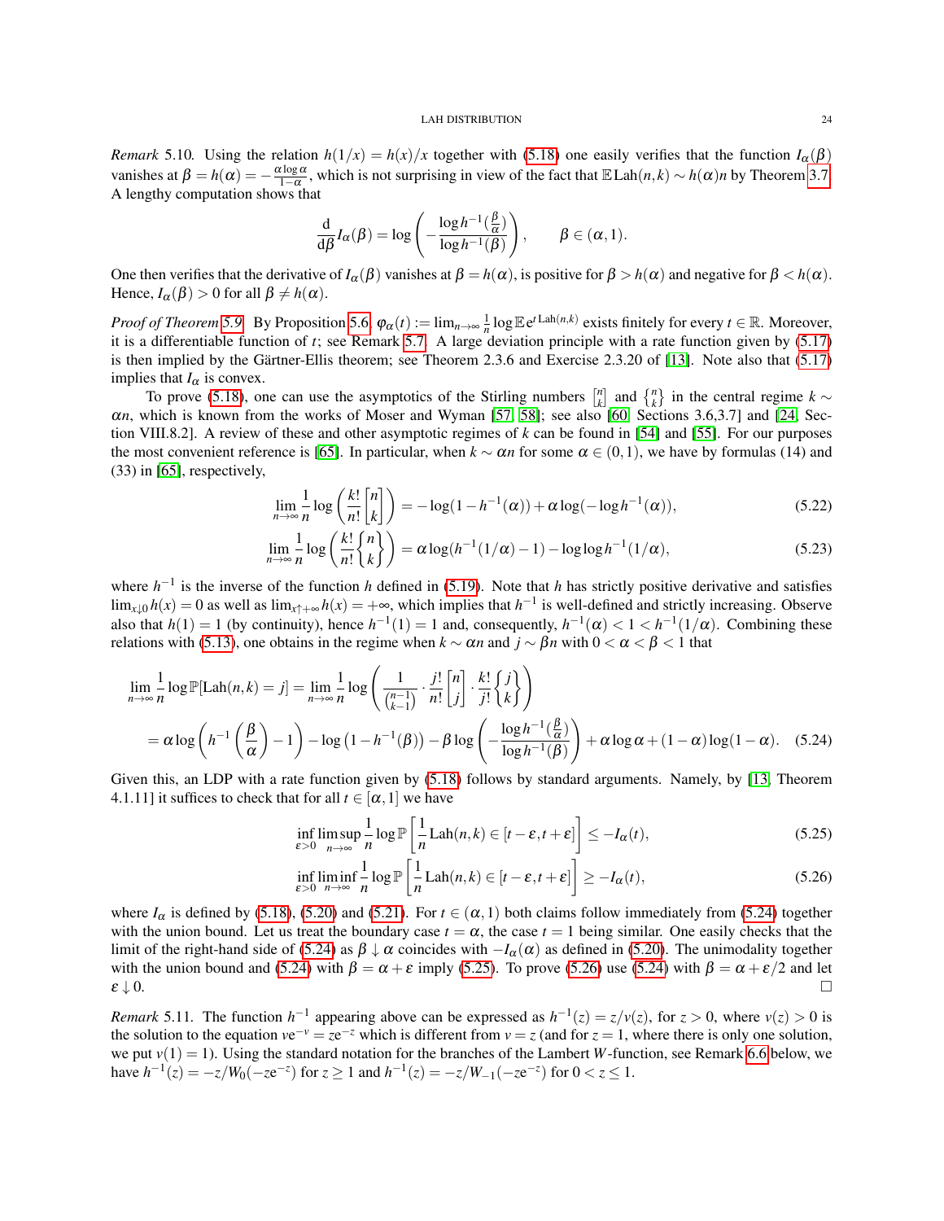*Remark* 5.10. Using the relation $h(1/x) = h(x)/x$ together with (5.18) one easily verifies that the function $I_\alpha(\beta)$ vanishes at $\beta = h(\alpha) = -\frac{\alpha \log \alpha}{1-\alpha}$, which is not surprising in view of the fact that $\mathbb{E}\,\mathrm{Lah}(n,k) \sim h(\alpha)n$ by Theorem 3.7. A lengthy computation shows that

$$\frac{\mathrm{d}}{\mathrm{d}\beta} I_\alpha(\beta) = \log\left(-\frac{\log h^{-1}(\frac{\beta}{\alpha})}{\log h^{-1}(\beta)}\right), \qquad \beta \in (\alpha, 1).$$

One then verifies that the derivative of $I_\alpha(\beta)$ vanishes at $\beta = h(\alpha)$, is positive for $\beta > h(\alpha)$ and negative for $\beta < h(\alpha)$. Hence, $I_\alpha(\beta) > 0$ for all $\beta \neq h(\alpha)$.

*Proof of Theorem 5.9.* By Proposition 5.6, $\varphi_\alpha(t) := \lim_{n\to\infty} \frac{1}{n} \log \mathbb{E}\,\mathrm{e}^{t\,\mathrm{Lah}(n,k)}$ exists finitely for every $t \in \mathbb{R}$. Moreover, it is a differentiable function of $t$; see Remark 5.7. A large deviation principle with a rate function given by (5.17) is then implied by the Gärtner-Ellis theorem; see Theorem 2.3.6 and Exercise 2.3.20 of [13]. Note also that (5.17) implies that $I_\alpha$ is convex.

To prove (5.18), one can use the asymptotics of the Stirling numbers $\left[{n \atop k}\right]$ and $\left\{{n \atop k}\right\}$ in the central regime $k \sim \alpha n$, which is known from the works of Moser and Wyman [57, 58]; see also [60, Sections 3.6,3.7] and [24, Section VIII.8.2]. A review of these and other asymptotic regimes of $k$ can be found in [54] and [55]. For our purposes the most convenient reference is [65]. In particular, when $k \sim \alpha n$ for some $\alpha \in (0,1)$, we have by formulas (14) and (33) in [65], respectively,

$$\lim_{n\to\infty} \frac{1}{n} \log\left(\frac{k!}{n!}\left[{n \atop k}\right]\right) = -\log(1 - h^{-1}(\alpha)) + \alpha \log(-\log h^{-1}(\alpha)), \tag{5.22}$$

$$\lim_{n\to\infty} \frac{1}{n} \log\left(\frac{k!}{n!}\left\{{n \atop k}\right\}\right) = \alpha \log(h^{-1}(1/\alpha) - 1) - \log\log h^{-1}(1/\alpha), \tag{5.23}$$

where $h^{-1}$ is the inverse of the function $h$ defined in (5.19). Note that $h$ has strictly positive derivative and satisfies $\lim_{x\downarrow 0} h(x) = 0$ as well as $\lim_{x\uparrow+\infty} h(x) = +\infty$, which implies that $h^{-1}$ is well-defined and strictly increasing. Observe also that $h(1) = 1$ (by continuity), hence $h^{-1}(1) = 1$ and, consequently, $h^{-1}(\alpha) < 1 < h^{-1}(1/\alpha)$. Combining these relations with (5.13), one obtains in the regime when $k \sim \alpha n$ and $j \sim \beta n$ with $0 < \alpha < \beta < 1$ that

$$\begin{aligned}
\lim_{n\to\infty} \frac{1}{n} \log \mathbb{P}[\mathrm{Lah}(n,k) = j] &= \lim_{n\to\infty} \frac{1}{n} \log\left(\frac{1}{\binom{n-1}{k-1}} \cdot \frac{j!}{n!}\left[{n \atop j}\right] \cdot \frac{k!}{j!}\left\{{j \atop k}\right\}\right) \\
&= \alpha \log\left(h^{-1}\left(\frac{\beta}{\alpha}\right) - 1\right) - \log\left(1 - h^{-1}(\beta)\right) - \beta \log\left(-\frac{\log h^{-1}(\frac{\beta}{\alpha})}{\log h^{-1}(\beta)}\right) + \alpha \log \alpha + (1-\alpha)\log(1-\alpha).
\end{aligned} \tag{5.24}$$

Given this, an LDP with a rate function given by (5.18) follows by standard arguments. Namely, by [13, Theorem 4.1.11] it suffices to check that for all $t \in [\alpha, 1]$ we have

$$\inf_{\varepsilon>0} \limsup_{n\to\infty} \frac{1}{n} \log \mathbb{P}\left[\frac{1}{n}\mathrm{Lah}(n,k) \in [t-\varepsilon, t+\varepsilon]\right] \leq -I_\alpha(t), \tag{5.25}$$

$$\inf_{\varepsilon>0} \liminf_{n\to\infty} \frac{1}{n} \log \mathbb{P}\left[\frac{1}{n}\mathrm{Lah}(n,k) \in [t-\varepsilon, t+\varepsilon]\right] \geq -I_\alpha(t), \tag{5.26}$$

where $I_\alpha$ is defined by (5.18), (5.20) and (5.21). For $t \in (\alpha, 1)$ both claims follow immediately from (5.24) together with the union bound. Let us treat the boundary case $t = \alpha$, the case $t = 1$ being similar. One easily checks that the limit of the right-hand side of (5.24) as $\beta \downarrow \alpha$ coincides with $-I_\alpha(\alpha)$ as defined in (5.20). The unimodality together with the union bound and (5.24) with $\beta = \alpha + \varepsilon$ imply (5.25). To prove (5.26) use (5.24) with $\beta = \alpha + \varepsilon/2$ and let $\varepsilon \downarrow 0$. $\square$

*Remark* 5.11. The function $h^{-1}$ appearing above can be expressed as $h^{-1}(z) = z/v(z)$, for $z > 0$, where $v(z) > 0$ is the solution to the equation $v\mathrm{e}^{-v} = z\mathrm{e}^{-z}$ which is different from $v = z$ (and for $z = 1$, where there is only one solution, we put $v(1) = 1$). Using the standard notation for the branches of the Lambert $W$-function, see Remark 6.6 below, we have $h^{-1}(z) = -z/W_0(-z\mathrm{e}^{-z})$ for $z \geq 1$ and $h^{-1}(z) = -z/W_{-1}(-z\mathrm{e}^{-z})$ for $0 < z \leq 1$.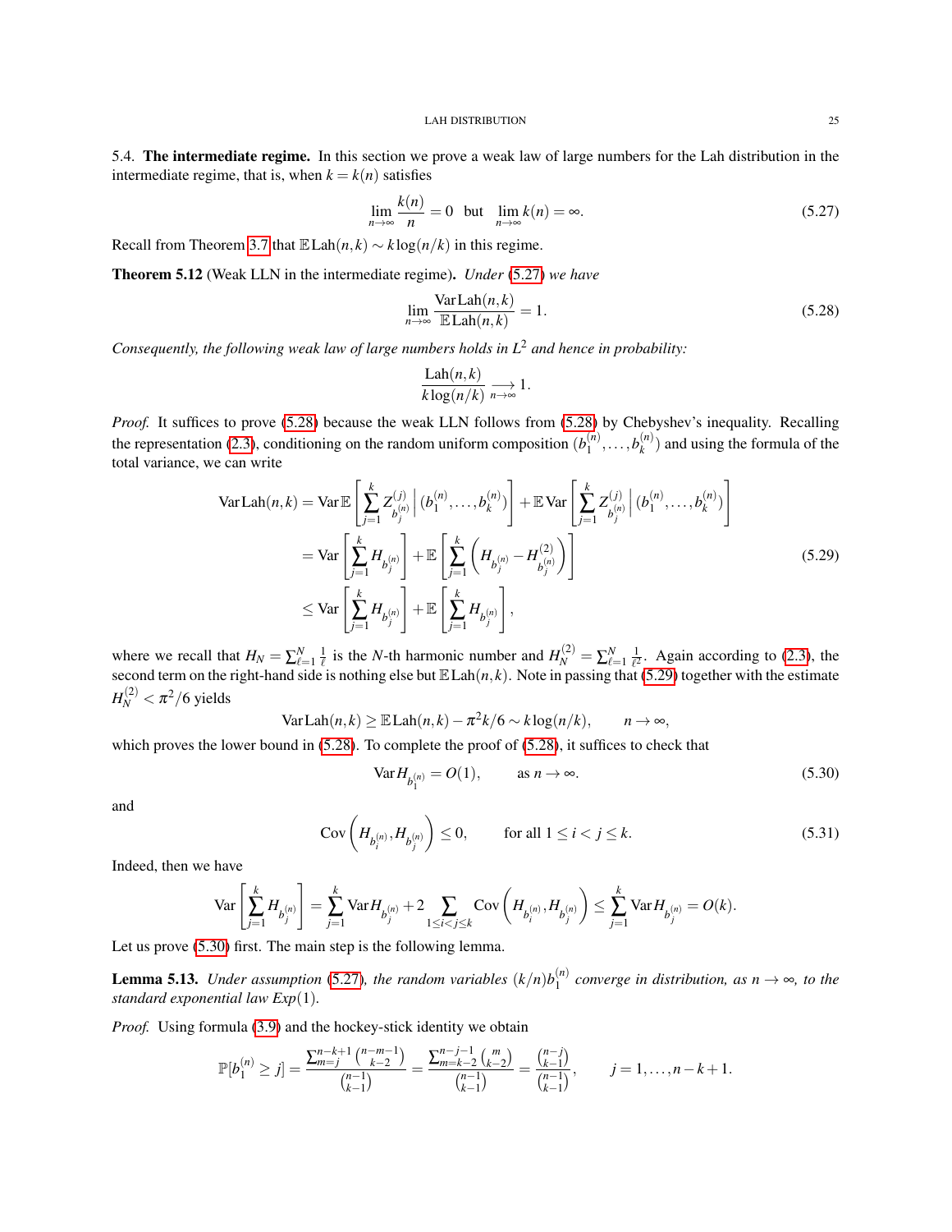5.4. **The intermediate regime.** In this section we prove a weak law of large numbers for the Lah distribution in the intermediate regime, that is, when $k = k(n)$ satisfies

$$\lim_{n\to\infty} \frac{k(n)}{n} = 0 \quad \text{but} \quad \lim_{n\to\infty} k(n) = \infty. \tag{5.27}$$

Recall from Theorem 3.7 that $\mathbb{E}\,\mathrm{Lah}(n,k) \sim k\log(n/k)$ in this regime.

**Theorem 5.12** (Weak LLN in the intermediate regime)**.** *Under (5.27) we have*

$$\lim_{n\to\infty} \frac{\mathrm{Var}\,\mathrm{Lah}(n,k)}{\mathbb{E}\,\mathrm{Lah}(n,k)} = 1. \tag{5.28}$$

*Consequently, the following weak law of large numbers holds in $L^2$ and hence in probability:*

$$\frac{\mathrm{Lah}(n,k)}{k\log(n/k)} \underset{n\to\infty}{\longrightarrow} 1.$$

*Proof.* It suffices to prove (5.28) because the weak LLN follows from (5.28) by Chebyshev's inequality. Recalling the representation (2.3), conditioning on the random uniform composition $(b_1^{(n)},\ldots,b_k^{(n)})$ and using the formula of the total variance, we can write

$$\begin{aligned}
\mathrm{Var}\,\mathrm{Lah}(n,k) &= \mathrm{Var}\,\mathbb{E}\left[\sum_{j=1}^k Z^{(j)}_{b_j^{(n)}} \,\Big|\, (b_1^{(n)},\ldots,b_k^{(n)})\right] + \mathbb{E}\,\mathrm{Var}\left[\sum_{j=1}^k Z^{(j)}_{b_j^{(n)}} \,\Big|\, (b_1^{(n)},\ldots,b_k^{(n)})\right] \\
&= \mathrm{Var}\left[\sum_{j=1}^k H_{b_j^{(n)}}\right] + \mathbb{E}\left[\sum_{j=1}^k \left(H_{b_j^{(n)}} - H^{(2)}_{b_j^{(n)}}\right)\right] \\
&\le \mathrm{Var}\left[\sum_{j=1}^k H_{b_j^{(n)}}\right] + \mathbb{E}\left[\sum_{j=1}^k H_{b_j^{(n)}}\right],
\end{aligned} \tag{5.29}$$

where we recall that $H_N = \sum_{\ell=1}^N \frac{1}{\ell}$ is the $N$-th harmonic number and $H_N^{(2)} = \sum_{\ell=1}^N \frac{1}{\ell^2}$. Again according to (2.3), the second term on the right-hand side is nothing else but $\mathbb{E}\,\mathrm{Lah}(n,k)$. Note in passing that (5.29) together with the estimate $H_N^{(2)} < \pi^2/6$ yields

$$\mathrm{Var}\,\mathrm{Lah}(n,k) \ge \mathbb{E}\,\mathrm{Lah}(n,k) - \pi^2 k/6 \sim k\log(n/k), \qquad n\to\infty,$$

which proves the lower bound in (5.28). To complete the proof of (5.28), it suffices to check that

$$\mathrm{Var}\, H_{b_1^{(n)}} = O(1), \qquad \text{as } n\to\infty. \tag{5.30}$$

and

$$\mathrm{Cov}\left(H_{b_i^{(n)}}, H_{b_j^{(n)}}\right) \le 0, \qquad \text{for all } 1\le i<j\le k. \tag{5.31}$$

Indeed, then we have

$$\mathrm{Var}\left[\sum_{j=1}^k H_{b_j^{(n)}}\right] = \sum_{j=1}^k \mathrm{Var}\, H_{b_j^{(n)}} + 2\sum_{1\le i<j\le k} \mathrm{Cov}\left(H_{b_i^{(n)}}, H_{b_j^{(n)}}\right) \le \sum_{j=1}^k \mathrm{Var}\, H_{b_j^{(n)}} = O(k).$$

Let us prove (5.30) first. The main step is the following lemma.

**Lemma 5.13.** *Under assumption (5.27), the random variables $(k/n)b_1^{(n)}$ converge in distribution, as $n\to\infty$, to the standard exponential law $Exp(1)$.*

*Proof.* Using formula (3.9) and the hockey-stick identity we obtain

$$\mathbb{P}[b_1^{(n)} \ge j] = \frac{\sum_{m=j}^{n-k+1}\binom{n-m-1}{k-2}}{\binom{n-1}{k-1}} = \frac{\sum_{m=k-2}^{n-j-1}\binom{m}{k-2}}{\binom{n-1}{k-1}} = \frac{\binom{n-j}{k-1}}{\binom{n-1}{k-1}}, \qquad j = 1,\ldots,n-k+1.$$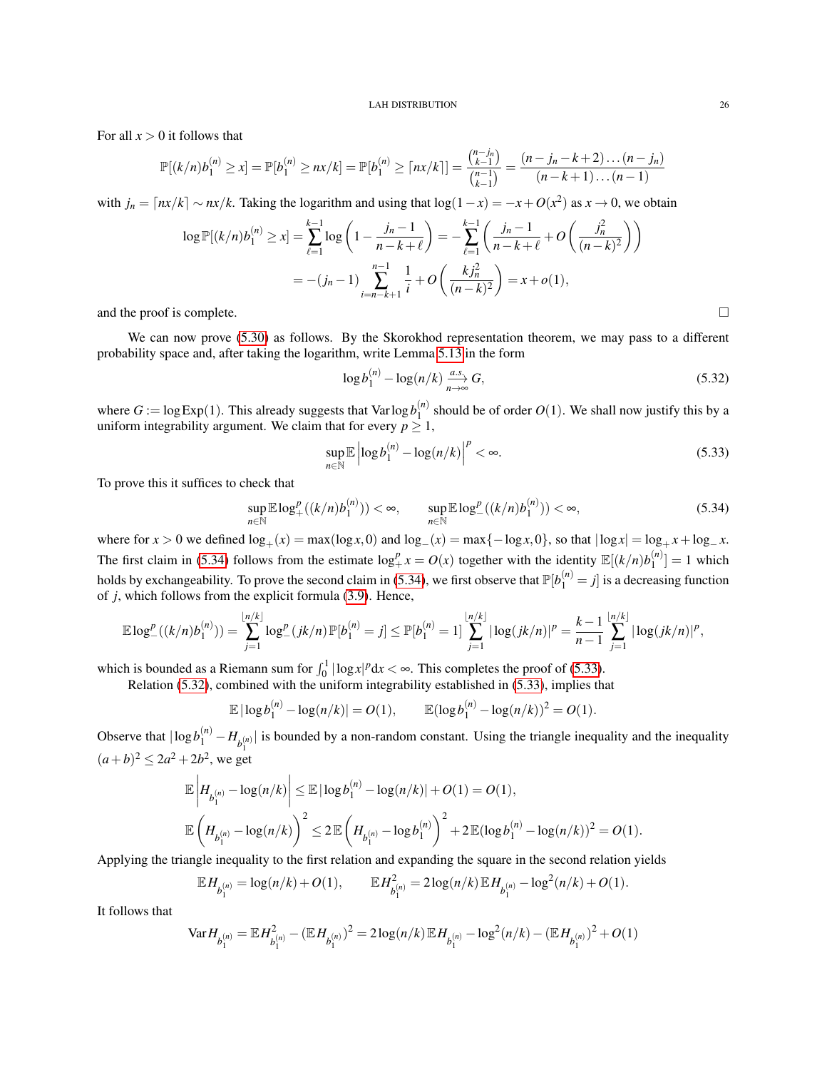For all $x > 0$ it follows that

$$\mathbb{P}[(k/n)b_1^{(n)} \geq x] = \mathbb{P}[b_1^{(n)} \geq nx/k] = \mathbb{P}[b_1^{(n)} \geq \lceil nx/k \rceil] = \frac{\binom{n-j_n}{k-1}}{\binom{n-1}{k-1}} = \frac{(n-j_n-k+2)\dots(n-j_n)}{(n-k+1)\dots(n-1)}$$

with $j_n = \lceil nx/k \rceil \sim nx/k$. Taking the logarithm and using that $\log(1-x) = -x + O(x^2)$ as $x \to 0$, we obtain

$$\begin{aligned}\log \mathbb{P}[(k/n)b_1^{(n)} \geq x] &= \sum_{\ell=1}^{k-1} \log\left(1 - \frac{j_n - 1}{n-k+\ell}\right) = -\sum_{\ell=1}^{k-1}\left(\frac{j_n-1}{n-k+\ell} + O\left(\frac{j_n^2}{(n-k)^2}\right)\right) \\ &= -(j_n - 1)\sum_{i=n-k+1}^{n-1}\frac{1}{i} + O\left(\frac{kj_n^2}{(n-k)^2}\right) = x + o(1),\end{aligned}$$

and the proof is complete. $\square$

We can now prove (5.30) as follows. By the Skorokhod representation theorem, we may pass to a different probability space and, after taking the logarithm, write Lemma 5.13 in the form

$$\log b_1^{(n)} - \log(n/k) \xrightarrow[n\to\infty]{a.s.} G, \tag{5.32}$$

where $G := \log \operatorname{Exp}(1)$. This already suggests that $\operatorname{Var}\log b_1^{(n)}$ should be of order $O(1)$. We shall now justify this by a uniform integrability argument. We claim that for every $p \geq 1$,

$$\sup_{n\in\mathbb{N}} \mathbb{E}\left|\log b_1^{(n)} - \log(n/k)\right|^p < \infty. \tag{5.33}$$

To prove this it suffices to check that

$$\sup_{n\in\mathbb{N}} \mathbb{E}\log_+^p((k/n)b_1^{(n)})) < \infty, \qquad \sup_{n\in\mathbb{N}} \mathbb{E}\log_-^p((k/n)b_1^{(n)})) < \infty, \tag{5.34}$$

where for $x > 0$ we defined $\log_+(x) = \max(\log x, 0)$ and $\log_-(x) = \max\{-\log x, 0\}$, so that $|\log x| = \log_+ x + \log_- x$. The first claim in (5.34) follows from the estimate $\log_+^p x = O(x)$ together with the identity $\mathbb{E}[(k/n)b_1^{(n)}] = 1$ which holds by exchangeability. To prove the second claim in (5.34), we first observe that $\mathbb{P}[b_1^{(n)} = j]$ is a decreasing function of $j$, which follows from the explicit formula (3.9). Hence,

$$\mathbb{E}\log_-^p((k/n)b_1^{(n)})) = \sum_{j=1}^{\lfloor n/k \rfloor} \log_-^p(jk/n)\,\mathbb{P}[b_1^{(n)} = j] \leq \mathbb{P}[b_1^{(n)} = 1]\sum_{j=1}^{\lfloor n/k\rfloor}|\log(jk/n)|^p = \frac{k-1}{n-1}\sum_{j=1}^{\lfloor n/k\rfloor}|\log(jk/n)|^p,$$

which is bounded as a Riemann sum for $\int_0^1 |\log x|^p \mathrm{d}x < \infty$. This completes the proof of (5.33).

Relation (5.32), combined with the uniform integrability established in (5.33), implies that

$$\mathbb{E}|\log b_1^{(n)} - \log(n/k)| = O(1), \qquad \mathbb{E}(\log b_1^{(n)} - \log(n/k))^2 = O(1).$$

Observe that $|\log b_1^{(n)} - H_{b_1^{(n)}}|$ is bounded by a non-random constant. Using the triangle inequality and the inequality $(a+b)^2 \leq 2a^2 + 2b^2$, we get

$$\begin{aligned}\mathbb{E}\left|H_{b_1^{(n)}} - \log(n/k)\right| &\leq \mathbb{E}|\log b_1^{(n)} - \log(n/k)| + O(1) = O(1), \\ \mathbb{E}\left(H_{b_1^{(n)}} - \log(n/k)\right)^2 &\leq 2\,\mathbb{E}\left(H_{b_1^{(n)}} - \log b_1^{(n)}\right)^2 + 2\,\mathbb{E}(\log b_1^{(n)} - \log(n/k))^2 = O(1).\end{aligned}$$

Applying the triangle inequality to the first relation and expanding the square in the second relation yields

$$\mathbb{E}H_{b_1^{(n)}} = \log(n/k) + O(1), \qquad \mathbb{E}H_{b_1^{(n)}}^2 = 2\log(n/k)\,\mathbb{E}H_{b_1^{(n)}} - \log^2(n/k) + O(1).$$

It follows that

$$\operatorname{Var} H_{b_1^{(n)}} = \mathbb{E}H_{b_1^{(n)}}^2 - (\mathbb{E}H_{b_1^{(n)}})^2 = 2\log(n/k)\,\mathbb{E}H_{b_1^{(n)}} - \log^2(n/k) - (\mathbb{E}H_{b_1^{(n)}})^2 + O(1)$$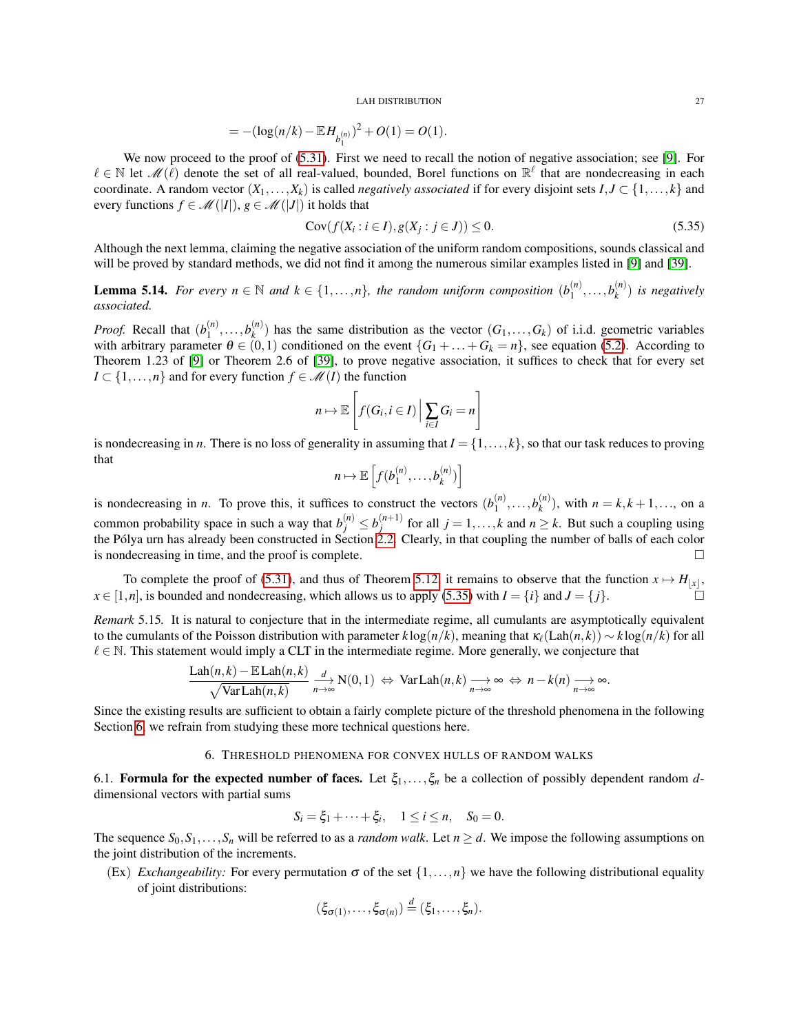$$= -(\log(n/k) - \mathbb{E} H_{b_1^{(n)}})^2 + O(1) = O(1).$$

We now proceed to the proof of (5.31). First we need to recall the notion of negative association; see [9]. For $\ell \in \mathbb{N}$ let $\mathscr{M}(\ell)$ denote the set of all real-valued, bounded, Borel functions on $\mathbb{R}^\ell$ that are nondecreasing in each coordinate. A random vector $(X_1, \ldots, X_k)$ is called *negatively associated* if for every disjoint sets $I, J \subset \{1, \ldots, k\}$ and every functions $f \in \mathscr{M}(|I|)$, $g \in \mathscr{M}(|J|)$ it holds that

$$\operatorname{Cov}(f(X_i : i \in I), g(X_j : j \in J)) \leq 0. \tag{5.35}$$

Although the next lemma, claiming the negative association of the uniform random compositions, sounds classical and will be proved by standard methods, we did not find it among the numerous similar examples listed in [9] and [39].

**Lemma 5.14.** *For every $n \in \mathbb{N}$ and $k \in \{1, \ldots, n\}$, the random uniform composition $(b_1^{(n)}, \ldots, b_k^{(n)})$ is negatively associated.*

*Proof.* Recall that $(b_1^{(n)}, \ldots, b_k^{(n)})$ has the same distribution as the vector $(G_1, \ldots, G_k)$ of i.i.d. geometric variables with arbitrary parameter $\theta \in (0,1)$ conditioned on the event $\{G_1 + \ldots + G_k = n\}$, see equation (5.2). According to Theorem 1.23 of [9] or Theorem 2.6 of [39], to prove negative association, it suffices to check that for every set $I \subset \{1, \ldots, n\}$ and for every function $f \in \mathscr{M}(I)$ the function

$$n \mapsto \mathbb{E}\left[ f(G_i, i \in I) \,\Big|\, \sum_{i \in I} G_i = n \right]$$

is nondecreasing in $n$. There is no loss of generality in assuming that $I = \{1, \ldots, k\}$, so that our task reduces to proving that

$$n \mapsto \mathbb{E}\left[ f(b_1^{(n)}, \ldots, b_k^{(n)}) \right]$$

is nondecreasing in $n$. To prove this, it suffices to construct the vectors $(b_1^{(n)}, \ldots, b_k^{(n)})$, with $n = k, k+1, \ldots$, on a common probability space in such a way that $b_j^{(n)} \leq b_j^{(n+1)}$ for all $j = 1, \ldots, k$ and $n \geq k$. But such a coupling using the Pólya urn has already been constructed in Section 2.2. Clearly, in that coupling the number of balls of each color is nondecreasing in time, and the proof is complete. □

To complete the proof of (5.31), and thus of Theorem 5.12, it remains to observe that the function $x \mapsto H_{\lfloor x \rfloor}$, $x \in [1, n]$, is bounded and nondecreasing, which allows us to apply (5.35) with $I = \{i\}$ and $J = \{j\}$. □

*Remark* 5.15. It is natural to conjecture that in the intermediate regime, all cumulants are asymptotically equivalent to the cumulants of the Poisson distribution with parameter $k \log(n/k)$, meaning that $\kappa_\ell(\operatorname{Lah}(n,k)) \sim k \log(n/k)$ for all $\ell \in \mathbb{N}$. This statement would imply a CLT in the intermediate regime. More generally, we conjecture that

$$\frac{\operatorname{Lah}(n,k) - \mathbb{E}\operatorname{Lah}(n,k)}{\sqrt{\operatorname{Var}\operatorname{Lah}(n,k)}} \xrightarrow[n\to\infty]{d} \mathrm{N}(0,1) \;\Leftrightarrow\; \operatorname{Var}\operatorname{Lah}(n,k) \xrightarrow[n\to\infty]{} \infty \;\Leftrightarrow\; n - k(n) \xrightarrow[n\to\infty]{} \infty.$$

Since the existing results are sufficient to obtain a fairly complete picture of the threshold phenomena in the following Section 6, we refrain from studying these more technical questions here.

## 6. Threshold phenomena for convex hulls of random walks

### 6.1. Formula for the expected number of faces.

Let $\xi_1, \ldots, \xi_n$ be a collection of possibly dependent random $d$-dimensional vectors with partial sums

$$S_i = \xi_1 + \cdots + \xi_i, \quad 1 \leq i \leq n, \quad S_0 = 0.$$

The sequence $S_0, S_1, \ldots, S_n$ will be referred to as a *random walk*. Let $n \geq d$. We impose the following assumptions on the joint distribution of the increments.

(Ex) *Exchangeability:* For every permutation $\sigma$ of the set $\{1, \ldots, n\}$ we have the following distributional equality of joint distributions:

$$(\xi_{\sigma(1)}, \ldots, \xi_{\sigma(n)}) \stackrel{d}{=} (\xi_1, \ldots, \xi_n).$$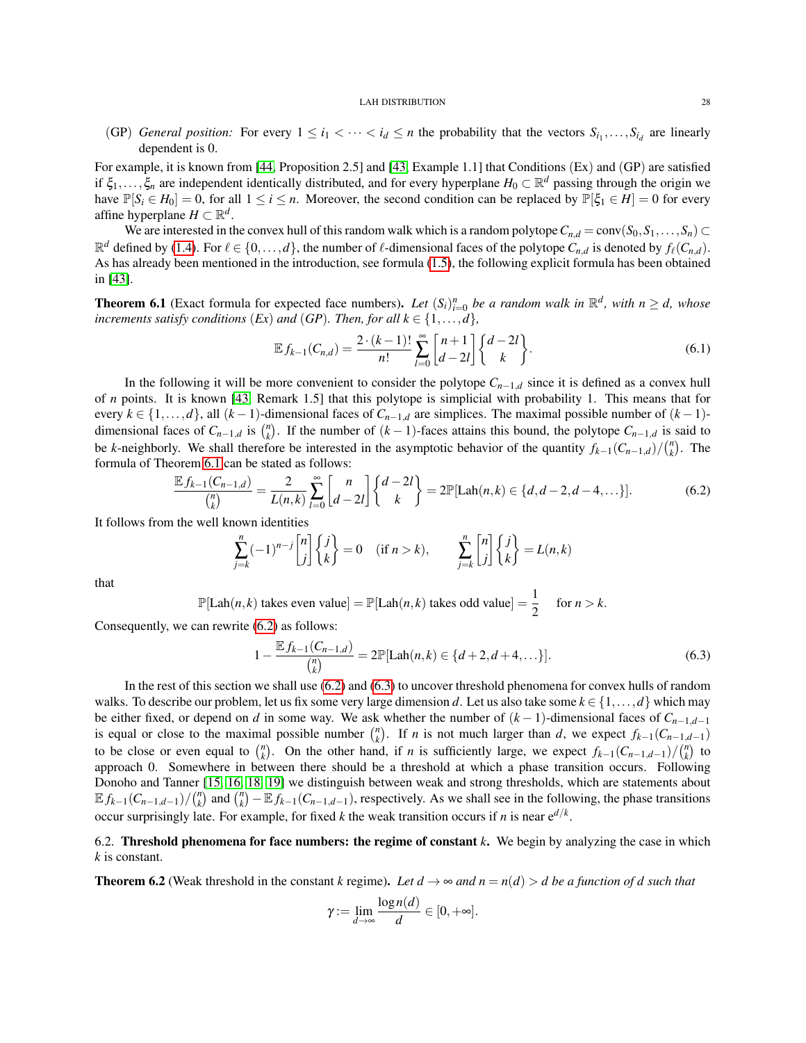(GP) *General position:* For every $1 \le i_1 < \cdots < i_d \le n$ the probability that the vectors $S_{i_1}, \ldots, S_{i_d}$ are linearly dependent is 0.

For example, it is known from [44, Proposition 2.5] and [43, Example 1.1] that Conditions (Ex) and (GP) are satisfied if $\xi_1, \ldots, \xi_n$ are independent identically distributed, and for every hyperplane $H_0 \subset \mathbb{R}^d$ passing through the origin we have $\mathbb{P}[S_i \in H_0] = 0$, for all $1 \le i \le n$. Moreover, the second condition can be replaced by $\mathbb{P}[\xi_1 \in H] = 0$ for every affine hyperplane $H \subset \mathbb{R}^d$.

We are interested in the convex hull of this random walk which is a random polytope $C_{n,d} = \operatorname{conv}(S_0, S_1, \ldots, S_n) \subset \mathbb{R}^d$ defined by (1.4). For $\ell \in \{0, \ldots, d\}$, the number of $\ell$-dimensional faces of the polytope $C_{n,d}$ is denoted by $f_\ell(C_{n,d})$. As has already been mentioned in the introduction, see formula (1.5), the following explicit formula has been obtained in [43].

**Theorem 6.1** (Exact formula for expected face numbers)**.** *Let $(S_i)_{i=0}^n$ be a random walk in $\mathbb{R}^d$, with $n \ge d$, whose increments satisfy conditions (Ex) and (GP). Then, for all $k \in \{1, \ldots, d\}$,*

$$\mathbb{E} f_{k-1}(C_{n,d}) = \frac{2 \cdot (k-1)!}{n!} \sum_{l=0}^{\infty} \begin{bmatrix} n+1 \\ d-2l \end{bmatrix} \begin{Bmatrix} d-2l \\ k \end{Bmatrix}. \tag{6.1}$$

In the following it will be more convenient to consider the polytope $C_{n-1,d}$ since it is defined as a convex hull of $n$ points. It is known [43, Remark 1.5] that this polytope is simplicial with probability 1. This means that for every $k \in \{1, \ldots, d\}$, all $(k-1)$-dimensional faces of $C_{n-1,d}$ are simplices. The maximal possible number of $(k-1)$-dimensional faces of $C_{n-1,d}$ is $\binom{n}{k}$. If the number of $(k-1)$-faces attains this bound, the polytope $C_{n-1,d}$ is said to be $k$-neighborly. We shall therefore be interested in the asymptotic behavior of the quantity $f_{k-1}(C_{n-1,d})/\binom{n}{k}$. The formula of Theorem 6.1 can be stated as follows:

$$\frac{\mathbb{E} f_{k-1}(C_{n-1,d})}{\binom{n}{k}} = \frac{2}{L(n,k)} \sum_{l=0}^{\infty} \begin{bmatrix} n \\ d-2l \end{bmatrix} \begin{Bmatrix} d-2l \\ k \end{Bmatrix} = 2\mathbb{P}[\operatorname{Lah}(n,k) \in \{d, d-2, d-4, \ldots\}]. \tag{6.2}$$

It follows from the well known identities

$$\sum_{j=k}^{n} (-1)^{n-j} \begin{bmatrix} n \\ j \end{bmatrix} \begin{Bmatrix} j \\ k \end{Bmatrix} = 0 \quad (\text{if } n > k), \qquad \sum_{j=k}^{n} \begin{bmatrix} n \\ j \end{bmatrix} \begin{Bmatrix} j \\ k \end{Bmatrix} = L(n,k)$$

that

$$\mathbb{P}[\operatorname{Lah}(n,k) \text{ takes even value}] = \mathbb{P}[\operatorname{Lah}(n,k) \text{ takes odd value}] = \frac{1}{2} \quad \text{for } n > k.$$

Consequently, we can rewrite (6.2) as follows:

$$1 - \frac{\mathbb{E} f_{k-1}(C_{n-1,d})}{\binom{n}{k}} = 2\mathbb{P}[\operatorname{Lah}(n,k) \in \{d+2, d+4, \ldots\}]. \tag{6.3}$$

In the rest of this section we shall use (6.2) and (6.3) to uncover threshold phenomena for convex hulls of random walks. To describe our problem, let us fix some very large dimension $d$. Let us also take some $k \in \{1, \ldots, d\}$ which may be either fixed, or depend on $d$ in some way. We ask whether the number of $(k-1)$-dimensional faces of $C_{n-1,d-1}$ is equal or close to the maximal possible number $\binom{n}{k}$. If $n$ is not much larger than $d$, we expect $f_{k-1}(C_{n-1,d-1})$ to be close or even equal to $\binom{n}{k}$. On the other hand, if $n$ is sufficiently large, we expect $f_{k-1}(C_{n-1,d-1})/\binom{n}{k}$ to approach 0. Somewhere in between there should be a threshold at which a phase transition occurs. Following Donoho and Tanner [15, 16, 18, 19] we distinguish between weak and strong thresholds, which are statements about $\mathbb{E} f_{k-1}(C_{n-1,d-1})/\binom{n}{k}$ and $\binom{n}{k} - \mathbb{E} f_{k-1}(C_{n-1,d-1})$, respectively. As we shall see in the following, the phase transitions occur surprisingly late. For example, for fixed $k$ the weak transition occurs if $n$ is near $e^{d/k}$.

### 6.2. Threshold phenomena for face numbers: the regime of constant $k$.

We begin by analyzing the case in which $k$ is constant.

**Theorem 6.2** (Weak threshold in the constant $k$ regime)**.** *Let $d \to \infty$ and $n = n(d) > d$ be a function of $d$ such that*

$$\gamma := \lim_{d \to \infty} \frac{\log n(d)}{d} \in [0, +\infty].$$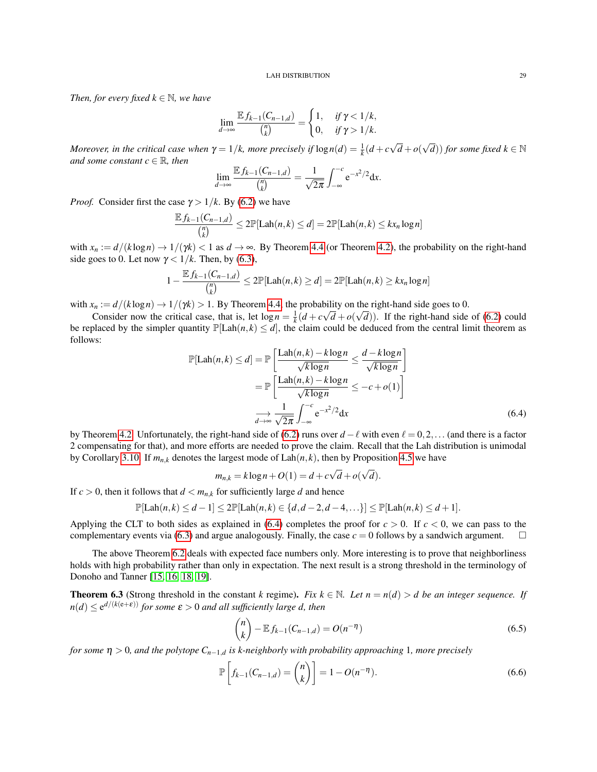*Then, for every fixed $k \in \mathbb{N}$, we have*

$$\lim_{d\to\infty} \frac{\mathbb{E} f_{k-1}(C_{n-1,d})}{\binom{n}{k}} = \begin{cases} 1, & \text{if } \gamma < 1/k, \\ 0, & \text{if } \gamma > 1/k. \end{cases}$$

*Moreover, in the critical case when $\gamma = 1/k$, more precisely if $\log n(d) = \frac{1}{k}(d + c\sqrt{d} + o(\sqrt{d}))$ for some fixed $k \in \mathbb{N}$ and some constant $c \in \mathbb{R}$, then*

$$\lim_{d\to\infty} \frac{\mathbb{E} f_{k-1}(C_{n-1,d})}{\binom{n}{k}} = \frac{1}{\sqrt{2\pi}} \int_{-\infty}^{-c} \mathrm{e}^{-x^2/2} \mathrm{d}x.$$

*Proof.* Consider first the case $\gamma > 1/k$. By (6.2) we have

$$\frac{\mathbb{E} f_{k-1}(C_{n-1,d})}{\binom{n}{k}} \leq 2\mathbb{P}[\mathrm{Lah}(n,k) \leq d] = 2\mathbb{P}[\mathrm{Lah}(n,k) \leq k x_n \log n]$$

with $x_n := d/(k \log n) \to 1/(\gamma k) < 1$ as $d \to \infty$. By Theorem 4.4 (or Theorem 4.2), the probability on the right-hand side goes to 0. Let now $\gamma < 1/k$. Then, by (6.3),

$$1 - \frac{\mathbb{E} f_{k-1}(C_{n-1,d})}{\binom{n}{k}} \leq 2\mathbb{P}[\mathrm{Lah}(n,k) \geq d] = 2\mathbb{P}[\mathrm{Lah}(n,k) \geq k x_n \log n]$$

with $x_n := d/(k \log n) \to 1/(\gamma k) > 1$. By Theorem 4.4, the probability on the right-hand side goes to 0.

Consider now the critical case, that is, let $\log n = \frac{1}{k}(d + c\sqrt{d} + o(\sqrt{d}))$. If the right-hand side of (6.2) could be replaced by the simpler quantity $\mathbb{P}[\mathrm{Lah}(n,k) \leq d]$, the claim could be deduced from the central limit theorem as follows:

$$\begin{aligned}
\mathbb{P}[\mathrm{Lah}(n,k) \leq d] &= \mathbb{P}\left[\frac{\mathrm{Lah}(n,k) - k\log n}{\sqrt{k \log n}} \leq \frac{d - k \log n}{\sqrt{k \log n}}\right] \\
&= \mathbb{P}\left[\frac{\mathrm{Lah}(n,k) - k\log n}{\sqrt{k \log n}} \leq -c + o(1)\right] \\
&\underset{d\to\infty}{\longrightarrow} \frac{1}{\sqrt{2\pi}} \int_{-\infty}^{-c} \mathrm{e}^{-x^2/2} \mathrm{d}x
\end{aligned} \tag{6.4}$$

by Theorem 4.2. Unfortunately, the right-hand side of (6.2) runs over $d - \ell$ with even $\ell = 0, 2, \ldots$ (and there is a factor 2 compensating for that), and more efforts are needed to prove the claim. Recall that the Lah distribution is unimodal by Corollary 3.10. If $m_{n,k}$ denotes the largest mode of $\mathrm{Lah}(n,k)$, then by Proposition 4.5 we have

$$m_{n,k} = k \log n + O(1) = d + c\sqrt{d} + o(\sqrt{d}).$$

If $c > 0$, then it follows that $d < m_{n,k}$ for sufficiently large $d$ and hence

$$\mathbb{P}[\mathrm{Lah}(n,k) \leq d-1] \leq 2\mathbb{P}[\mathrm{Lah}(n,k) \in \{d, d-2, d-4, \ldots\}] \leq \mathbb{P}[\mathrm{Lah}(n,k) \leq d+1].$$

Applying the CLT to both sides as explained in (6.4) completes the proof for $c > 0$. If $c < 0$, we can pass to the complementary events via (6.3) and argue analogously. Finally, the case $c = 0$ follows by a sandwich argument. □

The above Theorem 6.2 deals with expected face numbers only. More interesting is to prove that neighborliness holds with high probability rather than only in expectation. The next result is a strong threshold in the terminology of Donoho and Tanner [15, 16, 18, 19].

**Theorem 6.3** (Strong threshold in the constant $k$ regime)**.** *Fix $k \in \mathbb{N}$. Let $n = n(d) > d$ be an integer sequence. If $n(d) \leq \mathrm{e}^{d/(k(\mathrm{e}+\varepsilon))}$ for some $\varepsilon > 0$ and all sufficiently large $d$, then*

$$\binom{n}{k} - \mathbb{E} f_{k-1}(C_{n-1,d}) = O(n^{-\eta}) \tag{6.5}$$

*for some $\eta > 0$, and the polytope $C_{n-1,d}$ is $k$-neighborly with probability approaching 1, more precisely*

$$\mathbb{P}\left[f_{k-1}(C_{n-1,d}) = \binom{n}{k}\right] = 1 - O(n^{-\eta}). \tag{6.6}$$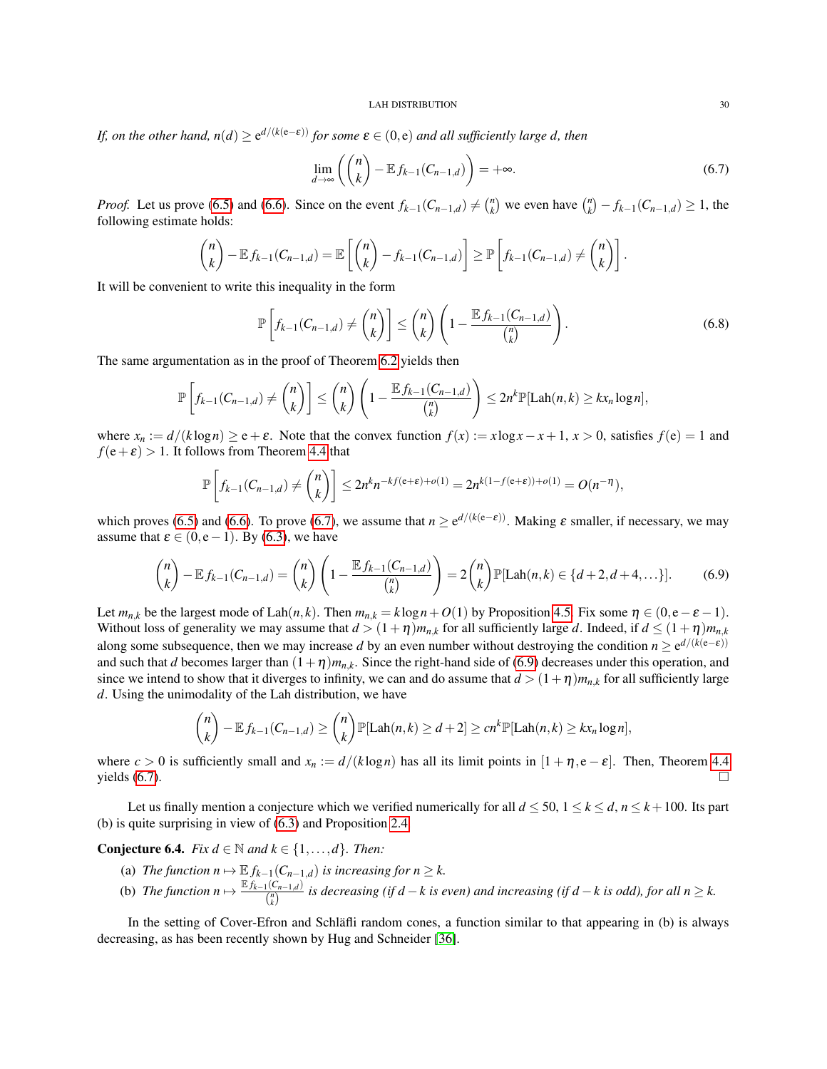*If, on the other hand, $n(d) \geq \mathrm{e}^{d/(k(\mathrm{e}-\varepsilon))}$ for some $\varepsilon \in (0,\mathrm{e})$ and all sufficiently large $d$, then*

$$\lim_{d\to\infty}\left(\binom{n}{k} - \mathbb{E} f_{k-1}(C_{n-1,d})\right) = +\infty. \tag{6.7}$$

*Proof.* Let us prove (6.5) and (6.6). Since on the event $f_{k-1}(C_{n-1,d}) \neq \binom{n}{k}$ we even have $\binom{n}{k} - f_{k-1}(C_{n-1,d}) \geq 1$, the following estimate holds:

$$\binom{n}{k} - \mathbb{E} f_{k-1}(C_{n-1,d}) = \mathbb{E}\left[\binom{n}{k} - f_{k-1}(C_{n-1,d})\right] \geq \mathbb{P}\left[f_{k-1}(C_{n-1,d}) \neq \binom{n}{k}\right].$$

It will be convenient to write this inequality in the form

$$\mathbb{P}\left[f_{k-1}(C_{n-1,d}) \neq \binom{n}{k}\right] \leq \binom{n}{k}\left(1 - \frac{\mathbb{E} f_{k-1}(C_{n-1,d})}{\binom{n}{k}}\right). \tag{6.8}$$

The same argumentation as in the proof of Theorem 6.2 yields then

$$\mathbb{P}\left[f_{k-1}(C_{n-1,d}) \neq \binom{n}{k}\right] \leq \binom{n}{k}\left(1 - \frac{\mathbb{E} f_{k-1}(C_{n-1,d})}{\binom{n}{k}}\right) \leq 2n^k \mathbb{P}[\mathrm{Lah}(n,k) \geq k x_n \log n],$$

where $x_n := d/(k\log n) \geq \mathrm{e}+\varepsilon$. Note that the convex function $f(x) := x\log x - x + 1$, $x > 0$, satisfies $f(\mathrm{e}) = 1$ and $f(\mathrm{e}+\varepsilon) > 1$. It follows from Theorem 4.4 that

$$\mathbb{P}\left[f_{k-1}(C_{n-1,d}) \neq \binom{n}{k}\right] \leq 2n^k n^{-kf(\mathrm{e}+\varepsilon)+o(1)} = 2n^{k(1-f(\mathrm{e}+\varepsilon))+o(1)} = O(n^{-\eta}),$$

which proves (6.5) and (6.6). To prove (6.7), we assume that $n \geq \mathrm{e}^{d/(k(\mathrm{e}-\varepsilon))}$. Making $\varepsilon$ smaller, if necessary, we may assume that $\varepsilon \in (0, \mathrm{e}-1)$. By (6.3), we have

$$\binom{n}{k} - \mathbb{E} f_{k-1}(C_{n-1,d}) = \binom{n}{k}\left(1 - \frac{\mathbb{E} f_{k-1}(C_{n-1,d})}{\binom{n}{k}}\right) = 2\binom{n}{k}\mathbb{P}[\mathrm{Lah}(n,k) \in \{d+2, d+4, \ldots\}]. \tag{6.9}$$

Let $m_{n,k}$ be the largest mode of $\mathrm{Lah}(n,k)$. Then $m_{n,k} = k\log n + O(1)$ by Proposition 4.5. Fix some $\eta \in (0, \mathrm{e}-\varepsilon-1)$. Without loss of generality we may assume that $d > (1+\eta)m_{n,k}$ for all sufficiently large $d$. Indeed, if $d \leq (1+\eta)m_{n,k}$ along some subsequence, then we may increase $d$ by an even number without destroying the condition $n \geq \mathrm{e}^{d/(k(\mathrm{e}-\varepsilon))}$ and such that $d$ becomes larger than $(1+\eta)m_{n,k}$. Since the right-hand side of (6.9) decreases under this operation, and since we intend to show that it diverges to infinity, we can and do assume that $d > (1+\eta)m_{n,k}$ for all sufficiently large $d$. Using the unimodality of the Lah distribution, we have

$$\binom{n}{k} - \mathbb{E} f_{k-1}(C_{n-1,d}) \geq \binom{n}{k}\mathbb{P}[\mathrm{Lah}(n,k) \geq d+2] \geq cn^k \mathbb{P}[\mathrm{Lah}(n,k) \geq k x_n \log n],$$

where $c > 0$ is sufficiently small and $x_n := d/(k\log n)$ has all its limit points in $[1+\eta, \mathrm{e}-\varepsilon]$. Then, Theorem 4.4 yields (6.7). □

Let us finally mention a conjecture which we verified numerically for all $d \leq 50$, $1 \leq k \leq d$, $n \leq k+100$. Its part (b) is quite surprising in view of (6.3) and Proposition 2.4.

**Conjecture 6.4.** *Fix $d \in \mathbb{N}$ and $k \in \{1,\ldots,d\}$. Then:*

(a) *The function $n \mapsto \mathbb{E} f_{k-1}(C_{n-1,d})$ is increasing for $n \geq k$.*

(b) *The function $n \mapsto \frac{\mathbb{E} f_{k-1}(C_{n-1,d})}{\binom{n}{k}}$ is decreasing (if $d-k$ is even) and increasing (if $d-k$ is odd), for all $n \geq k$.*

In the setting of Cover-Efron and Schläfli random cones, a function similar to that appearing in (b) is always decreasing, as has been recently shown by Hug and Schneider [36].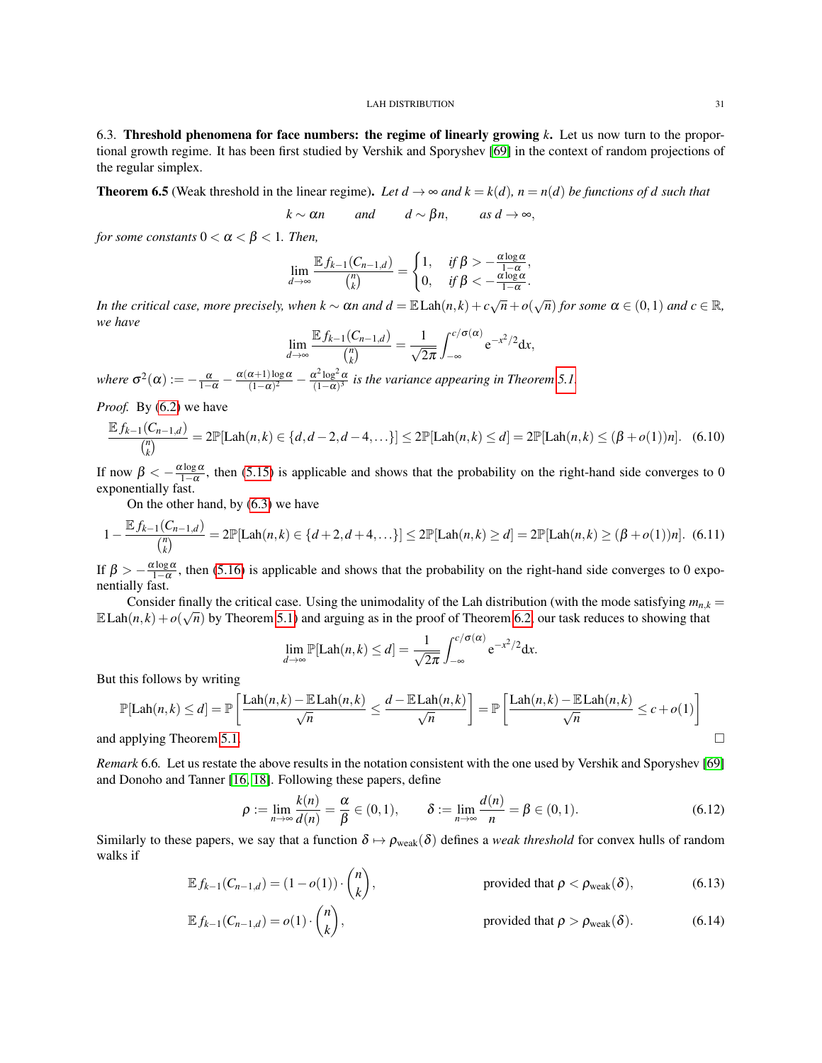6.3. **Threshold phenomena for face numbers: the regime of linearly growing $k$.** Let us now turn to the proportional growth regime. It has been first studied by Vershik and Sporyshev [69] in the context of random projections of the regular simplex.

**Theorem 6.5** (Weak threshold in the linear regime). *Let $d \to \infty$ and $k = k(d)$, $n = n(d)$ be functions of $d$ such that*

$$k \sim \alpha n \qquad \text{and} \qquad d \sim \beta n, \qquad \text{as } d \to \infty,$$

*for some constants $0 < \alpha < \beta < 1$. Then,*

$$\lim_{d\to\infty} \frac{\mathbb{E} f_{k-1}(C_{n-1,d})}{\binom{n}{k}} = \begin{cases} 1, & \text{if } \beta > -\frac{\alpha \log \alpha}{1-\alpha}, \\ 0, & \text{if } \beta < -\frac{\alpha \log \alpha}{1-\alpha}. \end{cases}$$

*In the critical case, more precisely, when $k \sim \alpha n$ and $d = \mathbb{E}\,\mathrm{Lah}(n,k) + c\sqrt{n} + o(\sqrt{n})$ for some $\alpha \in (0,1)$ and $c \in \mathbb{R}$, we have*

$$\lim_{d\to\infty} \frac{\mathbb{E} f_{k-1}(C_{n-1,d})}{\binom{n}{k}} = \frac{1}{\sqrt{2\pi}} \int_{-\infty}^{c/\sigma(\alpha)} \mathrm{e}^{-x^2/2} \mathrm{d}x,$$

*where $\sigma^2(\alpha) := -\frac{\alpha}{1-\alpha} - \frac{\alpha(\alpha+1)\log\alpha}{(1-\alpha)^2} - \frac{\alpha^2 \log^2 \alpha}{(1-\alpha)^3}$ is the variance appearing in Theorem 5.1.*

*Proof.* By (6.2) we have

$$\frac{\mathbb{E} f_{k-1}(C_{n-1,d})}{\binom{n}{k}} = 2\mathbb{P}[\mathrm{Lah}(n,k) \in \{d, d-2, d-4, \dots\}] \le 2\mathbb{P}[\mathrm{Lah}(n,k) \le d] = 2\mathbb{P}[\mathrm{Lah}(n,k) \le (\beta + o(1))n]. \quad (6.10)$$

If now $\beta < -\frac{\alpha\log\alpha}{1-\alpha}$, then (5.15) is applicable and shows that the probability on the right-hand side converges to 0 exponentially fast.

On the other hand, by (6.3) we have

$$1 - \frac{\mathbb{E} f_{k-1}(C_{n-1,d})}{\binom{n}{k}} = 2\mathbb{P}[\mathrm{Lah}(n,k) \in \{d+2, d+4, \dots\}] \le 2\mathbb{P}[\mathrm{Lah}(n,k) \ge d] = 2\mathbb{P}[\mathrm{Lah}(n,k) \ge (\beta + o(1))n]. \quad (6.11)$$

If $\beta > -\frac{\alpha\log\alpha}{1-\alpha}$, then (5.16) is applicable and shows that the probability on the right-hand side converges to 0 exponentially fast.

Consider finally the critical case. Using the unimodality of the Lah distribution (with the mode satisfying $m_{n,k} = \mathbb{E}\,\mathrm{Lah}(n,k) + o(\sqrt{n})$ by Theorem 5.1) and arguing as in the proof of Theorem 6.2, our task reduces to showing that

$$\lim_{d\to\infty} \mathbb{P}[\mathrm{Lah}(n,k) \le d] = \frac{1}{\sqrt{2\pi}} \int_{-\infty}^{c/\sigma(\alpha)} \mathrm{e}^{-x^2/2} \mathrm{d}x.$$

But this follows by writing

$$\mathbb{P}[\mathrm{Lah}(n,k) \le d] = \mathbb{P}\left[\frac{\mathrm{Lah}(n,k) - \mathbb{E}\,\mathrm{Lah}(n,k)}{\sqrt{n}} \le \frac{d - \mathbb{E}\,\mathrm{Lah}(n,k)}{\sqrt{n}}\right] = \mathbb{P}\left[\frac{\mathrm{Lah}(n,k) - \mathbb{E}\,\mathrm{Lah}(n,k)}{\sqrt{n}} \le c + o(1)\right]$$

and applying Theorem 5.1. □

*Remark* 6.6. Let us restate the above results in the notation consistent with the one used by Vershik and Sporyshev [69] and Donoho and Tanner [16, 18]. Following these papers, define

$$\rho := \lim_{n\to\infty} \frac{k(n)}{d(n)} = \frac{\alpha}{\beta} \in (0,1), \qquad \delta := \lim_{n\to\infty} \frac{d(n)}{n} = \beta \in (0,1). \quad (6.12)$$

Similarly to these papers, we say that a function $\delta \mapsto \rho_{\text{weak}}(\delta)$ defines a *weak threshold* for convex hulls of random walks if

$$\mathbb{E} f_{k-1}(C_{n-1,d}) = (1 - o(1)) \cdot \binom{n}{k}, \qquad \text{provided that } \rho < \rho_{\text{weak}}(\delta), \quad (6.13)$$

$$\mathbb{E} f_{k-1}(C_{n-1,d}) = o(1) \cdot \binom{n}{k}, \qquad \text{provided that } \rho > \rho_{\text{weak}}(\delta). \quad (6.14)$$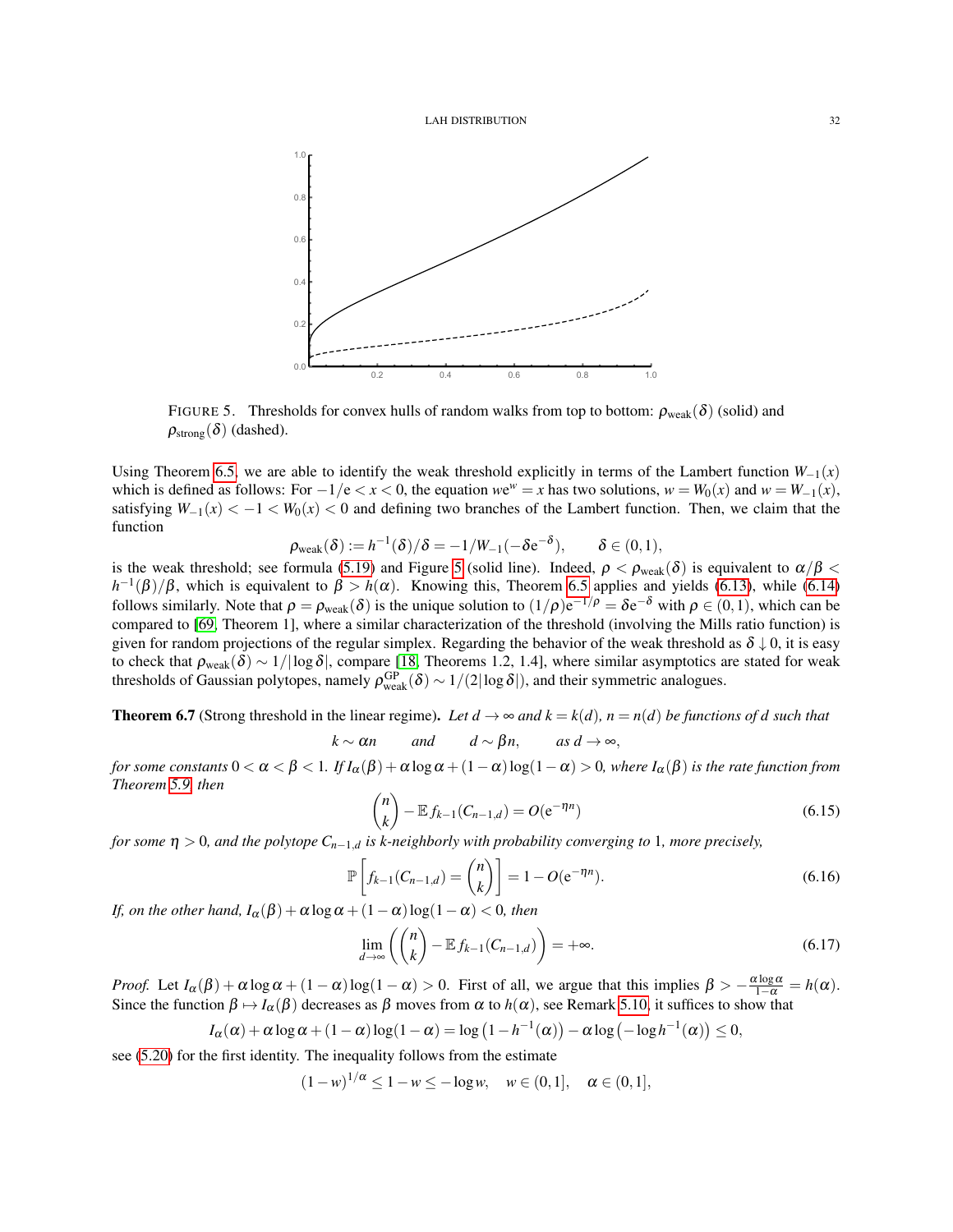FIGURE 5. Thresholds for convex hulls of random walks from top to bottom: $\rho_{\text{weak}}(\delta)$ (solid) and $\rho_{\text{strong}}(\delta)$ (dashed).

Using Theorem 6.5, we are able to identify the weak threshold explicitly in terms of the Lambert function $W_{-1}(x)$ which is defined as follows: For $-1/\mathrm{e} < x < 0$, the equation $w\mathrm{e}^w = x$ has two solutions, $w = W_0(x)$ and $w = W_{-1}(x)$, satisfying $W_{-1}(x) < -1 < W_0(x) < 0$ and defining two branches of the Lambert function. Then, we claim that the function

$$\rho_{\text{weak}}(\delta) := h^{-1}(\delta)/\delta = -1/W_{-1}(-\delta\mathrm{e}^{-\delta}), \qquad \delta \in (0,1),$$

is the weak threshold; see formula (5.19) and Figure 5 (solid line). Indeed, $\rho < \rho_{\text{weak}}(\delta)$ is equivalent to $\alpha/\beta < h^{-1}(\beta)/\beta$, which is equivalent to $\beta > h(\alpha)$. Knowing this, Theorem 6.5 applies and yields (6.13), while (6.14) follows similarly. Note that $\rho = \rho_{\text{weak}}(\delta)$ is the unique solution to $(1/\rho)\mathrm{e}^{-1/\rho} = \delta\mathrm{e}^{-\delta}$ with $\rho \in (0,1)$, which can be compared to [69, Theorem 1], where a similar characterization of the threshold (involving the Mills ratio function) is given for random projections of the regular simplex. Regarding the behavior of the weak threshold as $\delta \downarrow 0$, it is easy to check that $\rho_{\text{weak}}(\delta) \sim 1/|\log\delta|$, compare [18, Theorems 1.2, 1.4], where similar asymptotics are stated for weak thresholds of Gaussian polytopes, namely $\rho^{\text{GP}}_{\text{weak}}(\delta) \sim 1/(2|\log\delta|)$, and their symmetric analogues.

**Theorem 6.7** (Strong threshold in the linear regime). *Let $d \to \infty$ and $k = k(d)$, $n = n(d)$ be functions of $d$ such that*

$$k \sim \alpha n \qquad \text{and} \qquad d \sim \beta n, \qquad \text{as } d \to \infty,$$

*for some constants $0 < \alpha < \beta < 1$. If $I_\alpha(\beta) + \alpha\log\alpha + (1-\alpha)\log(1-\alpha) > 0$, where $I_\alpha(\beta)$ is the rate function from Theorem 5.9, then*

$$\binom{n}{k} - \mathbb{E} f_{k-1}(C_{n-1,d}) = O(\mathrm{e}^{-\eta n}) \tag{6.15}$$

*for some $\eta > 0$, and the polytope $C_{n-1,d}$ is $k$-neighborly with probability converging to 1, more precisely,*

$$\mathbb{P}\left[f_{k-1}(C_{n-1,d}) = \binom{n}{k}\right] = 1 - O(\mathrm{e}^{-\eta n}). \tag{6.16}$$

*If, on the other hand, $I_\alpha(\beta) + \alpha\log\alpha + (1-\alpha)\log(1-\alpha) < 0$, then*

$$\lim_{d\to\infty}\left(\binom{n}{k} - \mathbb{E} f_{k-1}(C_{n-1,d})\right) = +\infty. \tag{6.17}$$

*Proof.* Let $I_\alpha(\beta) + \alpha\log\alpha + (1-\alpha)\log(1-\alpha) > 0$. First of all, we argue that this implies $\beta > -\frac{\alpha\log\alpha}{1-\alpha} = h(\alpha)$. Since the function $\beta \mapsto I_\alpha(\beta)$ decreases as $\beta$ moves from $\alpha$ to $h(\alpha)$, see Remark 5.10, it suffices to show that

$$I_\alpha(\alpha) + \alpha\log\alpha + (1-\alpha)\log(1-\alpha) = \log\left(1 - h^{-1}(\alpha)\right) - \alpha\log\left(-\log h^{-1}(\alpha)\right) \leq 0,$$

see (5.20) for the first identity. The inequality follows from the estimate

$$(1-w)^{1/\alpha} \leq 1 - w \leq -\log w, \quad w \in (0,1], \quad \alpha \in (0,1],$$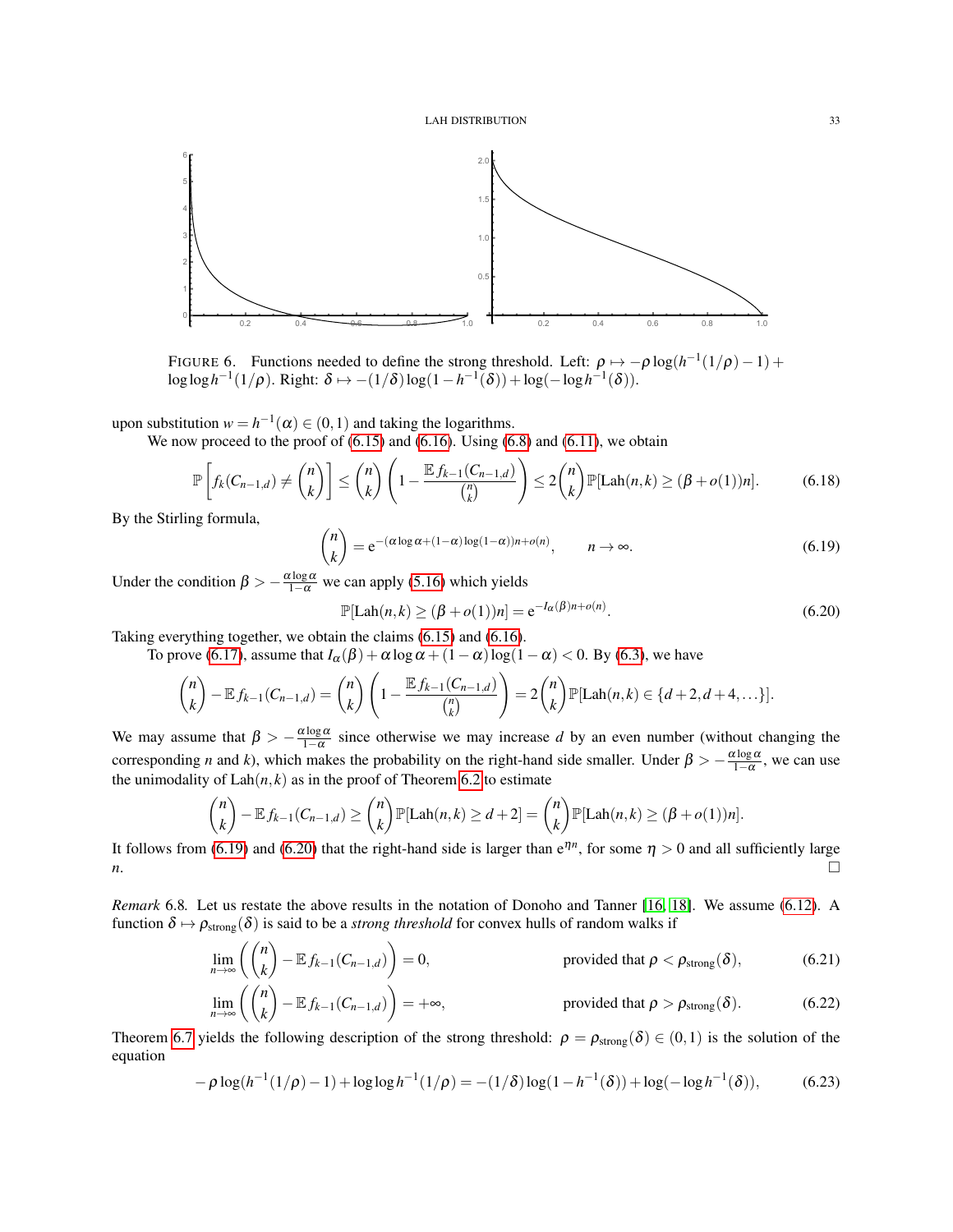FIGURE 6. Functions needed to define the strong threshold. Left: $\rho \mapsto -\rho \log(h^{-1}(1/\rho) - 1) + \log\log h^{-1}(1/\rho)$. Right: $\delta \mapsto -(1/\delta)\log(1 - h^{-1}(\delta)) + \log(-\log h^{-1}(\delta))$.

upon substitution $w = h^{-1}(\alpha) \in (0,1)$ and taking the logarithms.

We now proceed to the proof of (6.15) and (6.16). Using (6.8) and (6.11), we obtain

$$\mathbb{P}\left[f_k(C_{n-1,d}) \neq \binom{n}{k}\right] \leq \binom{n}{k}\left(1 - \frac{\mathbb{E} f_{k-1}(C_{n-1,d})}{\binom{n}{k}}\right) \leq 2\binom{n}{k}\mathbb{P}[\mathrm{Lah}(n,k) \geq (\beta + o(1))n]. \tag{6.18}$$

By the Stirling formula,

$$\binom{n}{k} = \mathrm{e}^{-(\alpha\log\alpha + (1-\alpha)\log(1-\alpha))n + o(n)}, \qquad n \to \infty. \tag{6.19}$$

Under the condition $\beta > -\frac{\alpha\log\alpha}{1-\alpha}$ we can apply (5.16) which yields

$$\mathbb{P}[\mathrm{Lah}(n,k) \geq (\beta + o(1))n] = \mathrm{e}^{-I_\alpha(\beta)n + o(n)}. \tag{6.20}$$

Taking everything together, we obtain the claims (6.15) and (6.16).

To prove (6.17), assume that $I_\alpha(\beta) + \alpha\log\alpha + (1-\alpha)\log(1-\alpha) < 0$. By (6.3), we have

$$\binom{n}{k} - \mathbb{E} f_{k-1}(C_{n-1,d}) = \binom{n}{k}\left(1 - \frac{\mathbb{E} f_{k-1}(C_{n-1,d})}{\binom{n}{k}}\right) = 2\binom{n}{k}\mathbb{P}[\mathrm{Lah}(n,k) \in \{d+2, d+4, \ldots\}].$$

We may assume that $\beta > -\frac{\alpha\log\alpha}{1-\alpha}$ since otherwise we may increase $d$ by an even number (without changing the corresponding $n$ and $k$), which makes the probability on the right-hand side smaller. Under $\beta > -\frac{\alpha\log\alpha}{1-\alpha}$, we can use the unimodality of $\mathrm{Lah}(n,k)$ as in the proof of Theorem 6.2 to estimate

$$\binom{n}{k} - \mathbb{E} f_{k-1}(C_{n-1,d}) \geq \binom{n}{k}\mathbb{P}[\mathrm{Lah}(n,k) \geq d+2] = \binom{n}{k}\mathbb{P}[\mathrm{Lah}(n,k) \geq (\beta + o(1))n].$$

It follows from (6.19) and (6.20) that the right-hand side is larger than $\mathrm{e}^{\eta n}$, for some $\eta > 0$ and all sufficiently large $n$. $\square$

*Remark* 6.8. Let us restate the above results in the notation of Donoho and Tanner [16, 18]. We assume (6.12). A function $\delta \mapsto \rho_{\text{strong}}(\delta)$ is said to be a *strong threshold* for convex hulls of random walks if

$$\lim_{n\to\infty}\left(\binom{n}{k} - \mathbb{E} f_{k-1}(C_{n-1,d})\right) = 0, \qquad \text{provided that } \rho < \rho_{\text{strong}}(\delta), \tag{6.21}$$

$$\lim_{n\to\infty}\left(\binom{n}{k} - \mathbb{E} f_{k-1}(C_{n-1,d})\right) = +\infty, \qquad \text{provided that } \rho > \rho_{\text{strong}}(\delta). \tag{6.22}$$

Theorem 6.7 yields the following description of the strong threshold: $\rho = \rho_{\text{strong}}(\delta) \in (0,1)$ is the solution of the equation

$$-\rho\log(h^{-1}(1/\rho) - 1) + \log\log h^{-1}(1/\rho) = -(1/\delta)\log(1 - h^{-1}(\delta)) + \log(-\log h^{-1}(\delta)), \tag{6.23}$$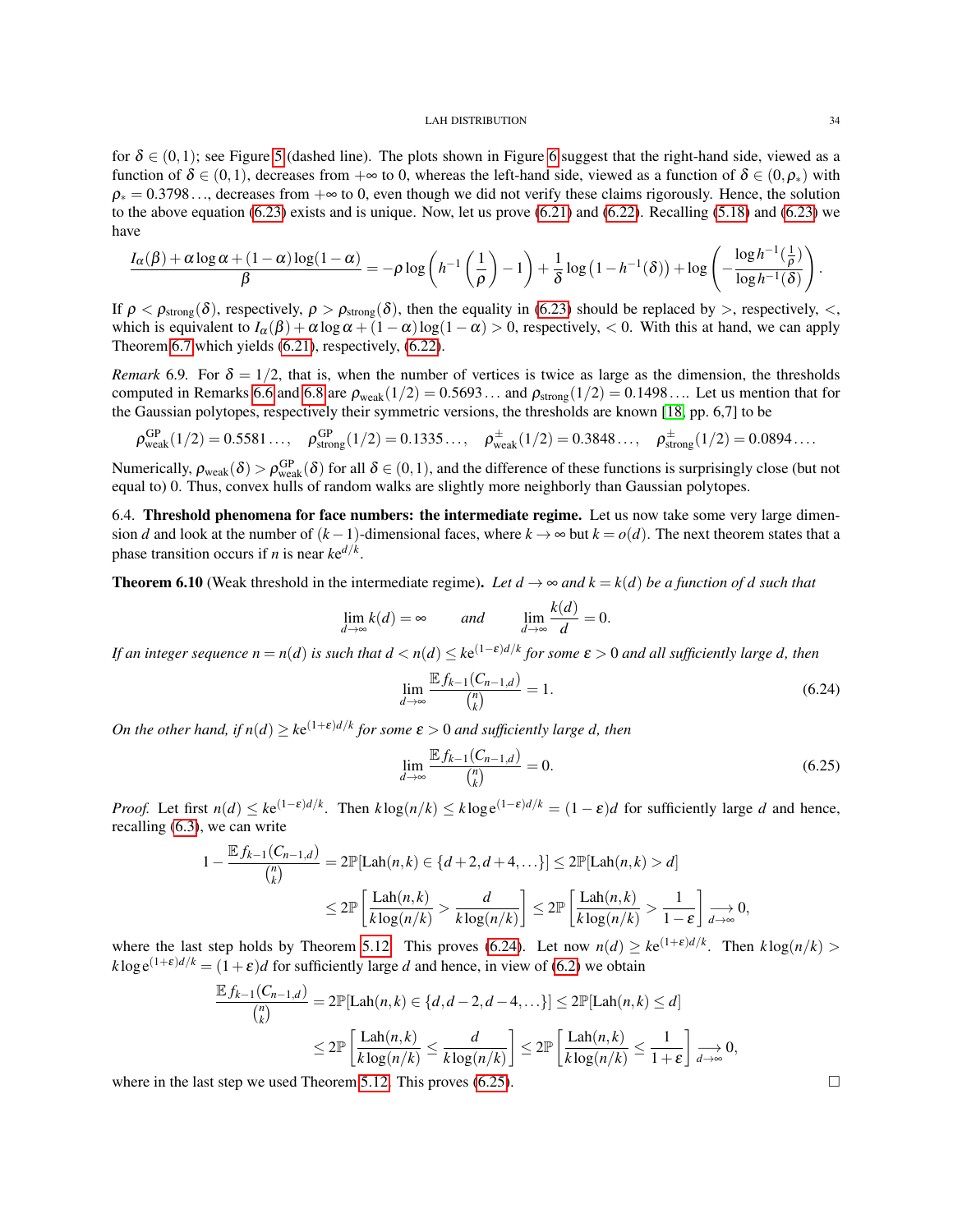for $\delta \in (0,1)$; see Figure 5 (dashed line). The plots shown in Figure 6 suggest that the right-hand side, viewed as a function of $\delta \in (0,1)$, decreases from $+\infty$ to 0, whereas the left-hand side, viewed as a function of $\delta \in (0, \rho_*)$ with $\rho_* = 0.3798\ldots$, decreases from $+\infty$ to 0, even though we did not verify these claims rigorously. Hence, the solution to the above equation (6.23) exists and is unique. Now, let us prove (6.21) and (6.22). Recalling (5.18) and (6.23) we have

$$\frac{I_\alpha(\beta) + \alpha \log \alpha + (1-\alpha)\log(1-\alpha)}{\beta} = -\rho \log\left(h^{-1}\left(\frac{1}{\rho}\right) - 1\right) + \frac{1}{\delta}\log\left(1 - h^{-1}(\delta)\right) + \log\left(-\frac{\log h^{-1}(\frac{1}{\rho})}{\log h^{-1}(\delta)}\right).$$

If $\rho < \rho_{\text{strong}}(\delta)$, respectively, $\rho > \rho_{\text{strong}}(\delta)$, then the equality in (6.23) should be replaced by $>$, respectively, $<$, which is equivalent to $I_\alpha(\beta) + \alpha \log \alpha + (1-\alpha)\log(1-\alpha) > 0$, respectively, $< 0$. With this at hand, we can apply Theorem 6.7 which yields (6.21), respectively, (6.22).

*Remark* 6.9. For $\delta = 1/2$, that is, when the number of vertices is twice as large as the dimension, the thresholds computed in Remarks 6.6 and 6.8 are $\rho_{\text{weak}}(1/2) = 0.5693\ldots$ and $\rho_{\text{strong}}(1/2) = 0.1498\ldots$. Let us mention that for the Gaussian polytopes, respectively their symmetric versions, the thresholds are known [18, pp. 6,7] to be

$$\rho^{\text{GP}}_{\text{weak}}(1/2) = 0.5581\ldots, \quad \rho^{\text{GP}}_{\text{strong}}(1/2) = 0.1335\ldots, \quad \rho^{\pm}_{\text{weak}}(1/2) = 0.3848\ldots, \quad \rho^{\pm}_{\text{strong}}(1/2) = 0.0894\ldots.$$

Numerically, $\rho_{\text{weak}}(\delta) > \rho^{\text{GP}}_{\text{weak}}(\delta)$ for all $\delta \in (0,1)$, and the difference of these functions is surprisingly close (but not equal to) 0. Thus, convex hulls of random walks are slightly more neighborly than Gaussian polytopes.

6.4. **Threshold phenomena for face numbers: the intermediate regime.** Let us now take some very large dimension $d$ and look at the number of $(k-1)$-dimensional faces, where $k \to \infty$ but $k = o(d)$. The next theorem states that a phase transition occurs if $n$ is near $k\mathrm{e}^{d/k}$.

**Theorem 6.10** (Weak threshold in the intermediate regime)**.** *Let $d \to \infty$ and $k = k(d)$ be a function of $d$ such that*

$$\lim_{d\to\infty} k(d) = \infty \qquad \text{and} \qquad \lim_{d\to\infty} \frac{k(d)}{d} = 0.$$

*If an integer sequence $n = n(d)$ is such that $d < n(d) \le k\mathrm{e}^{(1-\varepsilon)d/k}$ for some $\varepsilon > 0$ and all sufficiently large $d$, then*

$$\lim_{d\to\infty} \frac{\mathbb{E} f_{k-1}(C_{n-1,d})}{\binom{n}{k}} = 1. \tag{6.24}$$

*On the other hand, if $n(d) \ge k\mathrm{e}^{(1+\varepsilon)d/k}$ for some $\varepsilon > 0$ and sufficiently large $d$, then*

$$\lim_{d\to\infty} \frac{\mathbb{E} f_{k-1}(C_{n-1,d})}{\binom{n}{k}} = 0. \tag{6.25}$$

*Proof.* Let first $n(d) \le k\mathrm{e}^{(1-\varepsilon)d/k}$. Then $k\log(n/k) \le k\log \mathrm{e}^{(1-\varepsilon)d/k} = (1-\varepsilon)d$ for sufficiently large $d$ and hence, recalling (6.3), we can write

$$1 - \frac{\mathbb{E} f_{k-1}(C_{n-1,d})}{\binom{n}{k}} = 2\mathbb{P}[\mathrm{Lah}(n,k) \in \{d+2, d+4, \ldots\}] \le 2\mathbb{P}[\mathrm{Lah}(n,k) > d]$$
$$\le 2\mathbb{P}\left[\frac{\mathrm{Lah}(n,k)}{k\log(n/k)} > \frac{d}{k\log(n/k)}\right] \le 2\mathbb{P}\left[\frac{\mathrm{Lah}(n,k)}{k\log(n/k)} > \frac{1}{1-\varepsilon}\right] \underset{d\to\infty}{\longrightarrow} 0,$$

where the last step holds by Theorem 5.12. This proves (6.24). Let now $n(d) \ge k\mathrm{e}^{(1+\varepsilon)d/k}$. Then $k\log(n/k) > k\log \mathrm{e}^{(1+\varepsilon)d/k} = (1+\varepsilon)d$ for sufficiently large $d$ and hence, in view of (6.2) we obtain

$$\frac{\mathbb{E} f_{k-1}(C_{n-1,d})}{\binom{n}{k}} = 2\mathbb{P}[\mathrm{Lah}(n,k) \in \{d, d-2, d-4, \ldots\}] \le 2\mathbb{P}[\mathrm{Lah}(n,k) \le d]$$
$$\le 2\mathbb{P}\left[\frac{\mathrm{Lah}(n,k)}{k\log(n/k)} \le \frac{d}{k\log(n/k)}\right] \le 2\mathbb{P}\left[\frac{\mathrm{Lah}(n,k)}{k\log(n/k)} \le \frac{1}{1+\varepsilon}\right] \underset{d\to\infty}{\longrightarrow} 0,$$

where in the last step we used Theorem 5.12. This proves (6.25). $\square$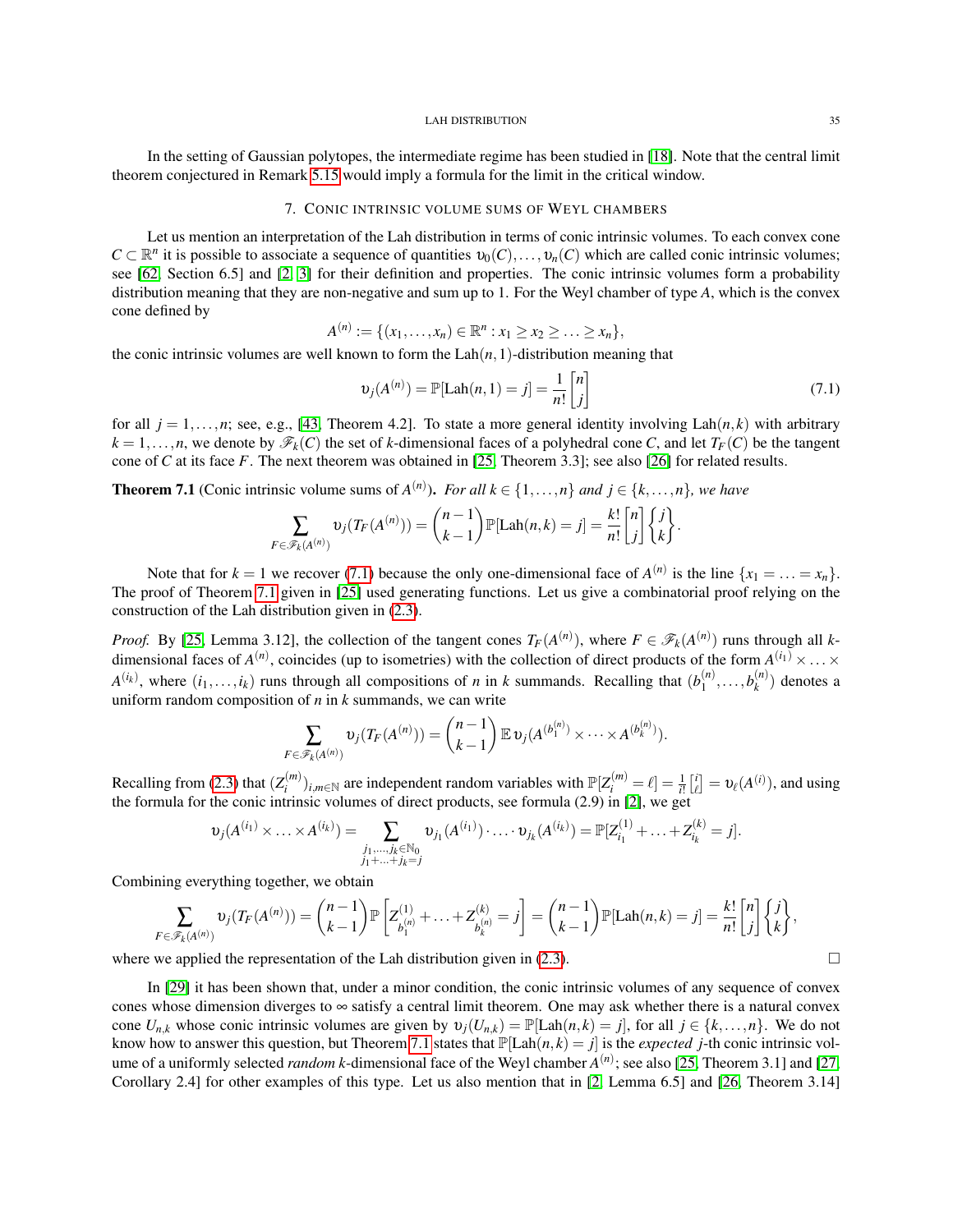In the setting of Gaussian polytopes, the intermediate regime has been studied in [18]. Note that the central limit theorem conjectured in Remark 5.15 would imply a formula for the limit in the critical window.

## 7. Conic intrinsic volume sums of Weyl chambers

Let us mention an interpretation of the Lah distribution in terms of conic intrinsic volumes. To each convex cone $C \subset \mathbb{R}^n$ it is possible to associate a sequence of quantities $\upsilon_0(C), \ldots, \upsilon_n(C)$ which are called conic intrinsic volumes; see [62, Section 6.5] and [2, 3] for their definition and properties. The conic intrinsic volumes form a probability distribution meaning that they are non-negative and sum up to 1. For the Weyl chamber of type $A$, which is the convex cone defined by

$$A^{(n)} := \{(x_1, \ldots, x_n) \in \mathbb{R}^n : x_1 \geq x_2 \geq \ldots \geq x_n\},$$

the conic intrinsic volumes are well known to form the $\mathrm{Lah}(n,1)$-distribution meaning that

$$\upsilon_j(A^{(n)}) = \mathbb{P}[\mathrm{Lah}(n,1) = j] = \frac{1}{n!}\begin{bmatrix} n \\ j \end{bmatrix} \tag{7.1}$$

for all $j = 1, \ldots, n$; see, e.g., [43, Theorem 4.2]. To state a more general identity involving $\mathrm{Lah}(n,k)$ with arbitrary $k = 1, \ldots, n$, we denote by $\mathscr{F}_k(C)$ the set of $k$-dimensional faces of a polyhedral cone $C$, and let $T_F(C)$ be the tangent cone of $C$ at its face $F$. The next theorem was obtained in [25, Theorem 3.3]; see also [26] for related results.

**Theorem 7.1** (Conic intrinsic volume sums of $A^{(n)}$). *For all $k \in \{1, \ldots, n\}$ and $j \in \{k, \ldots, n\}$, we have*

$$\sum_{F \in \mathscr{F}_k(A^{(n)})} \upsilon_j(T_F(A^{(n)})) = \binom{n-1}{k-1}\mathbb{P}[\mathrm{Lah}(n,k) = j] = \frac{k!}{n!}\begin{bmatrix} n \\ j \end{bmatrix}\begin{Bmatrix} j \\ k \end{Bmatrix}.$$

Note that for $k = 1$ we recover (7.1) because the only one-dimensional face of $A^{(n)}$ is the line $\{x_1 = \ldots = x_n\}$. The proof of Theorem 7.1 given in [25] used generating functions. Let us give a combinatorial proof relying on the construction of the Lah distribution given in (2.3).

*Proof.* By [25, Lemma 3.12], the collection of the tangent cones $T_F(A^{(n)})$, where $F \in \mathscr{F}_k(A^{(n)})$ runs through all $k$-dimensional faces of $A^{(n)}$, coincides (up to isometries) with the collection of direct products of the form $A^{(i_1)} \times \ldots \times A^{(i_k)}$, where $(i_1, \ldots, i_k)$ runs through all compositions of $n$ in $k$ summands. Recalling that $(b_1^{(n)}, \ldots, b_k^{(n)})$ denotes a uniform random composition of $n$ in $k$ summands, we can write

$$\sum_{F \in \mathscr{F}_k(A^{(n)})} \upsilon_j(T_F(A^{(n)})) = \binom{n-1}{k-1}\mathbb{E}\,\upsilon_j(A^{(b_1^{(n)})} \times \cdots \times A^{(b_k^{(n)})}).$$

Recalling from (2.3) that $(Z_i^{(m)})_{i,m \in \mathbb{N}}$ are independent random variables with $\mathbb{P}[Z_i^{(m)} = \ell] = \frac{1}{i!}\begin{bmatrix} i \\ \ell \end{bmatrix} = \upsilon_\ell(A^{(i)})$, and using the formula for the conic intrinsic volumes of direct products, see formula (2.9) in [2], we get

$$\upsilon_j(A^{(i_1)} \times \ldots \times A^{(i_k)}) = \sum_{\substack{j_1, \ldots, j_k \in \mathbb{N}_0 \\ j_1 + \ldots + j_k = j}} \upsilon_{j_1}(A^{(i_1)}) \cdot \ldots \cdot \upsilon_{j_k}(A^{(i_k)}) = \mathbb{P}[Z_{i_1}^{(1)} + \ldots + Z_{i_k}^{(k)} = j].$$

Combining everything together, we obtain

$$\sum_{F \in \mathscr{F}_k(A^{(n)})} \upsilon_j(T_F(A^{(n)})) = \binom{n-1}{k-1}\mathbb{P}\left[Z_{b_1^{(n)}}^{(1)} + \ldots + Z_{b_k^{(n)}}^{(k)} = j\right] = \binom{n-1}{k-1}\mathbb{P}[\mathrm{Lah}(n,k) = j] = \frac{k!}{n!}\begin{bmatrix} n \\ j \end{bmatrix}\begin{Bmatrix} j \\ k \end{Bmatrix},$$

where we applied the representation of the Lah distribution given in (2.3). $\square$

In [29] it has been shown that, under a minor condition, the conic intrinsic volumes of any sequence of convex cones whose dimension diverges to $\infty$ satisfy a central limit theorem. One may ask whether there is a natural convex cone $U_{n,k}$ whose conic intrinsic volumes are given by $\upsilon_j(U_{n,k}) = \mathbb{P}[\mathrm{Lah}(n,k) = j]$, for all $j \in \{k, \ldots, n\}$. We do not know how to answer this question, but Theorem 7.1 states that $\mathbb{P}[\mathrm{Lah}(n,k) = j]$ is the *expected* $j$-th conic intrinsic volume of a uniformly selected *random* $k$-dimensional face of the Weyl chamber $A^{(n)}$; see also [25, Theorem 3.1] and [27, Corollary 2.4] for other examples of this type. Let us also mention that in [2, Lemma 6.5] and [26, Theorem 3.14]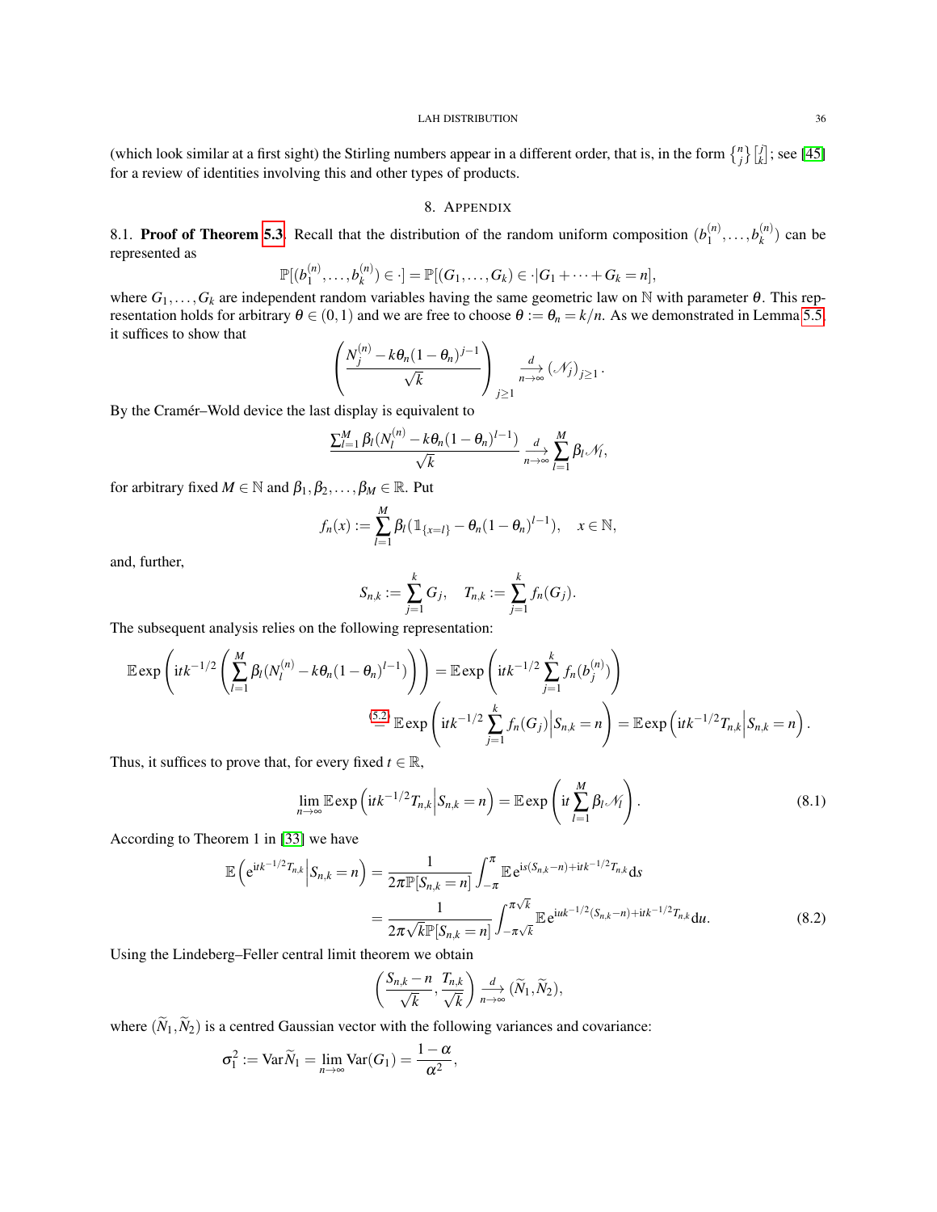(which look similar at a first sight) the Stirling numbers appear in a different order, that is, in the form $\left\{ {n \atop j} \right\} \left[ {j \atop k} \right]$; see [45] for a review of identities involving this and other types of products.

## 8. Appendix

8.1. **Proof of Theorem 5.3.** Recall that the distribution of the random uniform composition $(b_1^{(n)},\dots,b_k^{(n)})$ can be represented as

$$\mathbb{P}[(b_1^{(n)},\dots,b_k^{(n)}) \in \cdot] = \mathbb{P}[(G_1,\dots,G_k) \in \cdot | G_1 + \cdots + G_k = n],$$

where $G_1,\dots,G_k$ are independent random variables having the same geometric law on $\mathbb{N}$ with parameter $\theta$. This representation holds for arbitrary $\theta \in (0,1)$ and we are free to choose $\theta := \theta_n = k/n$. As we demonstrated in Lemma 5.5, it suffices to show that

$$\left( \frac{N_j^{(n)} - k\theta_n(1-\theta_n)^{j-1}}{\sqrt{k}} \right)_{j\geq 1} \overset{d}{\underset{n\to\infty}{\longrightarrow}} (\mathcal{N}_j)_{j\geq 1}.$$

By the Cramér–Wold device the last display is equivalent to

$$\frac{\sum_{l=1}^M \beta_l (N_l^{(n)} - k\theta_n(1-\theta_n)^{l-1})}{\sqrt{k}} \overset{d}{\underset{n\to\infty}{\longrightarrow}} \sum_{l=1}^M \beta_l \mathcal{N}_l,$$

for arbitrary fixed $M \in \mathbb{N}$ and $\beta_1,\beta_2,\dots,\beta_M \in \mathbb{R}$. Put

$$f_n(x) := \sum_{l=1}^M \beta_l (\mathbb{1}_{\{x=l\}} - \theta_n(1-\theta_n)^{l-1}), \quad x \in \mathbb{N},$$

and, further,

$$S_{n,k} := \sum_{j=1}^k G_j, \quad T_{n,k} := \sum_{j=1}^k f_n(G_j).$$

The subsequent analysis relies on the following representation:

$$\mathbb{E}\exp\left(\mathrm{i}tk^{-1/2}\left(\sum_{l=1}^M \beta_l (N_l^{(n)} - k\theta_n(1-\theta_n)^{l-1})\right)\right) = \mathbb{E}\exp\left(\mathrm{i}tk^{-1/2}\sum_{j=1}^k f_n(b_j^{(n)})\right)$$
$$\overset{(5.2)}{=} \mathbb{E}\exp\left(\mathrm{i}tk^{-1/2}\sum_{j=1}^k f_n(G_j) \Big| S_{n,k} = n\right) = \mathbb{E}\exp\left(\mathrm{i}tk^{-1/2}T_{n,k}\Big| S_{n,k} = n\right).$$

Thus, it suffices to prove that, for every fixed $t \in \mathbb{R}$,

$$\lim_{n\to\infty} \mathbb{E}\exp\left(\mathrm{i}tk^{-1/2}T_{n,k}\Big| S_{n,k} = n\right) = \mathbb{E}\exp\left(\mathrm{i}t\sum_{l=1}^M \beta_l \mathcal{N}_l\right). \tag{8.1}$$

According to Theorem 1 in [33] we have

$$\begin{aligned}
\mathbb{E}\left(\mathrm{e}^{\mathrm{i}tk^{-1/2}T_{n,k}}\Big| S_{n,k} = n\right) &= \frac{1}{2\pi\mathbb{P}[S_{n,k} = n]}\int_{-\pi}^{\pi} \mathbb{E}\,\mathrm{e}^{\mathrm{i}s(S_{n,k}-n)+\mathrm{i}tk^{-1/2}T_{n,k}}\mathrm{d}s \\
&= \frac{1}{2\pi\sqrt{k}\mathbb{P}[S_{n,k} = n]}\int_{-\pi\sqrt{k}}^{\pi\sqrt{k}} \mathbb{E}\,\mathrm{e}^{\mathrm{i}uk^{-1/2}(S_{n,k}-n)+\mathrm{i}tk^{-1/2}T_{n,k}}\mathrm{d}u.
\end{aligned} \tag{8.2}$$

Using the Lindeberg–Feller central limit theorem we obtain

$$\left(\frac{S_{n,k}-n}{\sqrt{k}}, \frac{T_{n,k}}{\sqrt{k}}\right) \overset{d}{\underset{n\to\infty}{\longrightarrow}} (\widetilde{N}_1, \widetilde{N}_2),$$

where $(\widetilde{N}_1, \widetilde{N}_2)$ is a centred Gaussian vector with the following variances and covariance:

$$\sigma_1^2 := \mathrm{Var}\widetilde{N}_1 = \lim_{n\to\infty} \mathrm{Var}(G_1) = \frac{1-\alpha}{\alpha^2},$$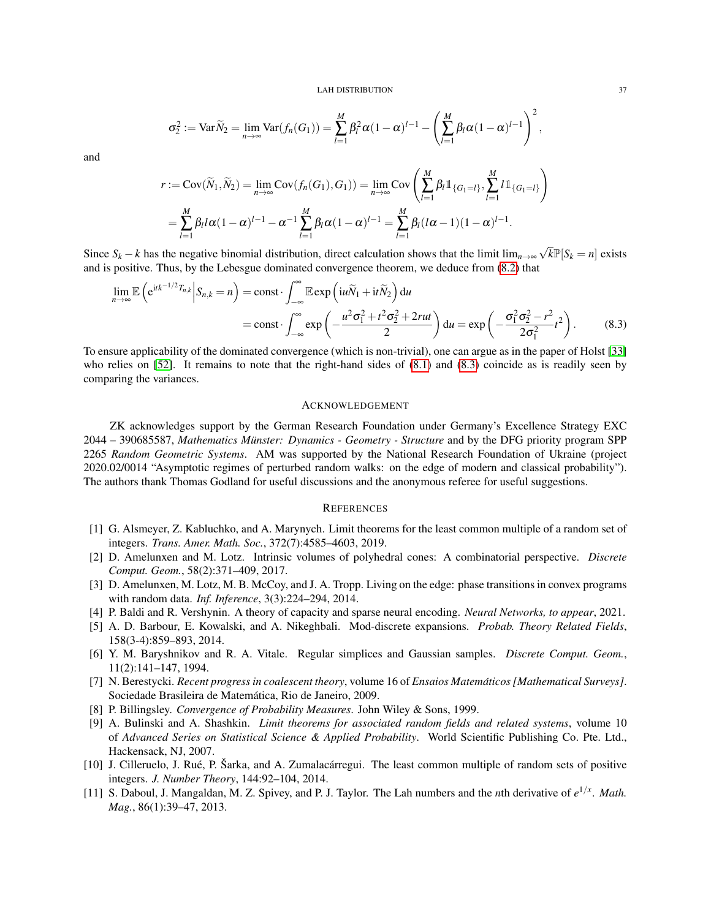$$\sigma_2^2 := \operatorname{Var}\widetilde{N}_2 = \lim_{n\to\infty}\operatorname{Var}(f_n(G_1)) = \sum_{l=1}^{M}\beta_l^2\alpha(1-\alpha)^{l-1} - \left(\sum_{l=1}^{M}\beta_l\alpha(1-\alpha)^{l-1}\right)^2,$$

and

$$\begin{aligned}
r := \operatorname{Cov}(\widetilde{N}_1,\widetilde{N}_2) &= \lim_{n\to\infty}\operatorname{Cov}(f_n(G_1),G_1)) = \lim_{n\to\infty}\operatorname{Cov}\left(\sum_{l=1}^{M}\beta_l\mathbb{1}_{\{G_1=l\}},\sum_{l=1}^{M}l\mathbb{1}_{\{G_1=l\}}\right)\\
&= \sum_{l=1}^{M}\beta_l l\alpha(1-\alpha)^{l-1} - \alpha^{-1}\sum_{l=1}^{M}\beta_l\alpha(1-\alpha)^{l-1} = \sum_{l=1}^{M}\beta_l(l\alpha-1)(1-\alpha)^{l-1}.
\end{aligned}$$

Since $S_k - k$ has the negative binomial distribution, direct calculation shows that the limit $\lim_{n\to\infty}\sqrt{k}\mathbb{P}[S_k=n]$ exists and is positive. Thus, by the Lebesgue dominated convergence theorem, we deduce from (8.2) that

$$\begin{aligned}
\lim_{n\to\infty}\mathbb{E}\left(\mathrm{e}^{\mathrm{i}tk^{-1/2}T_{n,k}}\Big|S_{n,k}=n\right) &= \text{const}\cdot\int_{-\infty}^{\infty}\mathbb{E}\exp\left(\mathrm{i}u\widetilde{N}_1+\mathrm{i}t\widetilde{N}_2\right)\mathrm{d}u\\
&= \text{const}\cdot\int_{-\infty}^{\infty}\exp\left(-\frac{u^2\sigma_1^2+t^2\sigma_2^2+2rut}{2}\right)\mathrm{d}u = \exp\left(-\frac{\sigma_1^2\sigma_2^2-r^2}{2\sigma_1^2}t^2\right). \qquad (8.3)
\end{aligned}$$

To ensure applicability of the dominated convergence (which is non-trivial), one can argue as in the paper of Holst [33] who relies on [52]. It remains to note that the right-hand sides of (8.1) and (8.3) coincide as is readily seen by comparing the variances.

## Acknowledgement

ZK acknowledges support by the German Research Foundation under Germany's Excellence Strategy EXC 2044 – 390685587, *Mathematics Münster: Dynamics - Geometry - Structure* and by the DFG priority program SPP 2265 *Random Geometric Systems*. AM was supported by the National Research Foundation of Ukraine (project 2020.02/0014 "Asymptotic regimes of perturbed random walks: on the edge of modern and classical probability"). The authors thank Thomas Godland for useful discussions and the anonymous referee for useful suggestions.

## References

[1] G. Alsmeyer, Z. Kabluchko, and A. Marynych. Limit theorems for the least common multiple of a random set of integers. *Trans. Amer. Math. Soc.*, 372(7):4585–4603, 2019.

[2] D. Amelunxen and M. Lotz. Intrinsic volumes of polyhedral cones: A combinatorial perspective. *Discrete Comput. Geom.*, 58(2):371–409, 2017.

[3] D. Amelunxen, M. Lotz, M. B. McCoy, and J. A. Tropp. Living on the edge: phase transitions in convex programs with random data. *Inf. Inference*, 3(3):224–294, 2014.

[4] P. Baldi and R. Vershynin. A theory of capacity and sparse neural encoding. *Neural Networks, to appear*, 2021.

[5] A. D. Barbour, E. Kowalski, and A. Nikeghbali. Mod-discrete expansions. *Probab. Theory Related Fields*, 158(3-4):859–893, 2014.

[6] Y. M. Baryshnikov and R. A. Vitale. Regular simplices and Gaussian samples. *Discrete Comput. Geom.*, 11(2):141–147, 1994.

[7] N. Berestycki. *Recent progress in coalescent theory*, volume 16 of *Ensaios Matemáticos [Mathematical Surveys]*. Sociedade Brasileira de Matemática, Rio de Janeiro, 2009.

[8] P. Billingsley. *Convergence of Probability Measures*. John Wiley & Sons, 1999.

[9] A. Bulinski and A. Shashkin. *Limit theorems for associated random fields and related systems*, volume 10 of *Advanced Series on Statistical Science & Applied Probability*. World Scientific Publishing Co. Pte. Ltd., Hackensack, NJ, 2007.

[10] J. Cilleruelo, J. Rué, P. Šarka, and A. Zumalacárregui. The least common multiple of random sets of positive integers. *J. Number Theory*, 144:92–104, 2014.

[11] S. Daboul, J. Mangaldan, M. Z. Spivey, and P. J. Taylor. The Lah numbers and the $n$th derivative of $e^{1/x}$. *Math. Mag.*, 86(1):39–47, 2013.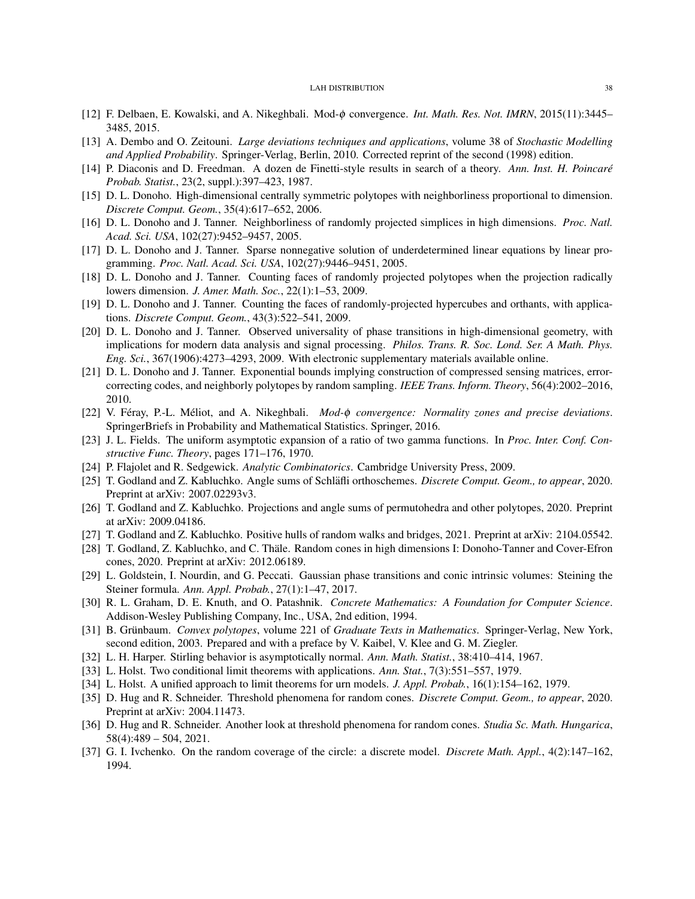[12] F. Delbaen, E. Kowalski, and A. Nikeghbali. Mod-$\phi$ convergence. *Int. Math. Res. Not. IMRN*, 2015(11):3445–3485, 2015.

[13] A. Dembo and O. Zeitouni. *Large deviations techniques and applications*, volume 38 of *Stochastic Modelling and Applied Probability*. Springer-Verlag, Berlin, 2010. Corrected reprint of the second (1998) edition.

[14] P. Diaconis and D. Freedman. A dozen de Finetti-style results in search of a theory. *Ann. Inst. H. Poincaré Probab. Statist.*, 23(2, suppl.):397–423, 1987.

[15] D. L. Donoho. High-dimensional centrally symmetric polytopes with neighborliness proportional to dimension. *Discrete Comput. Geom.*, 35(4):617–652, 2006.

[16] D. L. Donoho and J. Tanner. Neighborliness of randomly projected simplices in high dimensions. *Proc. Natl. Acad. Sci. USA*, 102(27):9452–9457, 2005.

[17] D. L. Donoho and J. Tanner. Sparse nonnegative solution of underdetermined linear equations by linear programming. *Proc. Natl. Acad. Sci. USA*, 102(27):9446–9451, 2005.

[18] D. L. Donoho and J. Tanner. Counting faces of randomly projected polytopes when the projection radically lowers dimension. *J. Amer. Math. Soc.*, 22(1):1–53, 2009.

[19] D. L. Donoho and J. Tanner. Counting the faces of randomly-projected hypercubes and orthants, with applications. *Discrete Comput. Geom.*, 43(3):522–541, 2009.

[20] D. L. Donoho and J. Tanner. Observed universality of phase transitions in high-dimensional geometry, with implications for modern data analysis and signal processing. *Philos. Trans. R. Soc. Lond. Ser. A Math. Phys. Eng. Sci.*, 367(1906):4273–4293, 2009. With electronic supplementary materials available online.

[21] D. L. Donoho and J. Tanner. Exponential bounds implying construction of compressed sensing matrices, error-correcting codes, and neighborly polytopes by random sampling. *IEEE Trans. Inform. Theory*, 56(4):2002–2016, 2010.

[22] V. Féray, P.-L. Méliot, and A. Nikeghbali. *Mod-$\phi$ convergence: Normality zones and precise deviations*. SpringerBriefs in Probability and Mathematical Statistics. Springer, 2016.

[23] J. L. Fields. The uniform asymptotic expansion of a ratio of two gamma functions. In *Proc. Inter. Conf. Constructive Func. Theory*, pages 171–176, 1970.

[24] P. Flajolet and R. Sedgewick. *Analytic Combinatorics*. Cambridge University Press, 2009.

[25] T. Godland and Z. Kabluchko. Angle sums of Schläfli orthoschemes. *Discrete Comput. Geom., to appear*, 2020. Preprint at arXiv: 2007.02293v3.

[26] T. Godland and Z. Kabluchko. Projections and angle sums of permutohedra and other polytopes, 2020. Preprint at arXiv: 2009.04186.

[27] T. Godland and Z. Kabluchko. Positive hulls of random walks and bridges, 2021. Preprint at arXiv: 2104.05542.

[28] T. Godland, Z. Kabluchko, and C. Thäle. Random cones in high dimensions I: Donoho-Tanner and Cover-Efron cones, 2020. Preprint at arXiv: 2012.06189.

[29] L. Goldstein, I. Nourdin, and G. Peccati. Gaussian phase transitions and conic intrinsic volumes: Steining the Steiner formula. *Ann. Appl. Probab.*, 27(1):1–47, 2017.

[30] R. L. Graham, D. E. Knuth, and O. Patashnik. *Concrete Mathematics: A Foundation for Computer Science*. Addison-Wesley Publishing Company, Inc., USA, 2nd edition, 1994.

[31] B. Grünbaum. *Convex polytopes*, volume 221 of *Graduate Texts in Mathematics*. Springer-Verlag, New York, second edition, 2003. Prepared and with a preface by V. Kaibel, V. Klee and G. M. Ziegler.

[32] L. H. Harper. Stirling behavior is asymptotically normal. *Ann. Math. Statist.*, 38:410–414, 1967.

[33] L. Holst. Two conditional limit theorems with applications. *Ann. Stat.*, 7(3):551–557, 1979.

[34] L. Holst. A unified approach to limit theorems for urn models. *J. Appl. Probab.*, 16(1):154–162, 1979.

[35] D. Hug and R. Schneider. Threshold phenomena for random cones. *Discrete Comput. Geom., to appear*, 2020. Preprint at arXiv: 2004.11473.

[36] D. Hug and R. Schneider. Another look at threshold phenomena for random cones. *Studia Sc. Math. Hungarica*, 58(4):489 – 504, 2021.

[37] G. I. Ivchenko. On the random coverage of the circle: a discrete model. *Discrete Math. Appl.*, 4(2):147–162, 1994.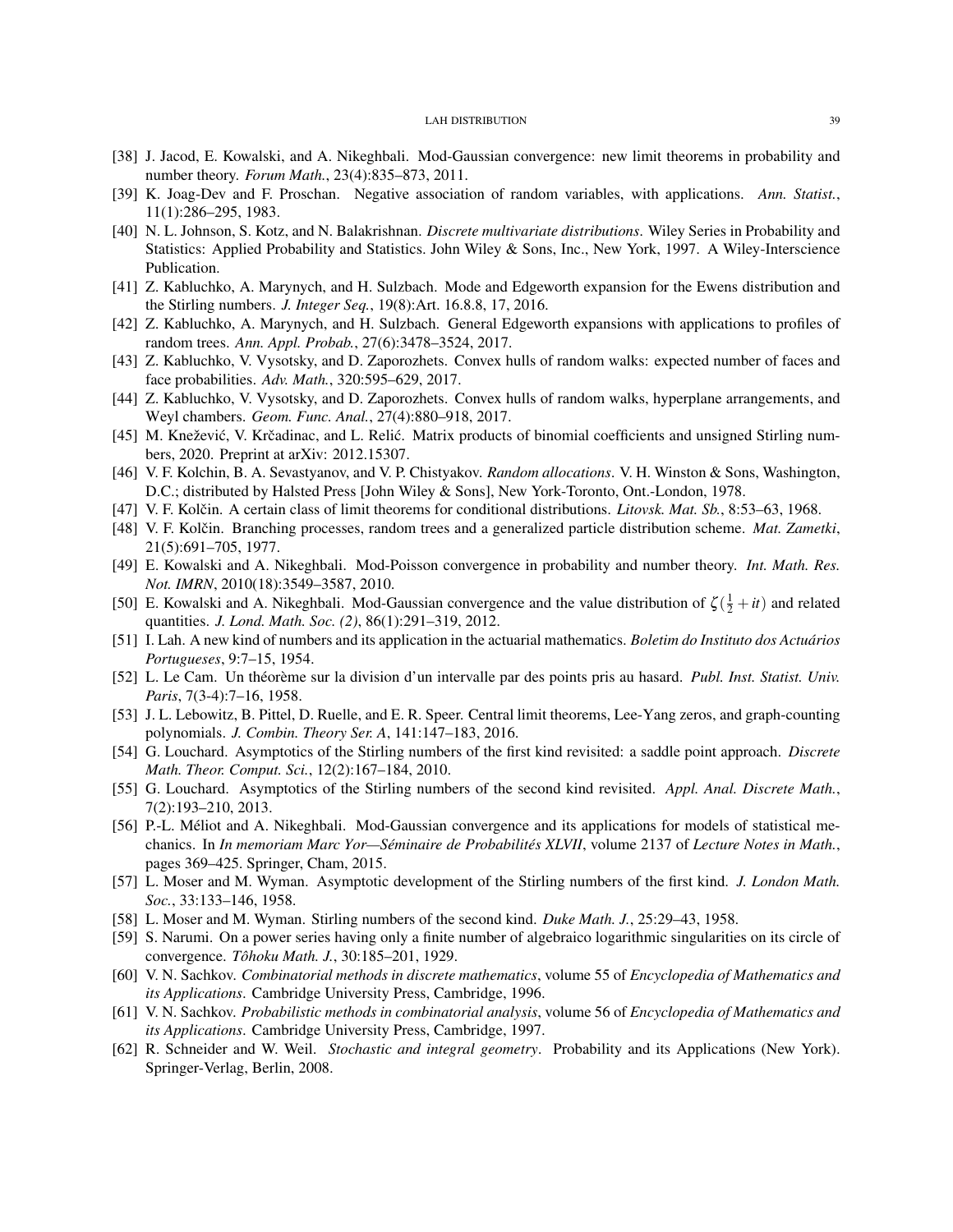[38] J. Jacod, E. Kowalski, and A. Nikeghbali. Mod-Gaussian convergence: new limit theorems in probability and number theory. *Forum Math.*, 23(4):835–873, 2011.

[39] K. Joag-Dev and F. Proschan. Negative association of random variables, with applications. *Ann. Statist.*, 11(1):286–295, 1983.

[40] N. L. Johnson, S. Kotz, and N. Balakrishnan. *Discrete multivariate distributions*. Wiley Series in Probability and Statistics: Applied Probability and Statistics. John Wiley & Sons, Inc., New York, 1997. A Wiley-Interscience Publication.

[41] Z. Kabluchko, A. Marynych, and H. Sulzbach. Mode and Edgeworth expansion for the Ewens distribution and the Stirling numbers. *J. Integer Seq.*, 19(8):Art. 16.8.8, 17, 2016.

[42] Z. Kabluchko, A. Marynych, and H. Sulzbach. General Edgeworth expansions with applications to profiles of random trees. *Ann. Appl. Probab.*, 27(6):3478–3524, 2017.

[43] Z. Kabluchko, V. Vysotsky, and D. Zaporozhets. Convex hulls of random walks: expected number of faces and face probabilities. *Adv. Math.*, 320:595–629, 2017.

[44] Z. Kabluchko, V. Vysotsky, and D. Zaporozhets. Convex hulls of random walks, hyperplane arrangements, and Weyl chambers. *Geom. Func. Anal.*, 27(4):880–918, 2017.

[45] M. Knežević, V. Krčadinac, and L. Relić. Matrix products of binomial coefficients and unsigned Stirling numbers, 2020. Preprint at arXiv: 2012.15307.

[46] V. F. Kolchin, B. A. Sevastyanov, and V. P. Chistyakov. *Random allocations*. V. H. Winston & Sons, Washington, D.C.; distributed by Halsted Press [John Wiley & Sons], New York-Toronto, Ont.-London, 1978.

[47] V. F. Kolčin. A certain class of limit theorems for conditional distributions. *Litovsk. Mat. Sb.*, 8:53–63, 1968.

[48] V. F. Kolčin. Branching processes, random trees and a generalized particle distribution scheme. *Mat. Zametki*, 21(5):691–705, 1977.

[49] E. Kowalski and A. Nikeghbali. Mod-Poisson convergence in probability and number theory. *Int. Math. Res. Not. IMRN*, 2010(18):3549–3587, 2010.

[50] E. Kowalski and A. Nikeghbali. Mod-Gaussian convergence and the value distribution of $\zeta(\frac{1}{2}+it)$ and related quantities. *J. Lond. Math. Soc. (2)*, 86(1):291–319, 2012.

[51] I. Lah. A new kind of numbers and its application in the actuarial mathematics. *Boletim do Instituto dos Actuários Portugueses*, 9:7–15, 1954.

[52] L. Le Cam. Un théorème sur la division d'un intervalle par des points pris au hasard. *Publ. Inst. Statist. Univ. Paris*, 7(3-4):7–16, 1958.

[53] J. L. Lebowitz, B. Pittel, D. Ruelle, and E. R. Speer. Central limit theorems, Lee-Yang zeros, and graph-counting polynomials. *J. Combin. Theory Ser. A*, 141:147–183, 2016.

[54] G. Louchard. Asymptotics of the Stirling numbers of the first kind revisited: a saddle point approach. *Discrete Math. Theor. Comput. Sci.*, 12(2):167–184, 2010.

[55] G. Louchard. Asymptotics of the Stirling numbers of the second kind revisited. *Appl. Anal. Discrete Math.*, 7(2):193–210, 2013.

[56] P.-L. Méliot and A. Nikeghbali. Mod-Gaussian convergence and its applications for models of statistical mechanics. In *In memoriam Marc Yor—Séminaire de Probabilités XLVII*, volume 2137 of *Lecture Notes in Math.*, pages 369–425. Springer, Cham, 2015.

[57] L. Moser and M. Wyman. Asymptotic development of the Stirling numbers of the first kind. *J. London Math. Soc.*, 33:133–146, 1958.

[58] L. Moser and M. Wyman. Stirling numbers of the second kind. *Duke Math. J.*, 25:29–43, 1958.

[59] S. Narumi. On a power series having only a finite number of algebraico logarithmic singularities on its circle of convergence. *Tôhoku Math. J.*, 30:185–201, 1929.

[60] V. N. Sachkov. *Combinatorial methods in discrete mathematics*, volume 55 of *Encyclopedia of Mathematics and its Applications*. Cambridge University Press, Cambridge, 1996.

[61] V. N. Sachkov. *Probabilistic methods in combinatorial analysis*, volume 56 of *Encyclopedia of Mathematics and its Applications*. Cambridge University Press, Cambridge, 1997.

[62] R. Schneider and W. Weil. *Stochastic and integral geometry*. Probability and its Applications (New York). Springer-Verlag, Berlin, 2008.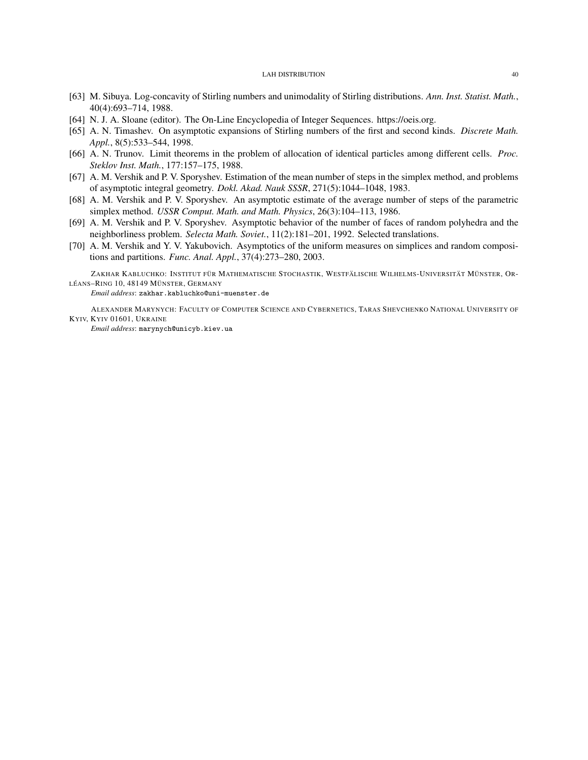[63] M. Sibuya. Log-concavity of Stirling numbers and unimodality of Stirling distributions. *Ann. Inst. Statist. Math.*, 40(4):693–714, 1988.

[64] N. J. A. Sloane (editor). The On-Line Encyclopedia of Integer Sequences. https://oeis.org.

[65] A. N. Timashev. On asymptotic expansions of Stirling numbers of the first and second kinds. *Discrete Math. Appl.*, 8(5):533–544, 1998.

[66] A. N. Trunov. Limit theorems in the problem of allocation of identical particles among different cells. *Proc. Steklov Inst. Math.*, 177:157–175, 1988.

[67] A. M. Vershik and P. V. Sporyshev. Estimation of the mean number of steps in the simplex method, and problems of asymptotic integral geometry. *Dokl. Akad. Nauk SSSR*, 271(5):1044–1048, 1983.

[68] A. M. Vershik and P. V. Sporyshev. An asymptotic estimate of the average number of steps of the parametric simplex method. *USSR Comput. Math. and Math. Physics*, 26(3):104–113, 1986.

[69] A. M. Vershik and P. V. Sporyshev. Asymptotic behavior of the number of faces of random polyhedra and the neighborliness problem. *Selecta Math. Soviet.*, 11(2):181–201, 1992. Selected translations.

[70] A. M. Vershik and Y. V. Yakubovich. Asymptotics of the uniform measures on simplices and random compositions and partitions. *Func. Anal. Appl.*, 37(4):273–280, 2003.

Zakhar Kabluchko: Institut für Mathematische Stochastik, Westfälische Wilhelms-Universität Münster, Orléans–Ring 10, 48149 Münster, Germany

*Email address*: zakhar.kabluchko@uni-muenster.de

Alexander Marynych: Faculty of Computer Science and Cybernetics, Taras Shevchenko National University of Kyiv, Kyiv 01601, Ukraine

*Email address*: marynych@unicyb.kiev.ua